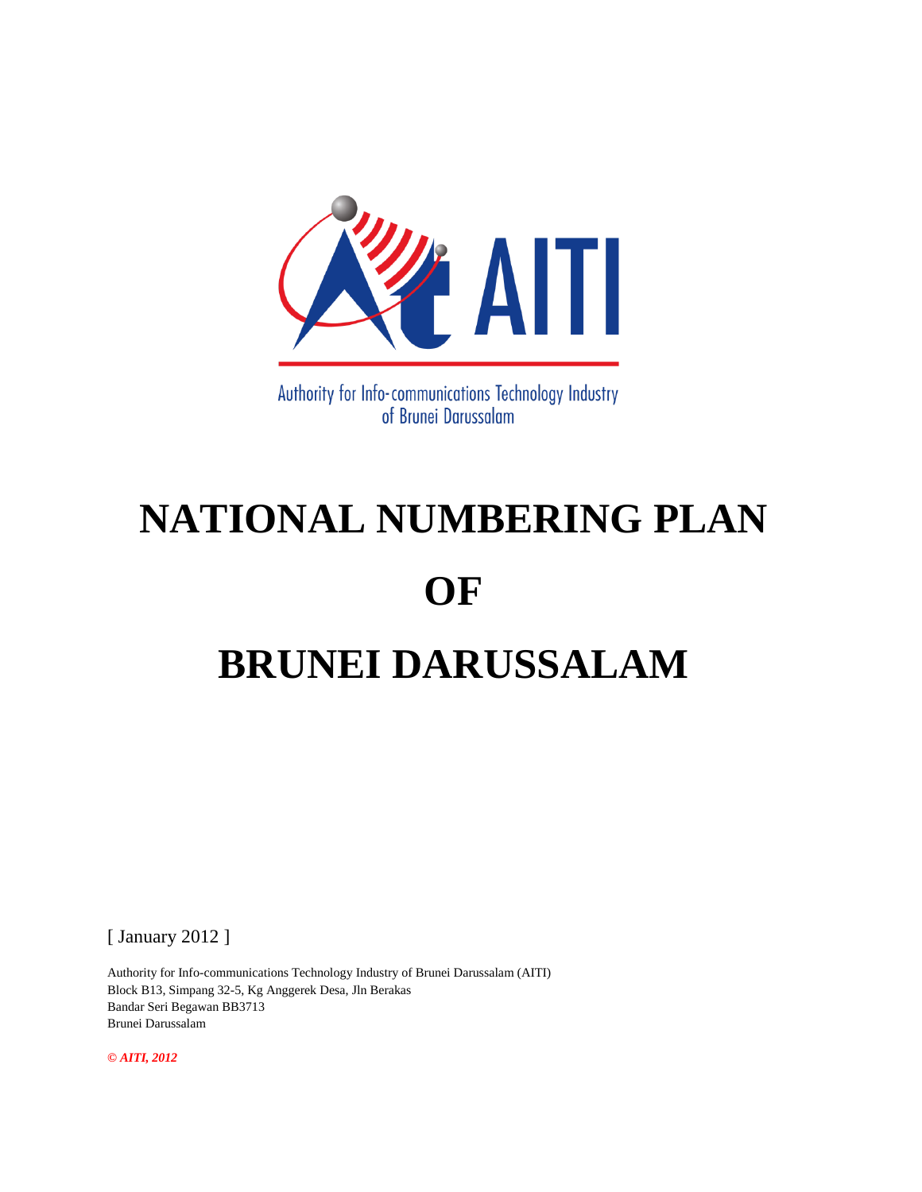AITI

Authority for Info-communications Technology Industry of Brunei Darussalam

# NATIONAL NUMBERING PLAN

# OF

# BRUNEI DARUSSALAM

[ January 2012 ]

Authority for Info-communications Technology Industry of Brunei Darussalam (AITI)
Block B13, Simpang 32-5, Kg Anggerek Desa, Jln Berakas
Bandar Seri Begawan BB3713
Brunei Darussalam

***© AITI, 2012***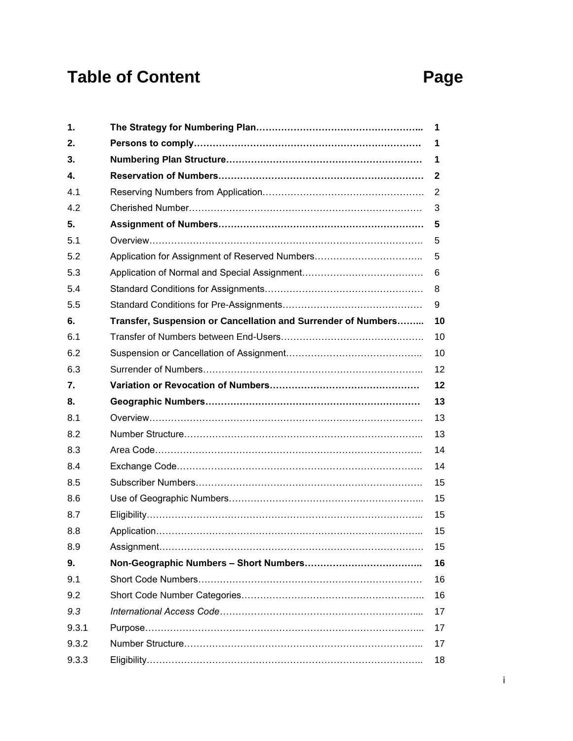# Table of Content

| | | Page |
|---|---|---|
| **1.** | **The Strategy for Numbering Plan** | **1** |
| **2.** | **Persons to comply** | **1** |
| **3.** | **Numbering Plan Structure** | **1** |
| **4.** | **Reservation of Numbers** | **2** |
| 4.1 | Reserving Numbers from Application | 2 |
| 4.2 | Cherished Number | 3 |
| **5.** | **Assignment of Numbers** | **5** |
| 5.1 | Overview | 5 |
| 5.2 | Application for Assignment of Reserved Numbers | 5 |
| 5.3 | Application of Normal and Special Assignment | 6 |
| 5.4 | Standard Conditions for Assignments | 8 |
| 5.5 | Standard Conditions for Pre-Assignments | 9 |
| **6.** | **Transfer, Suspension or Cancellation and Surrender of Numbers** | **10** |
| 6.1 | Transfer of Numbers between End-Users | 10 |
| 6.2 | Suspension or Cancellation of Assignment | 10 |
| 6.3 | Surrender of Numbers | 12 |
| **7.** | **Variation or Revocation of Numbers** | **12** |
| **8.** | **Geographic Numbers** | **13** |
| 8.1 | Overview | 13 |
| 8.2 | Number Structure | 13 |
| 8.3 | Area Code | 14 |
| 8.4 | Exchange Code | 14 |
| 8.5 | Subscriber Numbers | 15 |
| 8.6 | Use of Geographic Numbers | 15 |
| 8.7 | Eligibility | 15 |
| 8.8 | Application | 15 |
| 8.9 | Assignment | 15 |
| **9.** | **Non-Geographic Numbers – Short Numbers** | **16** |
| 9.1 | Short Code Numbers | 16 |
| 9.2 | Short Code Number Categories | 16 |
| *9.3* | *International Access Code* | 17 |
| 9.3.1 | Purpose | 17 |
| 9.3.2 | Number Structure | 17 |
| 9.3.3 | Eligibility | 18 |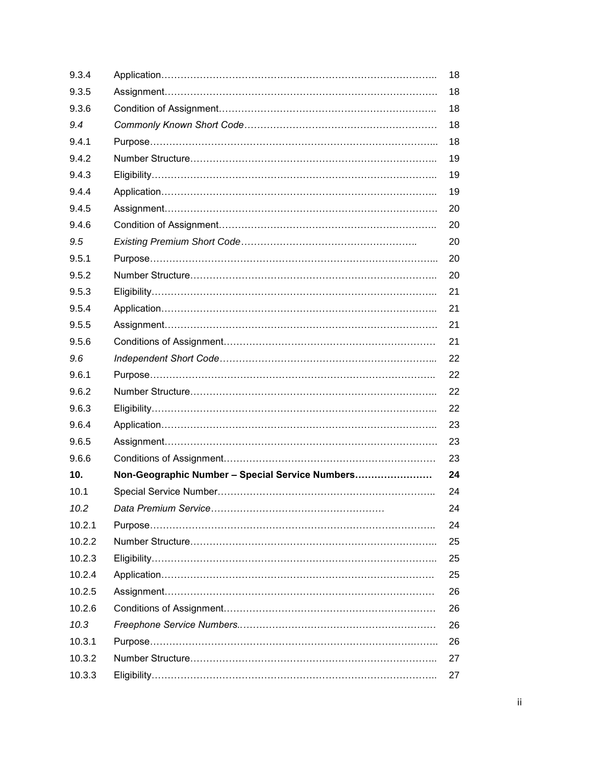| | | |
|---|---|---|
| 9.3.4 | Application…………………………………………………………………….. | 18 |
| 9.3.5 | Assignment……………………………………………………………………… | 18 |
| 9.3.6 | Condition of Assignment………………………………………………………….. | 18 |
| *9.4* | *Commonly Known Short Code*…………………………………………………… | 18 |
| 9.4.1 | Purpose………………………………………………………………………….... | 18 |
| 9.4.2 | Number Structure…………………………………………………………………. | 19 |
| 9.4.3 | Eligibility………………………………………………………………………….. | 19 |
| 9.4.4 | Application………………………………………………………………………….. | 19 |
| 9.4.5 | Assignment………………………………………………………………………… | 20 |
| 9.4.6 | Condition of Assignment………………………………………………………….. | 20 |
| *9.5* | *Existing Premium Short Code*……………………………………………….. | 20 |
| 9.5.1 | Purpose………………………………………………………………………….... | 20 |
| 9.5.2 | Number Structure…………………………………………………………………. | 20 |
| 9.5.3 | Eligibility………………………………………………………………………….. | 21 |
| 9.5.4 | Application………………………………………………………………………….. | 21 |
| 9.5.5 | Assignment………………………………………………………………………… | 21 |
| 9.5.6 | Conditions of Assignment………………………………………………………… | 21 |
| *9.6* | *Independent Short Code*………………………………………………………... | 22 |
| 9.6.1 | Purpose…………………………………………………………………………….. | 22 |
| 9.6.2 | Number Structure…………………………………………………………………. | 22 |
| 9.6.3 | Eligibility………………………………………………………………………….. | 22 |
| 9.6.4 | Application………………………………………………………………………….. | 23 |
| 9.6.5 | Assignment………………………………………………………………………… | 23 |
| 9.6.6 | Conditions of Assignment………………………………………………………… | 23 |
| **10.** | **Non-Geographic Number – Special Service Numbers……………………** | **24** |
| 10.1 | Special Service Number………………………………………………………….. | 24 |
| *10.2* | *Data Premium Service*……………………………………………… | 24 |
| 10.2.1 | Purpose…………………………………………………………………………….. | 24 |
| 10.2.2 | Number Structure…………………………………………………………………. | 25 |
| 10.2.3 | Eligibility………………………………………………………………………….. | 25 |
| 10.2.4 | Application…………………………………………………………………………. | 25 |
| 10.2.5 | Assignment………………………………………………………………………… | 26 |
| 10.2.6 | Conditions of Assignment………………………………………………………… | 26 |
| *10.3* | *Freephone Service Numbers.*…………………………………………………… | 26 |
| 10.3.1 | Purpose…………………………………………………………………………….. | 26 |
| 10.3.2 | Number Structure…………………………………………………………………. | 27 |
| 10.3.3 | Eligibility………………………………………………………………………….. | 27 |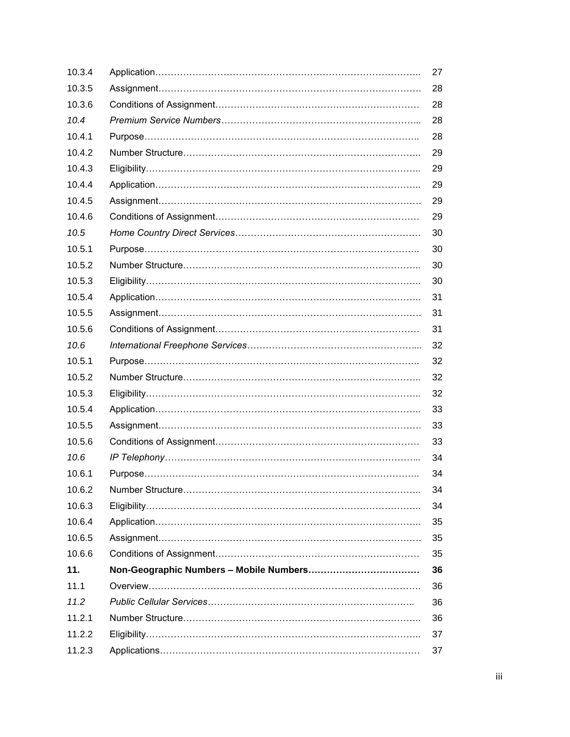| | | |
|---|---|---|
| 10.3.4 | Application……………………………………………………………………….. | 27 |
| 10.3.5 | Assignment……………………………………………………………………… | 28 |
| 10.3.6 | Conditions of Assignment………………………………………………………… | 28 |
| *10.4* | *Premium Service Numbers……………………………………………………...* | 28 |
| 10.4.1 | Purpose………………………………………………………………………….. | 28 |
| 10.4.2 | Number Structure……………………………………………………………….. | 29 |
| 10.4.3 | Eligibility………………………………………………………………………….. | 29 |
| 10.4.4 | Application……………………………………………………………………….. | 29 |
| 10.4.5 | Assignment……………………………………………………………………… | 29 |
| 10.4.6 | Conditions of Assignment………………………………………………………… | 29 |
| *10.5* | *Home Country Direct Services…………………………………………………* | 30 |
| 10.5.1 | Purpose………………………………………………………………………….. | 30 |
| 10.5.2 | Number Structure……………………………………………………………….. | 30 |
| 10.5.3 | Eligibility………………………………………………………………………….. | 30 |
| 10.5.4 | Application……………………………………………………………………….. | 31 |
| 10.5.5 | Assignment……………………………………………………………………… | 31 |
| 10.5.6 | Conditions of Assignment………………………………………………………… | 31 |
| *10.6* | *International Freephone Services……………………………………………....* | 32 |
| 10.5.1 | Purpose………………………………………………………………………….. | 32 |
| 10.5.2 | Number Structure……………………………………………………………….. | 32 |
| 10.5.3 | Eligibility………………………………………………………………………….. | 32 |
| 10.5.4 | Application……………………………………………………………………….. | 33 |
| 10.5.5 | Assignment……………………………………………………………………… | 33 |
| 10.5.6 | Conditions of Assignment………………………………………………………… | 33 |
| *10.6* | *IP Telephony……………………………………………………………………...* | 34 |
| 10.6.1 | Purpose………………………………………………………………………….. | 34 |
| 10.6.2 | Number Structure……………………………………………………………….. | 34 |
| 10.6.3 | Eligibility………………………………………………………………………….. | 34 |
| 10.6.4 | Application……………………………………………………………………….. | 35 |
| 10.6.5 | Assignment……………………………………………………………………… | 35 |
| 10.6.6 | Conditions of Assignment………………………………………………………… | 35 |
| **11.** | **Non-Geographic Numbers – Mobile Numbers………………………………** | **36** |
| 11.1 | Overview…………………………………………………………………………. | 36 |
| *11.2* | *Public Cellular Services…………………………………………………………..* | 36 |
| 11.2.1 | Number Structure……………………………………………………………….. | 36 |
| 11.2.2 | Eligibility………………………………………………………………………….. | 37 |
| 11.2.3 | Applications……………………………………………………………………… | 37 |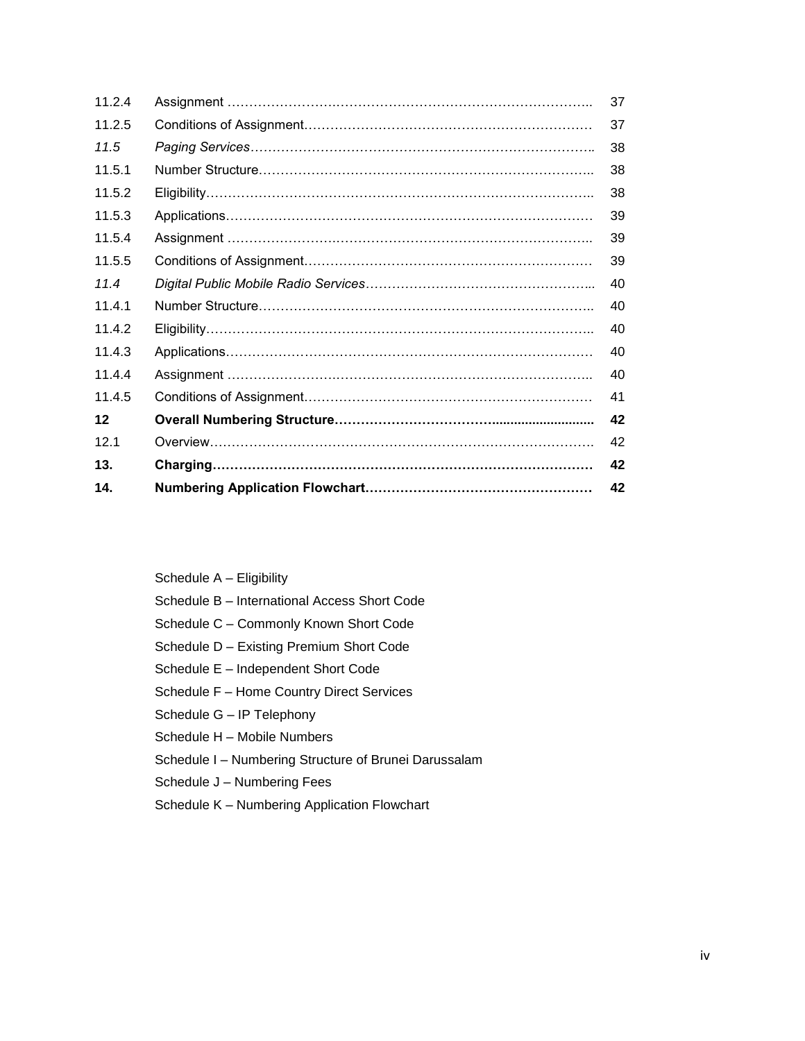| | | |
|---|---|---|
| 11.2.4 | Assignment ………………….……………………………………………….. | 37 |
| 11.2.5 | Conditions of Assignment………………………………………………………. | 37 |
| *11.5* | *Paging Services*……………………………………………………………….. | 38 |
| 11.5.1 | Number Structure……………………………………………………………….. | 38 |
| 11.5.2 | Eligibility………………………………………………………………………….. | 38 |
| 11.5.3 | Applications………………………………………………………………………. | 39 |
| 11.5.4 | Assignment ………………….……………………………………………….. | 39 |
| 11.5.5 | Conditions of Assignment………………………………………………………. | 39 |
| *11.4* | *Digital Public Mobile Radio Services*…………………………………………... | 40 |
| 11.4.1 | Number Structure……………………………………………………………….. | 40 |
| 11.4.2 | Eligibility………………………………………………………………………….. | 40 |
| 11.4.3 | Applications………………………………………………………………………. | 40 |
| 11.4.4 | Assignment ………………….……………………………………………….. | 40 |
| 11.4.5 | Conditions of Assignment………………………………………………………. | 41 |
| **12** | **Overall Numbering Structure……………………………...........................** | **42** |
| 12.1 | Overview…………………………………………………………………………. | 42 |
| **13.** | **Charging…………………………………………………………………………** | **42** |
| **14.** | **Numbering Application Flowchart……………………………………………** | **42** |

Schedule A – Eligibility

Schedule B – International Access Short Code

Schedule C – Commonly Known Short Code

Schedule D – Existing Premium Short Code

Schedule E – Independent Short Code

Schedule F – Home Country Direct Services

Schedule G – IP Telephony

Schedule H – Mobile Numbers

Schedule I – Numbering Structure of Brunei Darussalam

Schedule J – Numbering Fees

Schedule K – Numbering Application Flowchart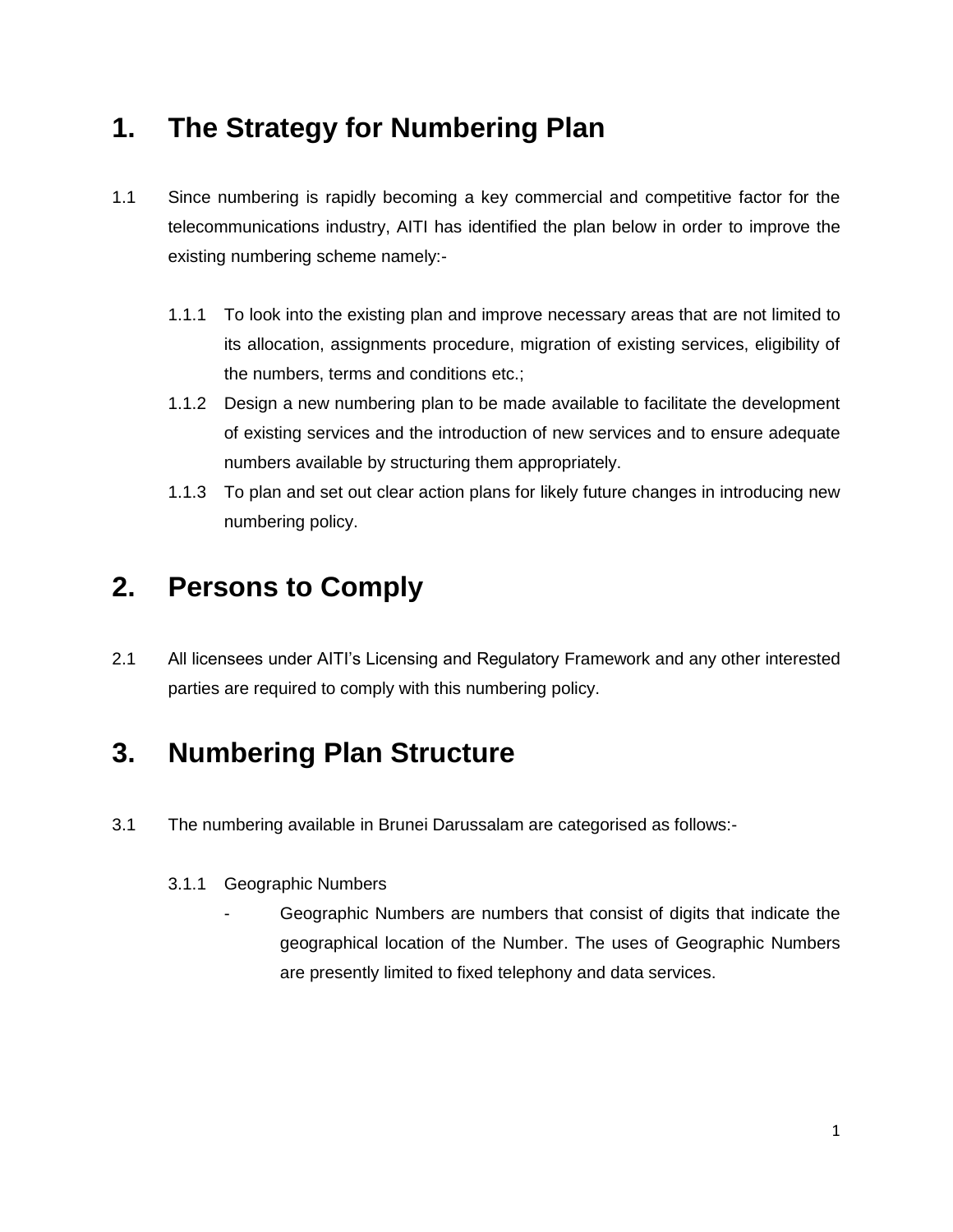# 1. The Strategy for Numbering Plan

1.1 Since numbering is rapidly becoming a key commercial and competitive factor for the telecommunications industry, AITI has identified the plan below in order to improve the existing numbering scheme namely:-

1.1.1 To look into the existing plan and improve necessary areas that are not limited to its allocation, assignments procedure, migration of existing services, eligibility of the numbers, terms and conditions etc.;

1.1.2 Design a new numbering plan to be made available to facilitate the development of existing services and the introduction of new services and to ensure adequate numbers available by structuring them appropriately.

1.1.3 To plan and set out clear action plans for likely future changes in introducing new numbering policy.

# 2. Persons to Comply

2.1 All licensees under AITI's Licensing and Regulatory Framework and any other interested parties are required to comply with this numbering policy.

# 3. Numbering Plan Structure

3.1 The numbering available in Brunei Darussalam are categorised as follows:-

3.1.1 Geographic Numbers

- Geographic Numbers are numbers that consist of digits that indicate the geographical location of the Number. The uses of Geographic Numbers are presently limited to fixed telephony and data services.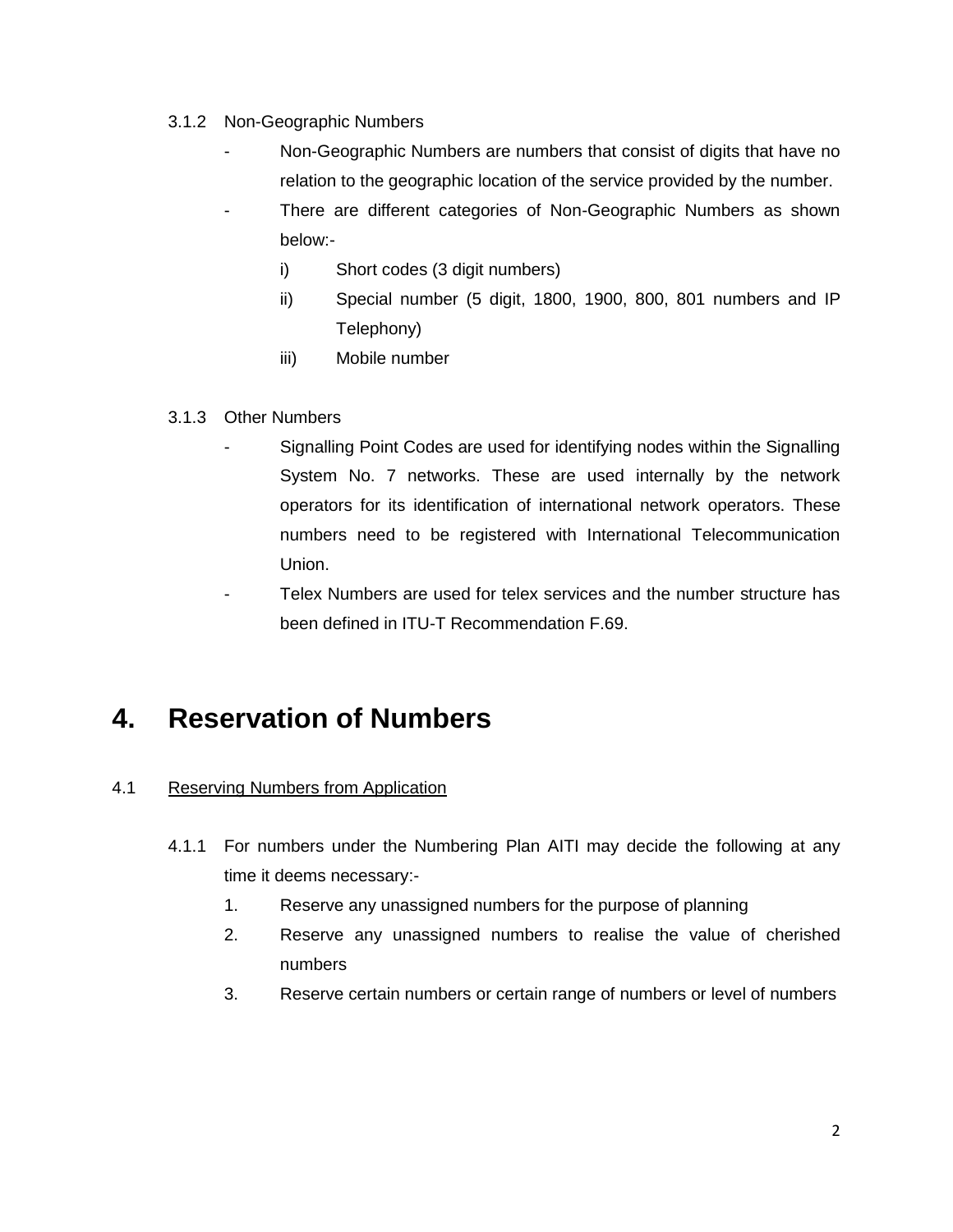3.1.2 Non-Geographic Numbers

- Non-Geographic Numbers are numbers that consist of digits that have no relation to the geographic location of the service provided by the number.
- There are different categories of Non-Geographic Numbers as shown below:-
  - i) Short codes (3 digit numbers)
  - ii) Special number (5 digit, 1800, 1900, 800, 801 numbers and IP Telephony)
  - iii) Mobile number

3.1.3 Other Numbers

- Signalling Point Codes are used for identifying nodes within the Signalling System No. 7 networks. These are used internally by the network operators for its identification of international network operators. These numbers need to be registered with International Telecommunication Union.
- Telex Numbers are used for telex services and the number structure has been defined in ITU-T Recommendation F.69.

# 4. Reservation of Numbers

4.1 Reserving Numbers from Application

4.1.1 For numbers under the Numbering Plan AITI may decide the following at any time it deems necessary:-

1. Reserve any unassigned numbers for the purpose of planning
2. Reserve any unassigned numbers to realise the value of cherished numbers
3. Reserve certain numbers or certain range of numbers or level of numbers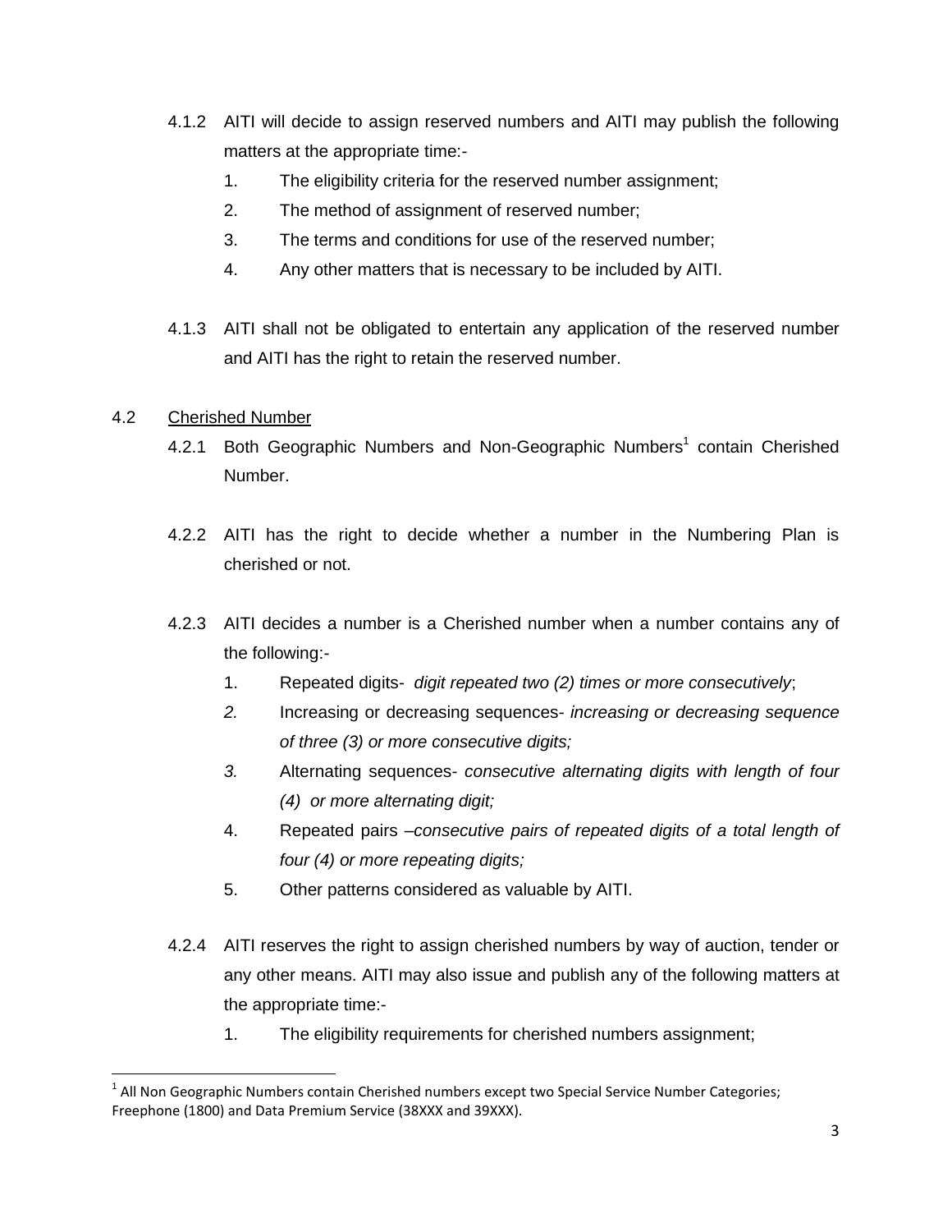4.1.2 AITI will decide to assign reserved numbers and AITI may publish the following matters at the appropriate time:-

1. The eligibility criteria for the reserved number assignment;
2. The method of assignment of reserved number;
3. The terms and conditions for use of the reserved number;
4. Any other matters that is necessary to be included by AITI.

4.1.3 AITI shall not be obligated to entertain any application of the reserved number and AITI has the right to retain the reserved number.

4.2 Cherished Number

4.2.1 Both Geographic Numbers and Non-Geographic Numbers[1] contain Cherished Number.

4.2.2 AITI has the right to decide whether a number in the Numbering Plan is cherished or not.

4.2.3 AITI decides a number is a Cherished number when a number contains any of the following:-

1. Repeated digits- *digit repeated two (2) times or more consecutively*;
2. Increasing or decreasing sequences- *increasing or decreasing sequence of three (3) or more consecutive digits;*
3. Alternating sequences- *consecutive alternating digits with length of four (4) or more alternating digit;*
4. Repeated pairs –*consecutive pairs of repeated digits of a total length of four (4) or more repeating digits;*
5. Other patterns considered as valuable by AITI.

4.2.4 AITI reserves the right to assign cherished numbers by way of auction, tender or any other means. AITI may also issue and publish any of the following matters at the appropriate time:-

1. The eligibility requirements for cherished numbers assignment;

[1] All Non Geographic Numbers contain Cherished numbers except two Special Service Number Categories; Freephone (1800) and Data Premium Service (38XXX and 39XXX).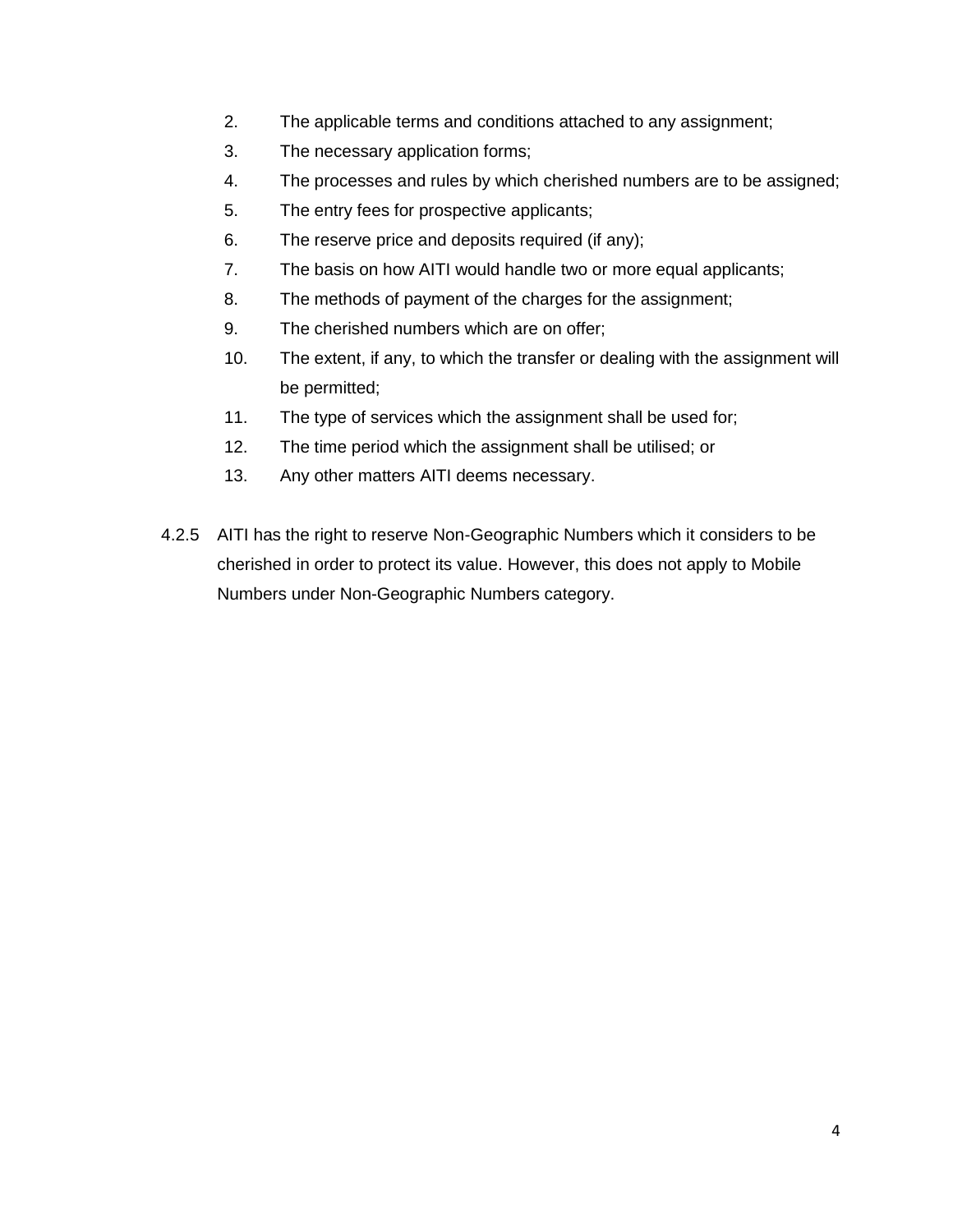2. The applicable terms and conditions attached to any assignment;
3. The necessary application forms;
4. The processes and rules by which cherished numbers are to be assigned;
5. The entry fees for prospective applicants;
6. The reserve price and deposits required (if any);
7. The basis on how AITI would handle two or more equal applicants;
8. The methods of payment of the charges for the assignment;
9. The cherished numbers which are on offer;
10. The extent, if any, to which the transfer or dealing with the assignment will be permitted;
11. The type of services which the assignment shall be used for;
12. The time period which the assignment shall be utilised; or
13. Any other matters AITI deems necessary.

4.2.5 AITI has the right to reserve Non-Geographic Numbers which it considers to be cherished in order to protect its value. However, this does not apply to Mobile Numbers under Non-Geographic Numbers category.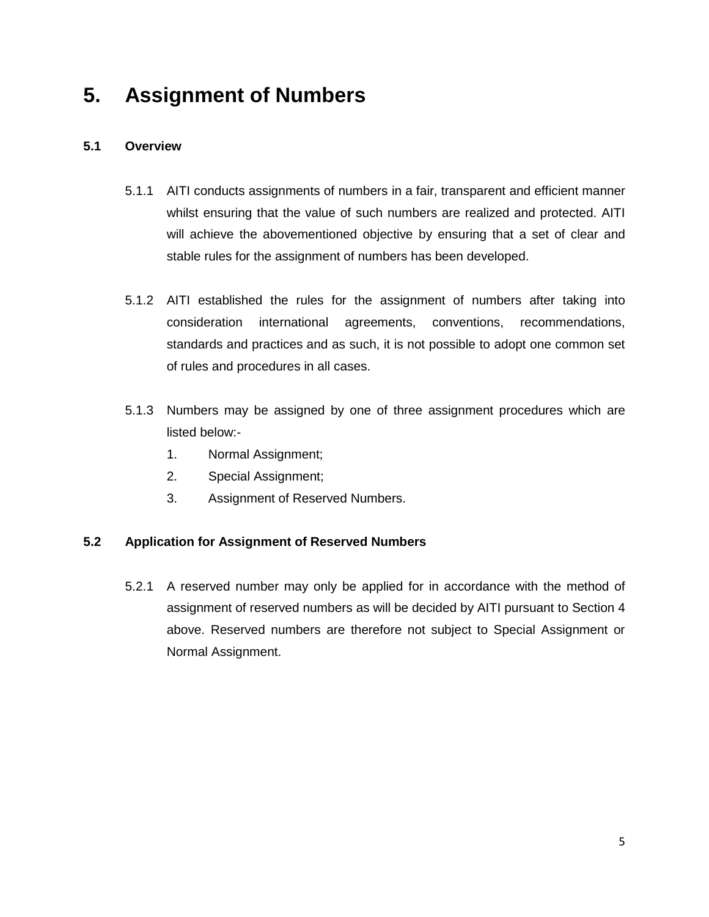# 5. Assignment of Numbers

## 5.1 Overview

5.1.1 AITI conducts assignments of numbers in a fair, transparent and efficient manner whilst ensuring that the value of such numbers are realized and protected. AITI will achieve the abovementioned objective by ensuring that a set of clear and stable rules for the assignment of numbers has been developed.

5.1.2 AITI established the rules for the assignment of numbers after taking into consideration international agreements, conventions, recommendations, standards and practices and as such, it is not possible to adopt one common set of rules and procedures in all cases.

5.1.3 Numbers may be assigned by one of three assignment procedures which are listed below:-

1. Normal Assignment;
2. Special Assignment;
3. Assignment of Reserved Numbers.

## 5.2 Application for Assignment of Reserved Numbers

5.2.1 A reserved number may only be applied for in accordance with the method of assignment of reserved numbers as will be decided by AITI pursuant to Section 4 above. Reserved numbers are therefore not subject to Special Assignment or Normal Assignment.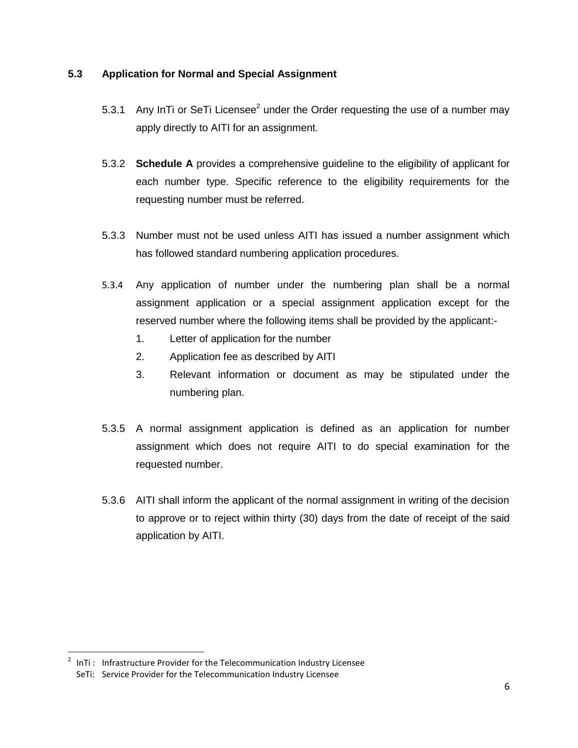### 5.3 Application for Normal and Special Assignment

5.3.1 Any InTi or SeTi Licensee[2] under the Order requesting the use of a number may apply directly to AITI for an assignment.

5.3.2 **Schedule A** provides a comprehensive guideline to the eligibility of applicant for each number type. Specific reference to the eligibility requirements for the requesting number must be referred.

5.3.3 Number must not be used unless AITI has issued a number assignment which has followed standard numbering application procedures.

5.3.4 Any application of number under the numbering plan shall be a normal assignment application or a special assignment application except for the reserved number where the following items shall be provided by the applicant:-

1. Letter of application for the number
2. Application fee as described by AITI
3. Relevant information or document as may be stipulated under the numbering plan.

5.3.5 A normal assignment application is defined as an application for number assignment which does not require AITI to do special examination for the requested number.

5.3.6 AITI shall inform the applicant of the normal assignment in writing of the decision to approve or to reject within thirty (30) days from the date of receipt of the said application by AITI.

---

[2] InTi : Infrastructure Provider for the Telecommunication Industry Licensee
SeTi: Service Provider for the Telecommunication Industry Licensee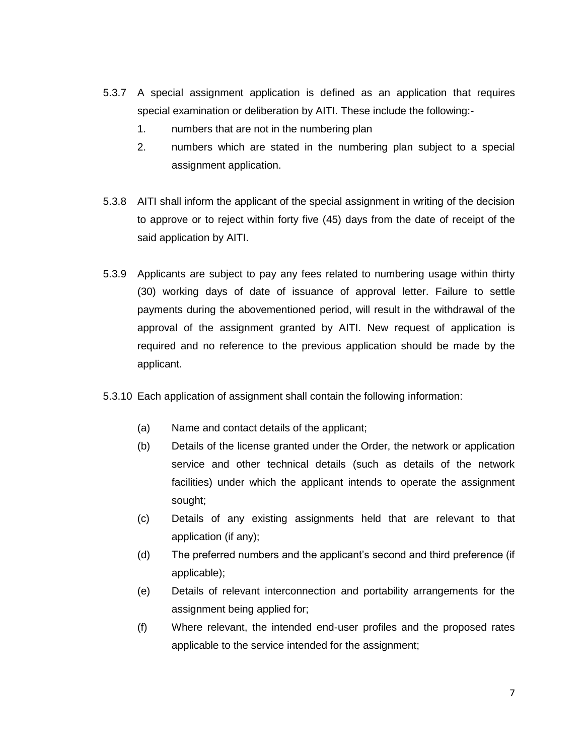5.3.7 A special assignment application is defined as an application that requires special examination or deliberation by AITI. These include the following:-

1. numbers that are not in the numbering plan
2. numbers which are stated in the numbering plan subject to a special assignment application.

5.3.8 AITI shall inform the applicant of the special assignment in writing of the decision to approve or to reject within forty five (45) days from the date of receipt of the said application by AITI.

5.3.9 Applicants are subject to pay any fees related to numbering usage within thirty (30) working days of date of issuance of approval letter. Failure to settle payments during the abovementioned period, will result in the withdrawal of the approval of the assignment granted by AITI. New request of application is required and no reference to the previous application should be made by the applicant.

5.3.10 Each application of assignment shall contain the following information:

(a) Name and contact details of the applicant;

(b) Details of the license granted under the Order, the network or application service and other technical details (such as details of the network facilities) under which the applicant intends to operate the assignment sought;

(c) Details of any existing assignments held that are relevant to that application (if any);

(d) The preferred numbers and the applicant's second and third preference (if applicable);

(e) Details of relevant interconnection and portability arrangements for the assignment being applied for;

(f) Where relevant, the intended end-user profiles and the proposed rates applicable to the service intended for the assignment;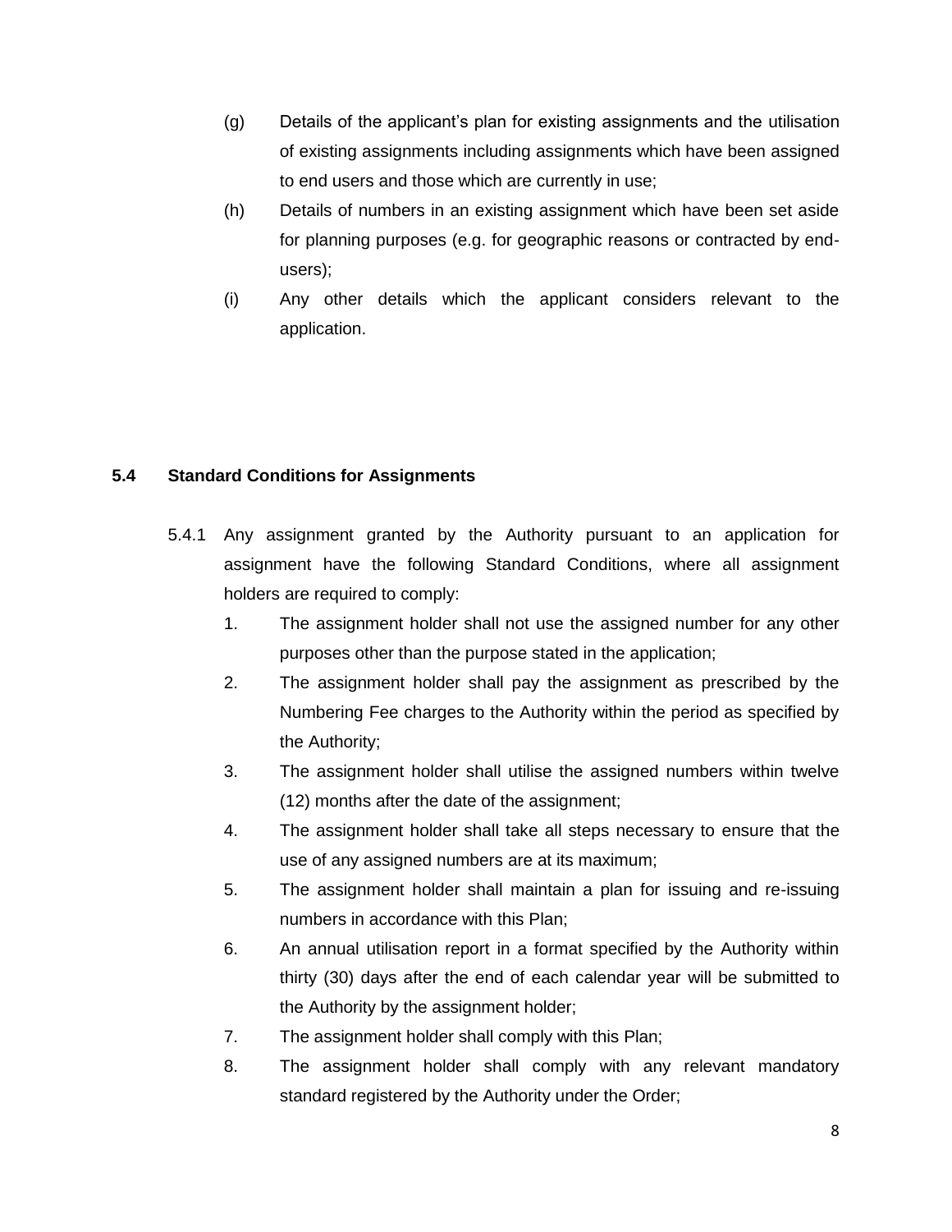(g) Details of the applicant's plan for existing assignments and the utilisation of existing assignments including assignments which have been assigned to end users and those which are currently in use;

(h) Details of numbers in an existing assignment which have been set aside for planning purposes (e.g. for geographic reasons or contracted by end-users);

(i) Any other details which the applicant considers relevant to the application.

## 5.4 Standard Conditions for Assignments

5.4.1 Any assignment granted by the Authority pursuant to an application for assignment have the following Standard Conditions, where all assignment holders are required to comply:

1. The assignment holder shall not use the assigned number for any other purposes other than the purpose stated in the application;
2. The assignment holder shall pay the assignment as prescribed by the Numbering Fee charges to the Authority within the period as specified by the Authority;
3. The assignment holder shall utilise the assigned numbers within twelve (12) months after the date of the assignment;
4. The assignment holder shall take all steps necessary to ensure that the use of any assigned numbers are at its maximum;
5. The assignment holder shall maintain a plan for issuing and re-issuing numbers in accordance with this Plan;
6. An annual utilisation report in a format specified by the Authority within thirty (30) days after the end of each calendar year will be submitted to the Authority by the assignment holder;
7. The assignment holder shall comply with this Plan;
8. The assignment holder shall comply with any relevant mandatory standard registered by the Authority under the Order;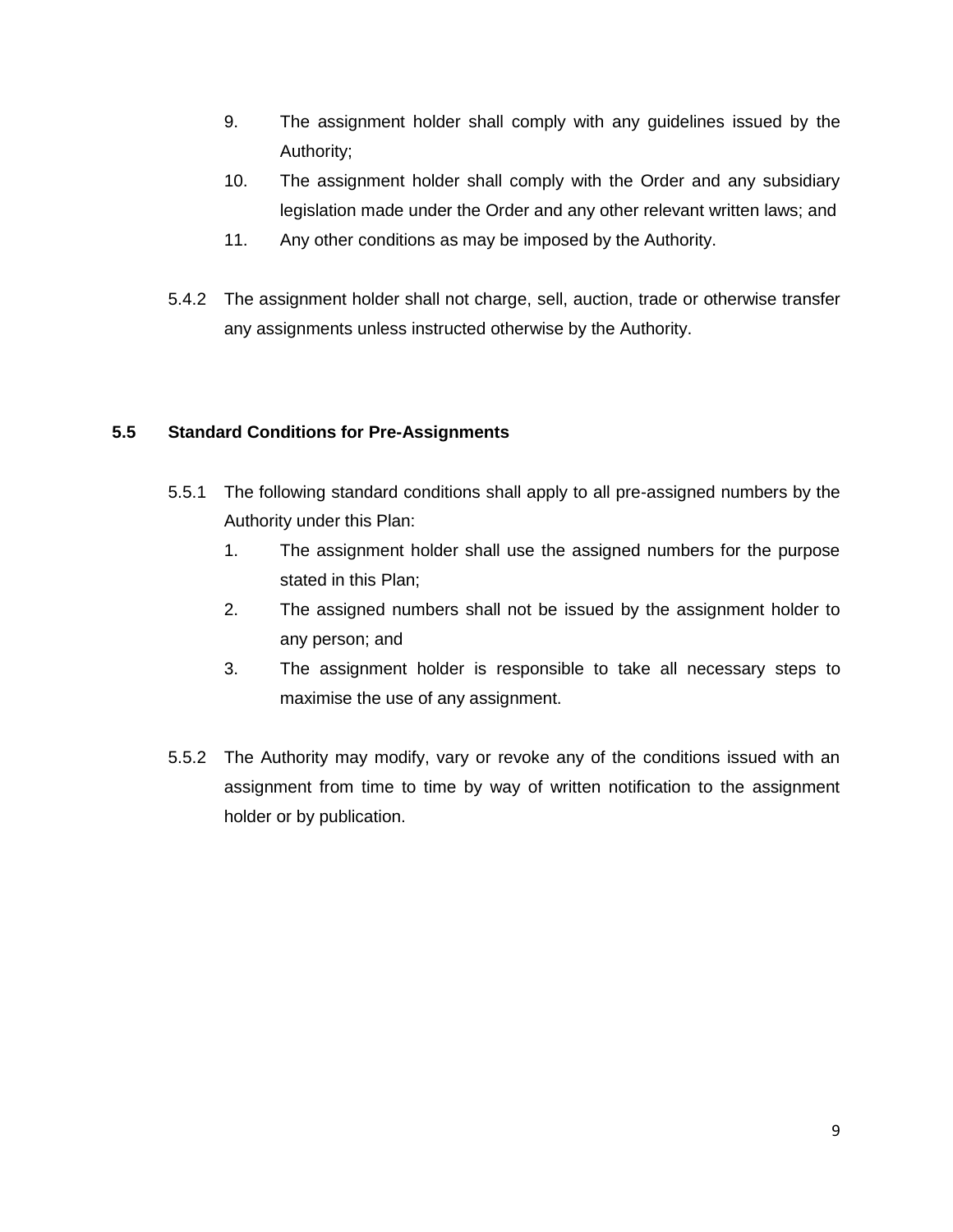9. The assignment holder shall comply with any guidelines issued by the Authority;
10. The assignment holder shall comply with the Order and any subsidiary legislation made under the Order and any other relevant written laws; and
11. Any other conditions as may be imposed by the Authority.

5.4.2 The assignment holder shall not charge, sell, auction, trade or otherwise transfer any assignments unless instructed otherwise by the Authority.

### 5.5 Standard Conditions for Pre-Assignments

5.5.1 The following standard conditions shall apply to all pre-assigned numbers by the Authority under this Plan:

1. The assignment holder shall use the assigned numbers for the purpose stated in this Plan;
2. The assigned numbers shall not be issued by the assignment holder to any person; and
3. The assignment holder is responsible to take all necessary steps to maximise the use of any assignment.

5.5.2 The Authority may modify, vary or revoke any of the conditions issued with an assignment from time to time by way of written notification to the assignment holder or by publication.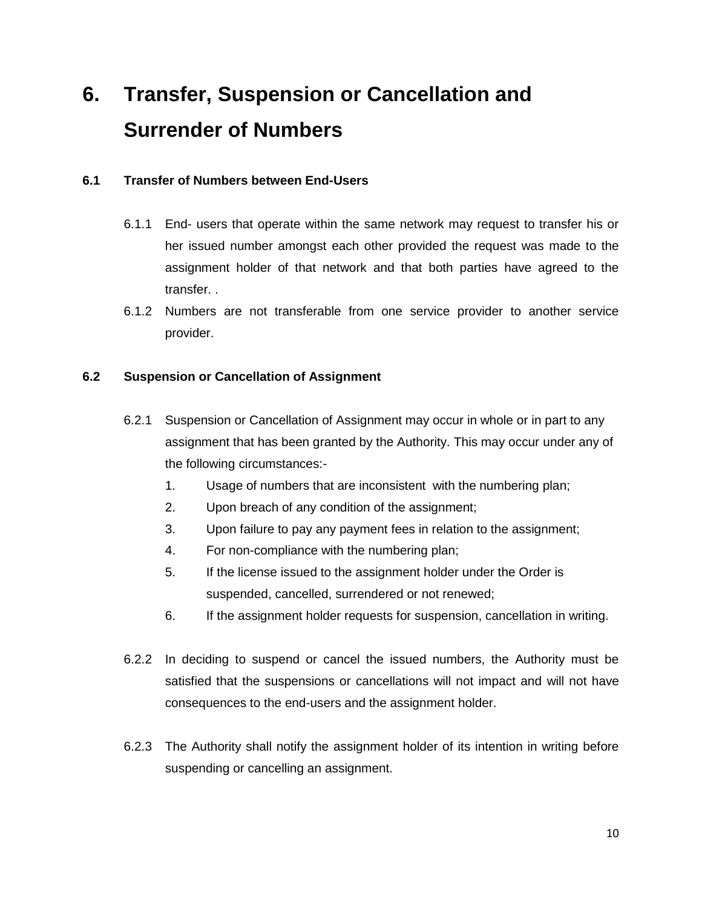# 6. Transfer, Suspension or Cancellation and Surrender of Numbers

## 6.1 Transfer of Numbers between End-Users

6.1.1 End- users that operate within the same network may request to transfer his or her issued number amongst each other provided the request was made to the assignment holder of that network and that both parties have agreed to the transfer. .

6.1.2 Numbers are not transferable from one service provider to another service provider.

## 6.2 Suspension or Cancellation of Assignment

6.2.1 Suspension or Cancellation of Assignment may occur in whole or in part to any assignment that has been granted by the Authority. This may occur under any of the following circumstances:-

1. Usage of numbers that are inconsistent with the numbering plan;
2. Upon breach of any condition of the assignment;
3. Upon failure to pay any payment fees in relation to the assignment;
4. For non-compliance with the numbering plan;
5. If the license issued to the assignment holder under the Order is suspended, cancelled, surrendered or not renewed;
6. If the assignment holder requests for suspension, cancellation in writing.

6.2.2 In deciding to suspend or cancel the issued numbers, the Authority must be satisfied that the suspensions or cancellations will not impact and will not have consequences to the end-users and the assignment holder.

6.2.3 The Authority shall notify the assignment holder of its intention in writing before suspending or cancelling an assignment.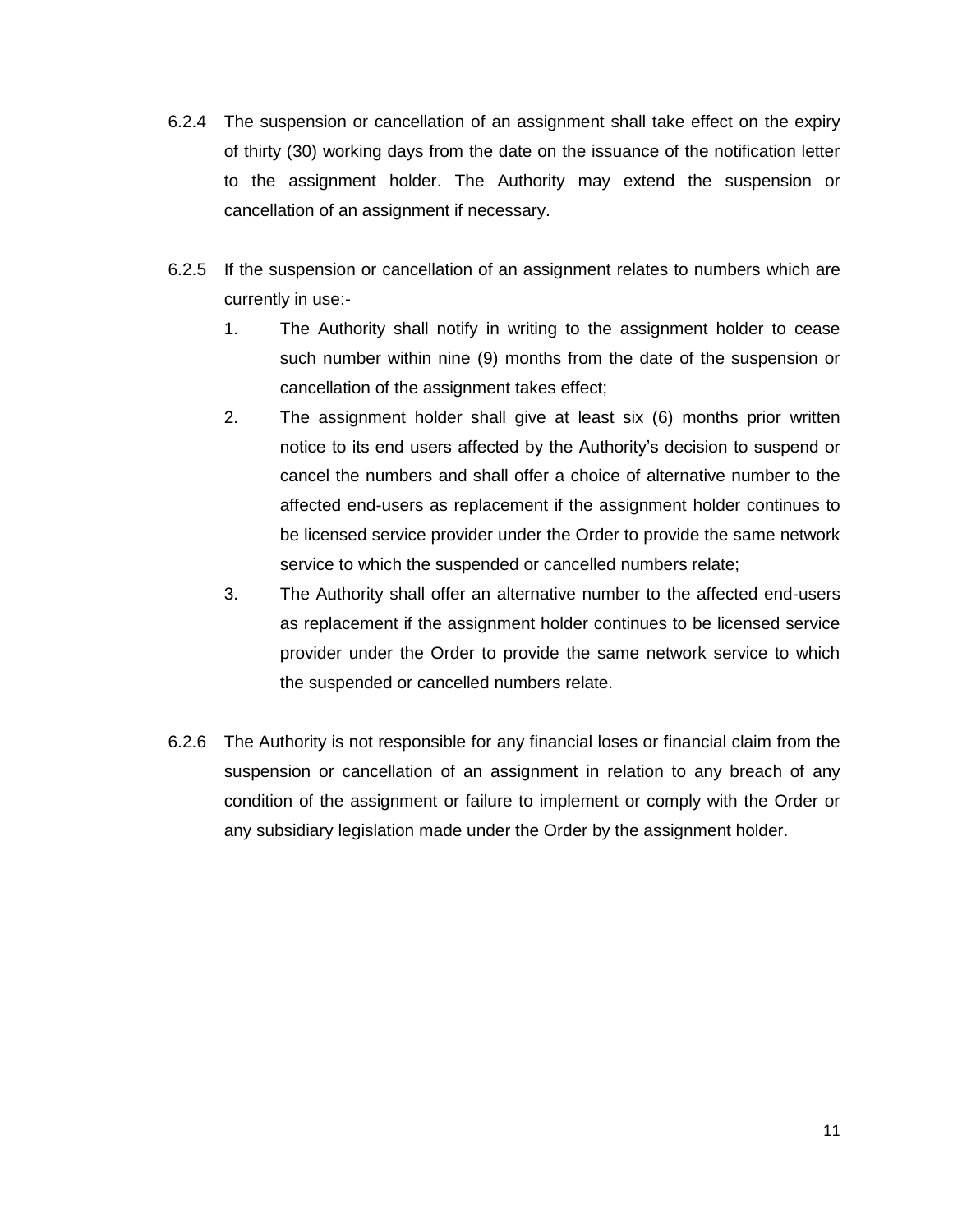6.2.4 The suspension or cancellation of an assignment shall take effect on the expiry of thirty (30) working days from the date on the issuance of the notification letter to the assignment holder. The Authority may extend the suspension or cancellation of an assignment if necessary.

6.2.5 If the suspension or cancellation of an assignment relates to numbers which are currently in use:-

1. The Authority shall notify in writing to the assignment holder to cease such number within nine (9) months from the date of the suspension or cancellation of the assignment takes effect;
2. The assignment holder shall give at least six (6) months prior written notice to its end users affected by the Authority's decision to suspend or cancel the numbers and shall offer a choice of alternative number to the affected end-users as replacement if the assignment holder continues to be licensed service provider under the Order to provide the same network service to which the suspended or cancelled numbers relate;
3. The Authority shall offer an alternative number to the affected end-users as replacement if the assignment holder continues to be licensed service provider under the Order to provide the same network service to which the suspended or cancelled numbers relate.

6.2.6 The Authority is not responsible for any financial loses or financial claim from the suspension or cancellation of an assignment in relation to any breach of any condition of the assignment or failure to implement or comply with the Order or any subsidiary legislation made under the Order by the assignment holder.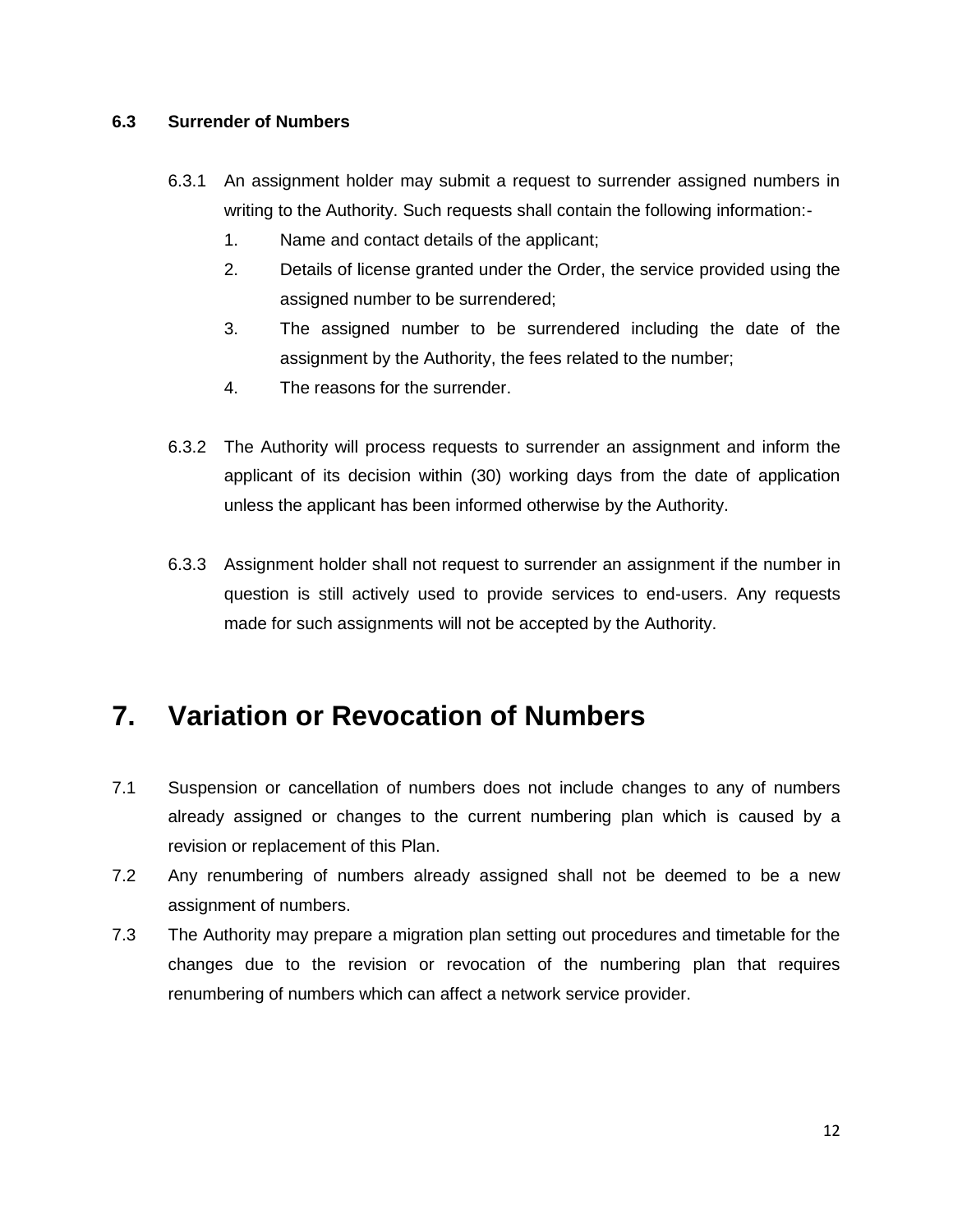### 6.3 Surrender of Numbers

6.3.1 An assignment holder may submit a request to surrender assigned numbers in writing to the Authority. Such requests shall contain the following information:-

1. Name and contact details of the applicant;
2. Details of license granted under the Order, the service provided using the assigned number to be surrendered;
3. The assigned number to be surrendered including the date of the assignment by the Authority, the fees related to the number;
4. The reasons for the surrender.

6.3.2 The Authority will process requests to surrender an assignment and inform the applicant of its decision within (30) working days from the date of application unless the applicant has been informed otherwise by the Authority.

6.3.3 Assignment holder shall not request to surrender an assignment if the number in question is still actively used to provide services to end-users. Any requests made for such assignments will not be accepted by the Authority.

## 7. Variation or Revocation of Numbers

7.1 Suspension or cancellation of numbers does not include changes to any of numbers already assigned or changes to the current numbering plan which is caused by a revision or replacement of this Plan.

7.2 Any renumbering of numbers already assigned shall not be deemed to be a new assignment of numbers.

7.3 The Authority may prepare a migration plan setting out procedures and timetable for the changes due to the revision or revocation of the numbering plan that requires renumbering of numbers which can affect a network service provider.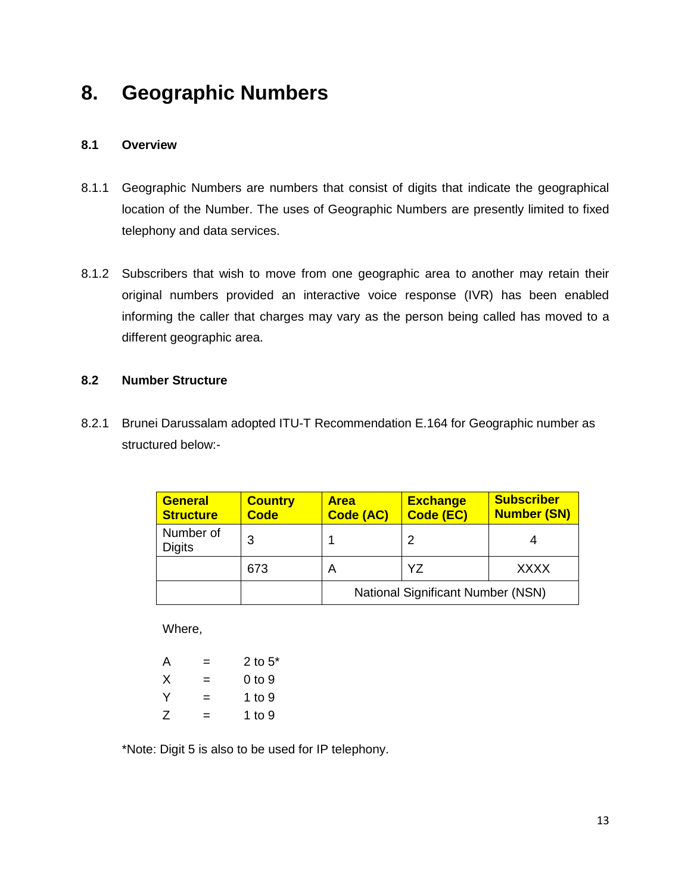# 8. Geographic Numbers

## 8.1 Overview

8.1.1 Geographic Numbers are numbers that consist of digits that indicate the geographical location of the Number. The uses of Geographic Numbers are presently limited to fixed telephony and data services.

8.1.2 Subscribers that wish to move from one geographic area to another may retain their original numbers provided an interactive voice response (IVR) has been enabled informing the caller that charges may vary as the person being called has moved to a different geographic area.

## 8.2 Number Structure

8.2.1 Brunei Darussalam adopted ITU-T Recommendation E.164 for Geographic number as structured below:-

| General Structure | Country Code | Area Code (AC) | Exchange Code (EC) | Subscriber Number (SN) |
|---|---|---|---|---|
| Number of Digits | 3 | 1 | 2 | 4 |
| | 673 | A | YZ | XXXX |
| | | National Significant Number (NSN) | | |

Where,

A = 2 to 5*
X = 0 to 9
Y = 1 to 9
Z = 1 to 9

*Note: Digit 5 is also to be used for IP telephony.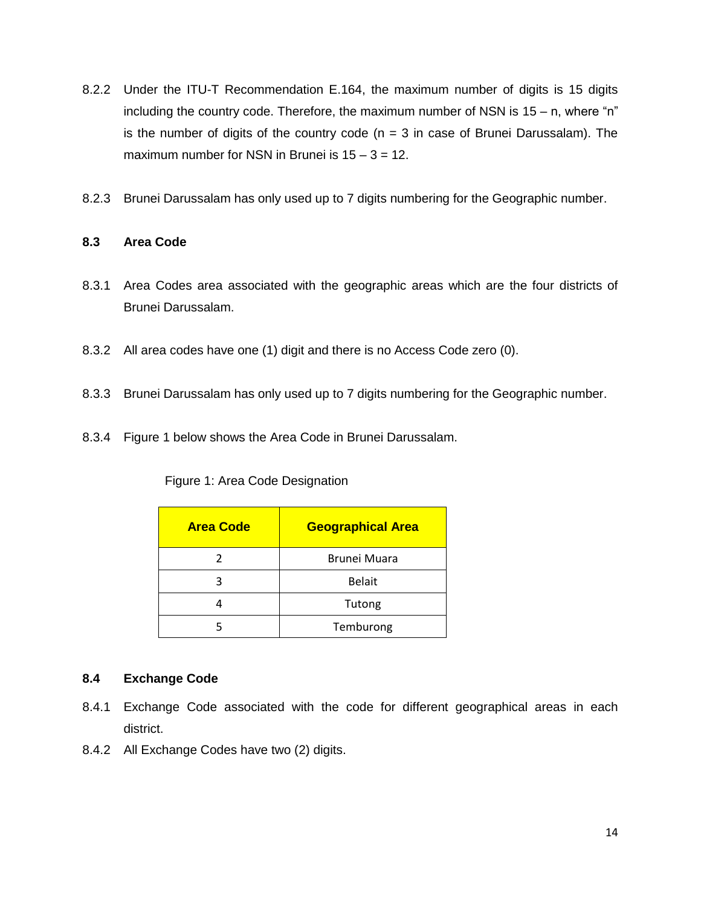8.2.2 Under the ITU-T Recommendation E.164, the maximum number of digits is 15 digits including the country code. Therefore, the maximum number of NSN is 15 – n, where "n" is the number of digits of the country code (n = 3 in case of Brunei Darussalam). The maximum number for NSN in Brunei is 15 – 3 = 12.

8.2.3 Brunei Darussalam has only used up to 7 digits numbering for the Geographic number.

### 8.3 Area Code

8.3.1 Area Codes area associated with the geographic areas which are the four districts of Brunei Darussalam.

8.3.2 All area codes have one (1) digit and there is no Access Code zero (0).

8.3.3 Brunei Darussalam has only used up to 7 digits numbering for the Geographic number.

8.3.4 Figure 1 below shows the Area Code in Brunei Darussalam.

Figure 1: Area Code Designation

| Area Code | Geographical Area |
|---|---|
| 2 | Brunei Muara |
| 3 | Belait |
| 4 | Tutong |
| 5 | Temburong |

### 8.4 Exchange Code

8.4.1 Exchange Code associated with the code for different geographical areas in each district.

8.4.2 All Exchange Codes have two (2) digits.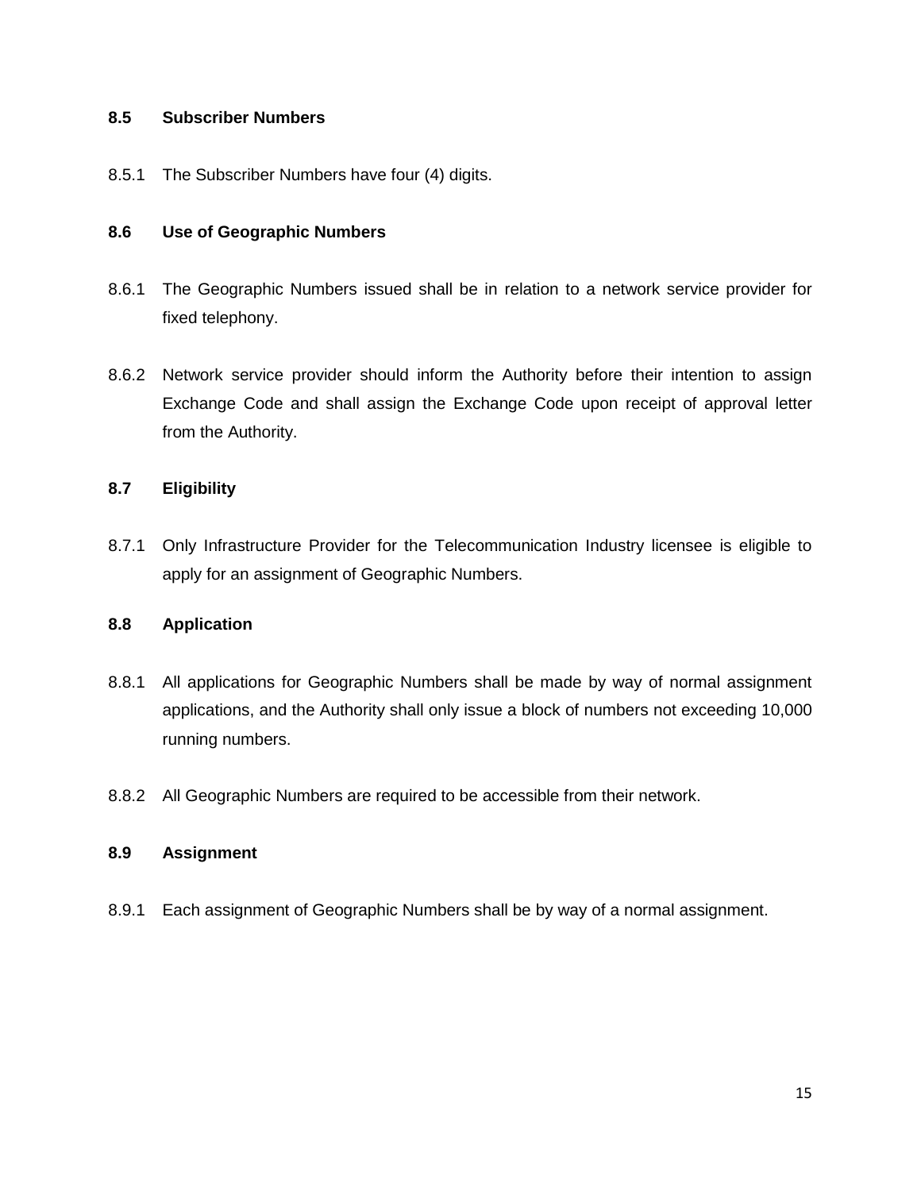### 8.5 Subscriber Numbers

8.5.1 The Subscriber Numbers have four (4) digits.

### 8.6 Use of Geographic Numbers

8.6.1 The Geographic Numbers issued shall be in relation to a network service provider for fixed telephony.

8.6.2 Network service provider should inform the Authority before their intention to assign Exchange Code and shall assign the Exchange Code upon receipt of approval letter from the Authority.

### 8.7 Eligibility

8.7.1 Only Infrastructure Provider for the Telecommunication Industry licensee is eligible to apply for an assignment of Geographic Numbers.

### 8.8 Application

8.8.1 All applications for Geographic Numbers shall be made by way of normal assignment applications, and the Authority shall only issue a block of numbers not exceeding 10,000 running numbers.

8.8.2 All Geographic Numbers are required to be accessible from their network.

### 8.9 Assignment

8.9.1 Each assignment of Geographic Numbers shall be by way of a normal assignment.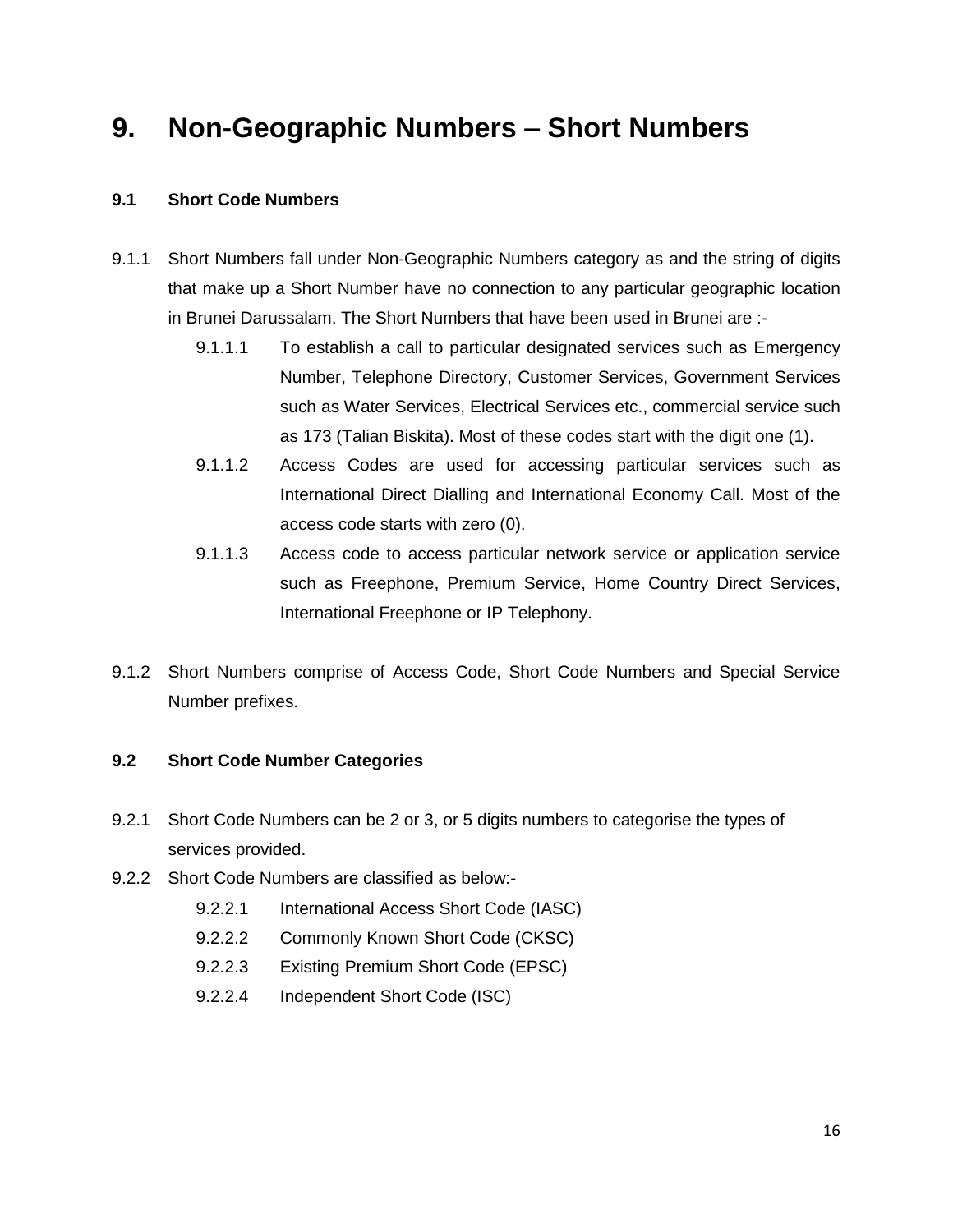# 9. Non-Geographic Numbers – Short Numbers

## 9.1 Short Code Numbers

9.1.1 Short Numbers fall under Non-Geographic Numbers category as and the string of digits that make up a Short Number have no connection to any particular geographic location in Brunei Darussalam. The Short Numbers that have been used in Brunei are :-

- 9.1.1.1 To establish a call to particular designated services such as Emergency Number, Telephone Directory, Customer Services, Government Services such as Water Services, Electrical Services etc., commercial service such as 173 (Talian Biskita). Most of these codes start with the digit one (1).
- 9.1.1.2 Access Codes are used for accessing particular services such as International Direct Dialling and International Economy Call. Most of the access code starts with zero (0).
- 9.1.1.3 Access code to access particular network service or application service such as Freephone, Premium Service, Home Country Direct Services, International Freephone or IP Telephony.

9.1.2 Short Numbers comprise of Access Code, Short Code Numbers and Special Service Number prefixes.

## 9.2 Short Code Number Categories

9.2.1 Short Code Numbers can be 2 or 3, or 5 digits numbers to categorise the types of services provided.

9.2.2 Short Code Numbers are classified as below:-

- 9.2.2.1 International Access Short Code (IASC)
- 9.2.2.2 Commonly Known Short Code (CKSC)
- 9.2.2.3 Existing Premium Short Code (EPSC)
- 9.2.2.4 Independent Short Code (ISC)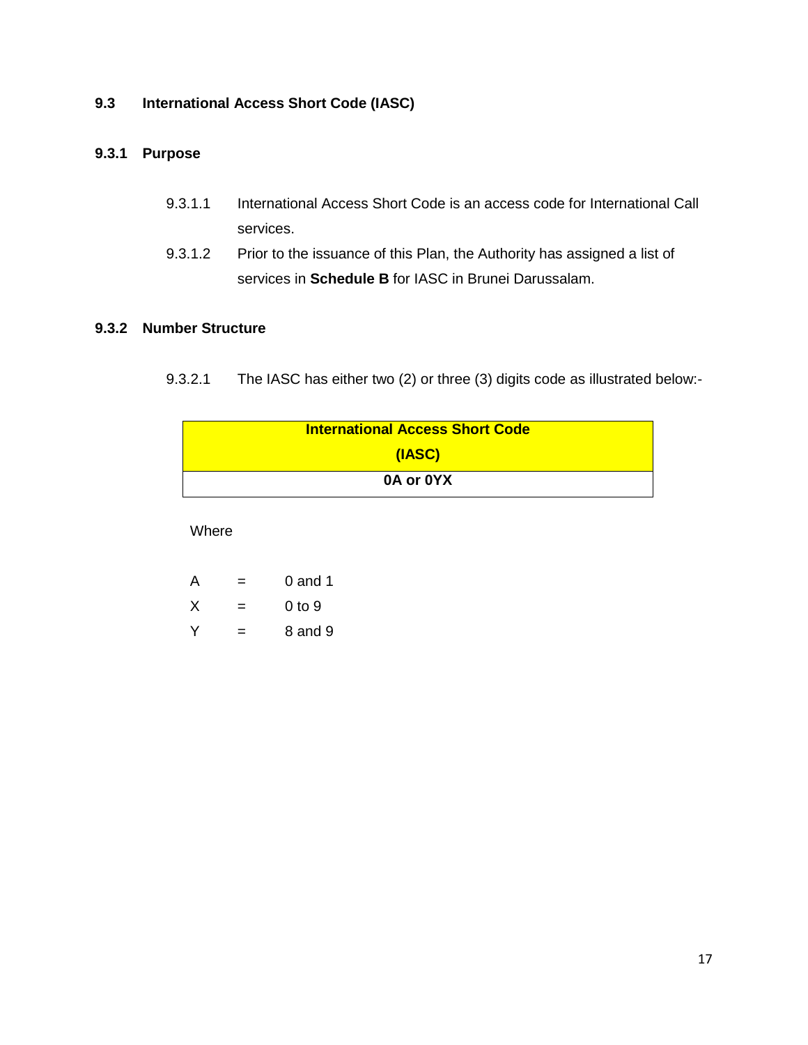## 9.3 International Access Short Code (IASC)

### 9.3.1 Purpose

9.3.1.1 International Access Short Code is an access code for International Call services.

9.3.1.2 Prior to the issuance of this Plan, the Authority has assigned a list of services in **Schedule B** for IASC in Brunei Darussalam.

### 9.3.2 Number Structure

9.3.2.1 The IASC has either two (2) or three (3) digits code as illustrated below:-

| International Access Short Code (IASC) |
|---|
| **0A or 0YX** |

Where

A = 0 and 1

X = 0 to 9

Y = 8 and 9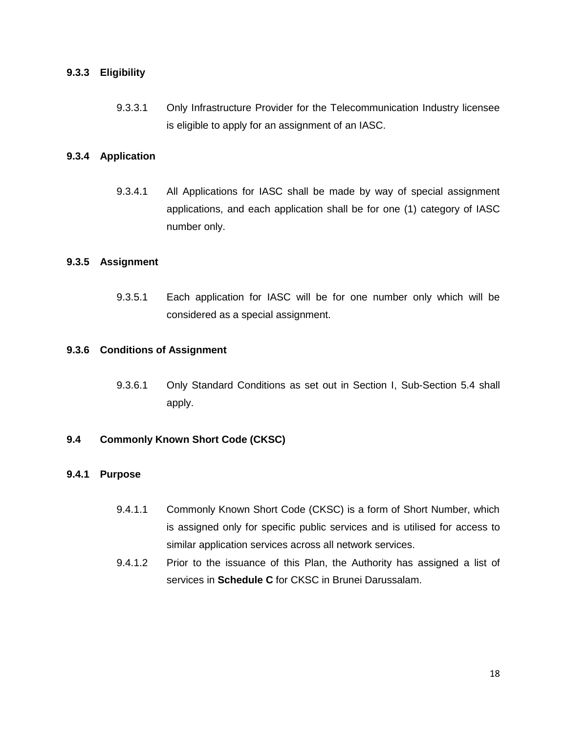#### 9.3.3 Eligibility

9.3.3.1 Only Infrastructure Provider for the Telecommunication Industry licensee is eligible to apply for an assignment of an IASC.

#### 9.3.4 Application

9.3.4.1 All Applications for IASC shall be made by way of special assignment applications, and each application shall be for one (1) category of IASC number only.

#### 9.3.5 Assignment

9.3.5.1 Each application for IASC will be for one number only which will be considered as a special assignment.

#### 9.3.6 Conditions of Assignment

9.3.6.1 Only Standard Conditions as set out in Section I, Sub-Section 5.4 shall apply.

### 9.4 Commonly Known Short Code (CKSC)

#### 9.4.1 Purpose

9.4.1.1 Commonly Known Short Code (CKSC) is a form of Short Number, which is assigned only for specific public services and is utilised for access to similar application services across all network services.

9.4.1.2 Prior to the issuance of this Plan, the Authority has assigned a list of services in **Schedule C** for CKSC in Brunei Darussalam.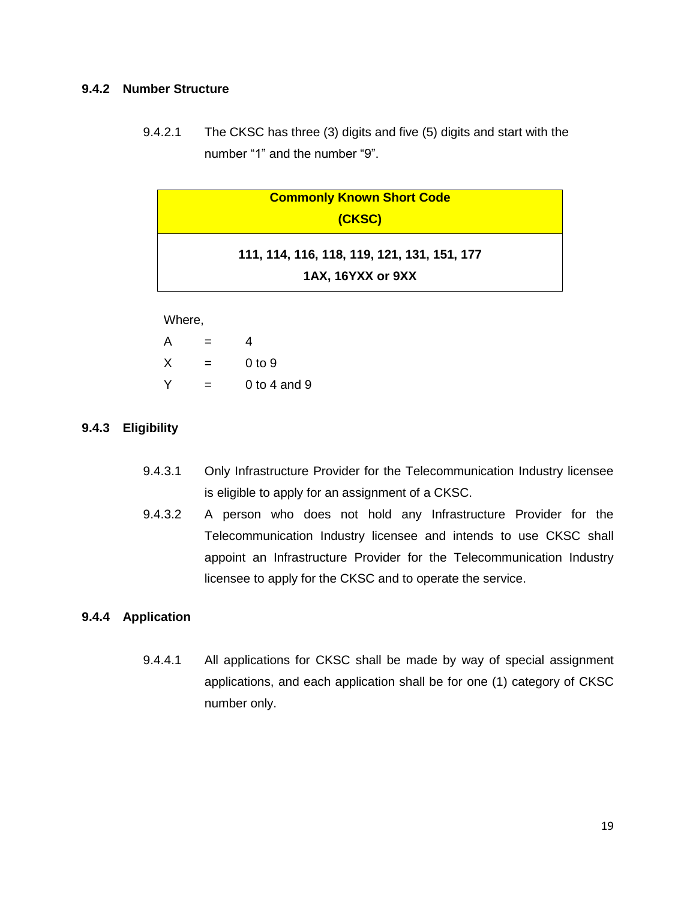### 9.4.2 Number Structure

9.4.2.1 The CKSC has three (3) digits and five (5) digits and start with the number “1” and the number “9”.

| Commonly Known Short Code (CKSC) |
|---|
| **111, 114, 116, 118, 119, 121, 131, 151, 177**<br>**1AX, 16YXX or 9XX** |

Where,

| | | |
|---|---|---|
| A | = | 4 |
| X | = | 0 to 9 |
| Y | = | 0 to 4 and 9 |

### 9.4.3 Eligibility

9.4.3.1 Only Infrastructure Provider for the Telecommunication Industry licensee is eligible to apply for an assignment of a CKSC.

9.4.3.2 A person who does not hold any Infrastructure Provider for the Telecommunication Industry licensee and intends to use CKSC shall appoint an Infrastructure Provider for the Telecommunication Industry licensee to apply for the CKSC and to operate the service.

### 9.4.4 Application

9.4.4.1 All applications for CKSC shall be made by way of special assignment applications, and each application shall be for one (1) category of CKSC number only.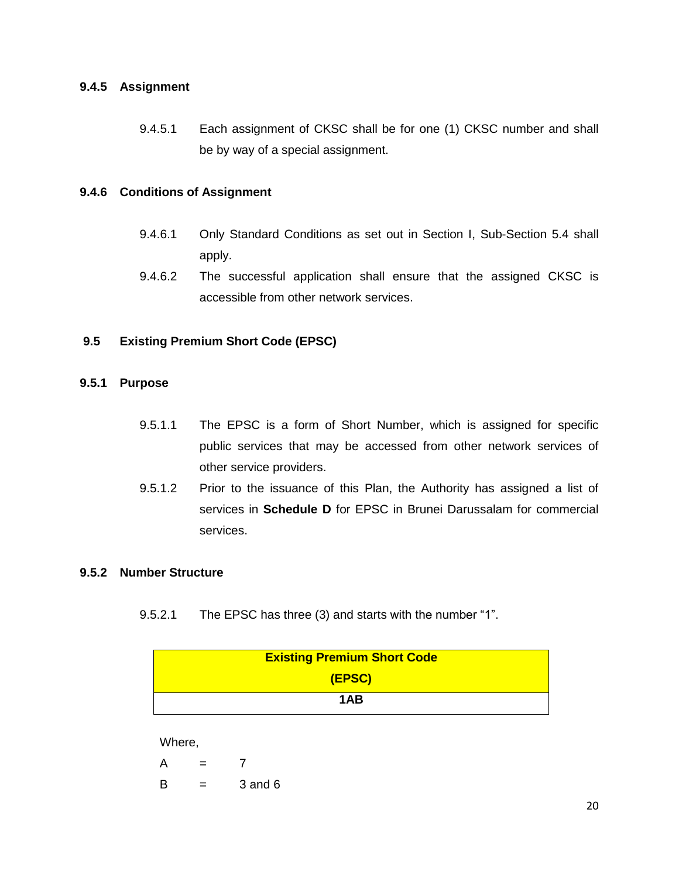### 9.4.5 Assignment

9.4.5.1 Each assignment of CKSC shall be for one (1) CKSC number and shall be by way of a special assignment.

### 9.4.6 Conditions of Assignment

9.4.6.1 Only Standard Conditions as set out in Section I, Sub-Section 5.4 shall apply.

9.4.6.2 The successful application shall ensure that the assigned CKSC is accessible from other network services.

## 9.5 Existing Premium Short Code (EPSC)

### 9.5.1 Purpose

9.5.1.1 The EPSC is a form of Short Number, which is assigned for specific public services that may be accessed from other network services of other service providers.

9.5.1.2 Prior to the issuance of this Plan, the Authority has assigned a list of services in **Schedule D** for EPSC in Brunei Darussalam for commercial services.

### 9.5.2 Number Structure

9.5.2.1 The EPSC has three (3) and starts with the number “1”.

| Existing Premium Short Code (EPSC) |
|---|
| **1AB** |

Where,

A = 7

B = 3 and 6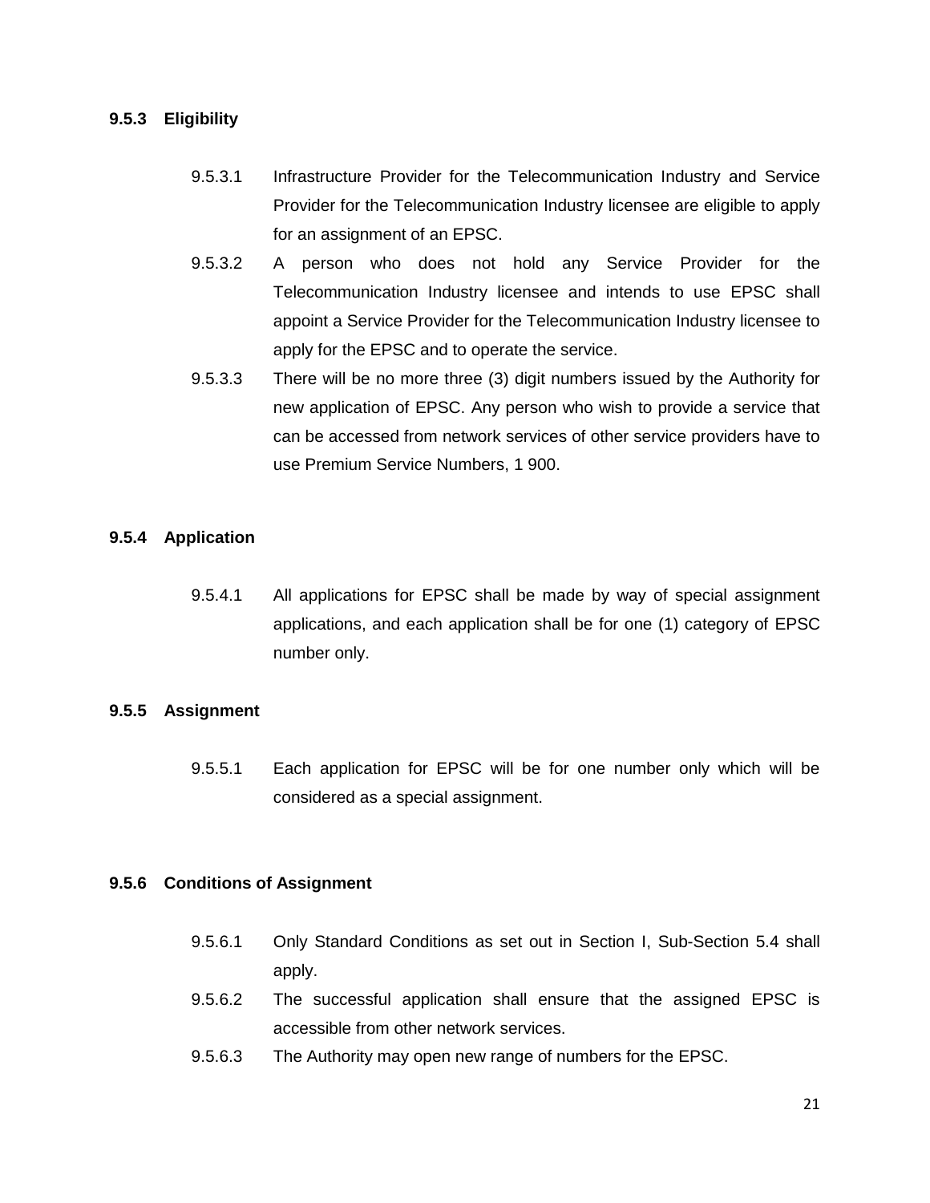### 9.5.3 Eligibility

9.5.3.1 Infrastructure Provider for the Telecommunication Industry and Service Provider for the Telecommunication Industry licensee are eligible to apply for an assignment of an EPSC.

9.5.3.2 A person who does not hold any Service Provider for the Telecommunication Industry licensee and intends to use EPSC shall appoint a Service Provider for the Telecommunication Industry licensee to apply for the EPSC and to operate the service.

9.5.3.3 There will be no more three (3) digit numbers issued by the Authority for new application of EPSC. Any person who wish to provide a service that can be accessed from network services of other service providers have to use Premium Service Numbers, 1 900.

### 9.5.4 Application

9.5.4.1 All applications for EPSC shall be made by way of special assignment applications, and each application shall be for one (1) category of EPSC number only.

### 9.5.5 Assignment

9.5.5.1 Each application for EPSC will be for one number only which will be considered as a special assignment.

### 9.5.6 Conditions of Assignment

9.5.6.1 Only Standard Conditions as set out in Section I, Sub-Section 5.4 shall apply.

9.5.6.2 The successful application shall ensure that the assigned EPSC is accessible from other network services.

9.5.6.3 The Authority may open new range of numbers for the EPSC.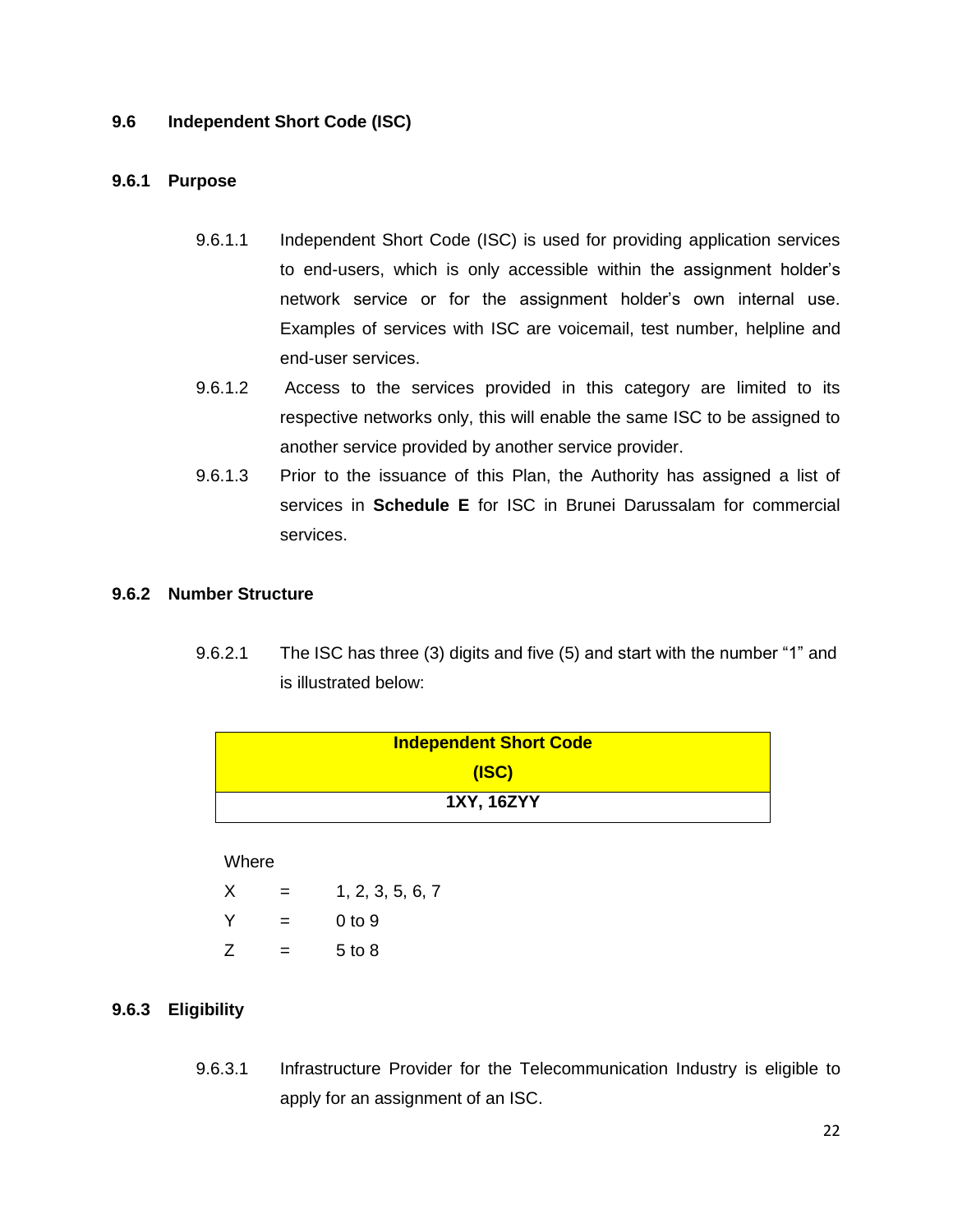### 9.6 Independent Short Code (ISC)

#### 9.6.1 Purpose

9.6.1.1 Independent Short Code (ISC) is used for providing application services to end-users, which is only accessible within the assignment holder's network service or for the assignment holder's own internal use. Examples of services with ISC are voicemail, test number, helpline and end-user services.

9.6.1.2 Access to the services provided in this category are limited to its respective networks only, this will enable the same ISC to be assigned to another service provided by another service provider.

9.6.1.3 Prior to the issuance of this Plan, the Authority has assigned a list of services in **Schedule E** for ISC in Brunei Darussalam for commercial services.

#### 9.6.2 Number Structure

9.6.2.1 The ISC has three (3) digits and five (5) and start with the number "1" and is illustrated below:

| **Independent Short Code (ISC)** |
| --- |
| **1XY, 16ZYY** |

Where

X = 1, 2, 3, 5, 6, 7

Y = 0 to 9

Z = 5 to 8

#### 9.6.3 Eligibility

9.6.3.1 Infrastructure Provider for the Telecommunication Industry is eligible to apply for an assignment of an ISC.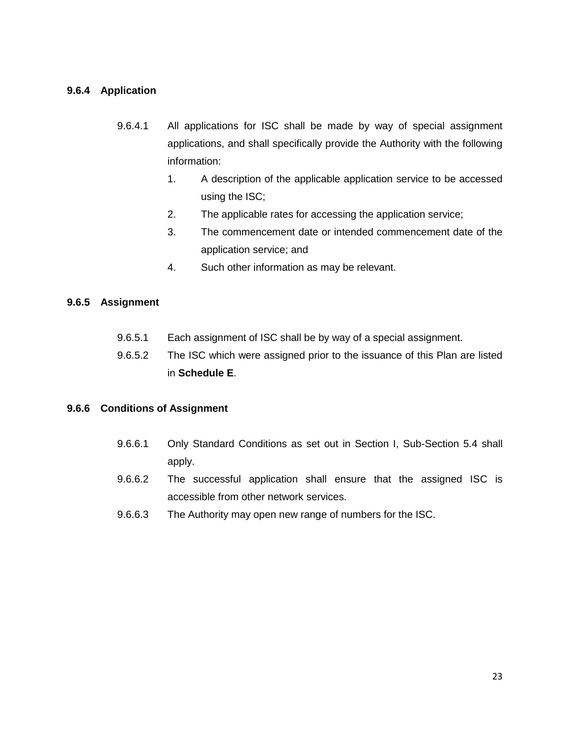### 9.6.4 Application

9.6.4.1 All applications for ISC shall be made by way of special assignment applications, and shall specifically provide the Authority with the following information:

1. A description of the applicable application service to be accessed using the ISC;
2. The applicable rates for accessing the application service;
3. The commencement date or intended commencement date of the application service; and
4. Such other information as may be relevant.

### 9.6.5 Assignment

9.6.5.1 Each assignment of ISC shall be by way of a special assignment.

9.6.5.2 The ISC which were assigned prior to the issuance of this Plan are listed in **Schedule E**.

### 9.6.6 Conditions of Assignment

9.6.6.1 Only Standard Conditions as set out in Section I, Sub-Section 5.4 shall apply.

9.6.6.2 The successful application shall ensure that the assigned ISC is accessible from other network services.

9.6.6.3 The Authority may open new range of numbers for the ISC.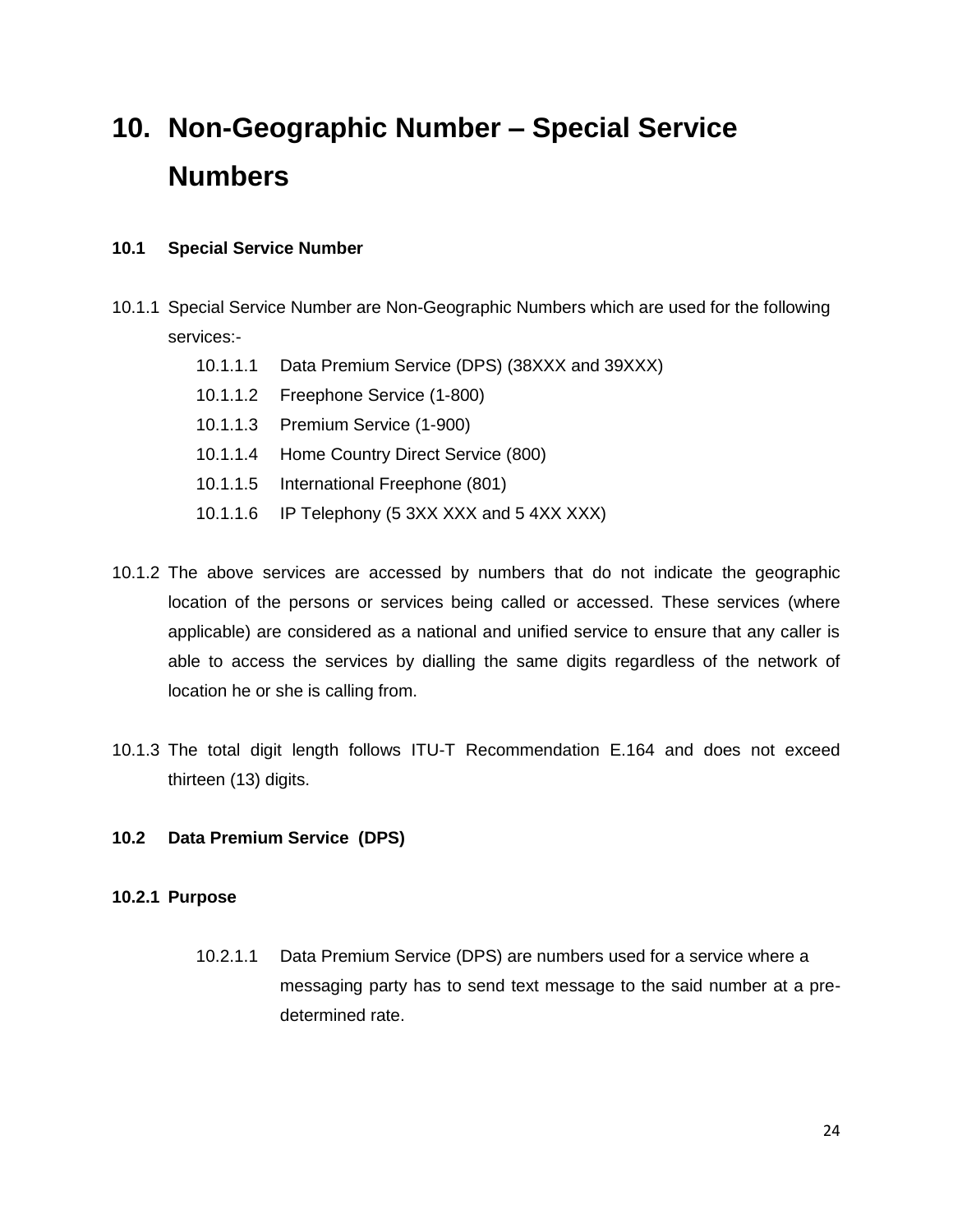# 10. Non-Geographic Number – Special Service Numbers

## 10.1 Special Service Number

10.1.1 Special Service Number are Non-Geographic Numbers which are used for the following services:-

- 10.1.1.1 Data Premium Service (DPS) (38XXX and 39XXX)
- 10.1.1.2 Freephone Service (1-800)
- 10.1.1.3 Premium Service (1-900)
- 10.1.1.4 Home Country Direct Service (800)
- 10.1.1.5 International Freephone (801)
- 10.1.1.6 IP Telephony (5 3XX XXX and 5 4XX XXX)

10.1.2 The above services are accessed by numbers that do not indicate the geographic location of the persons or services being called or accessed. These services (where applicable) are considered as a national and unified service to ensure that any caller is able to access the services by dialling the same digits regardless of the network of location he or she is calling from.

10.1.3 The total digit length follows ITU-T Recommendation E.164 and does not exceed thirteen (13) digits.

## 10.2 Data Premium Service (DPS)

### 10.2.1 Purpose

10.2.1.1 Data Premium Service (DPS) are numbers used for a service where a messaging party has to send text message to the said number at a pre-determined rate.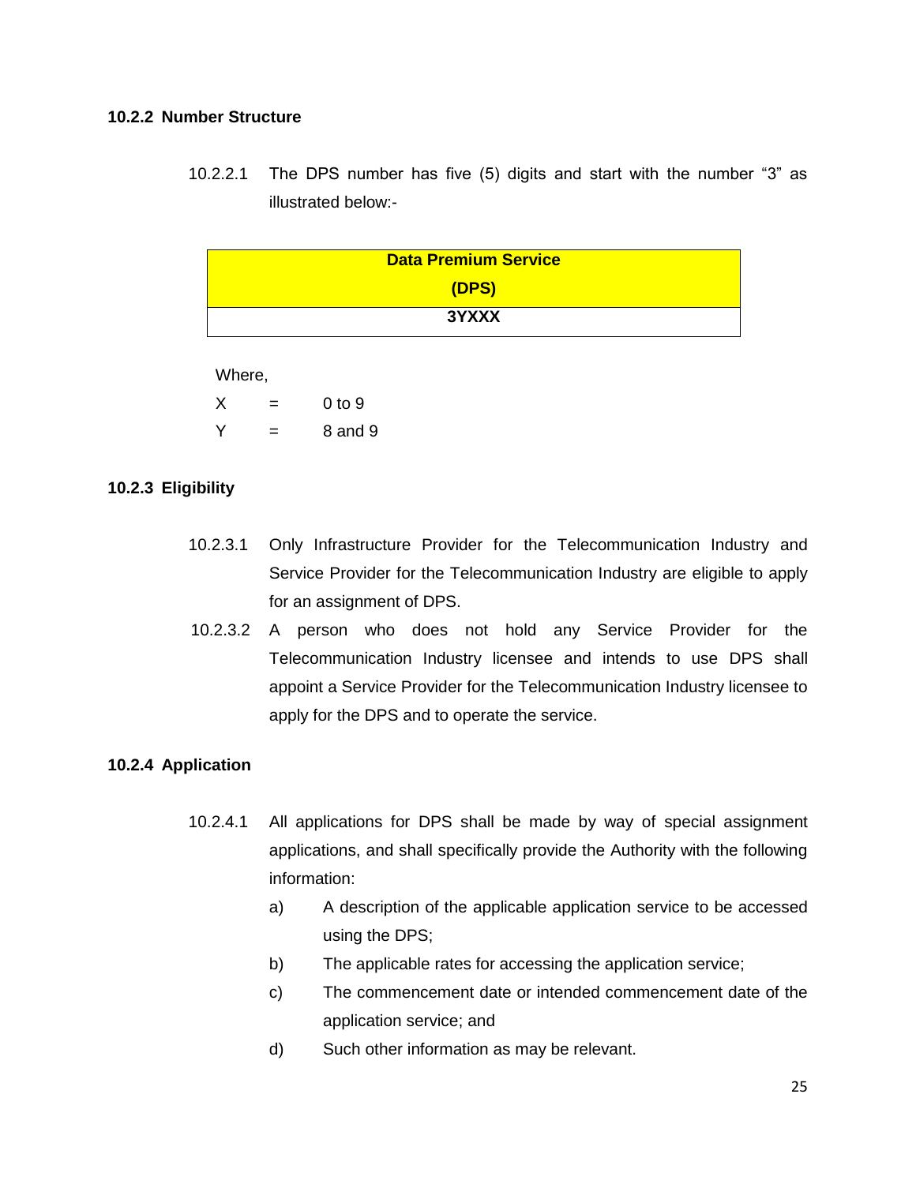### 10.2.2 Number Structure

10.2.2.1 The DPS number has five (5) digits and start with the number "3" as illustrated below:-

| Data Premium Service (DPS) |
|---|
| **3YXXX** |

Where,

X = 0 to 9

Y = 8 and 9

### 10.2.3 Eligibility

10.2.3.1 Only Infrastructure Provider for the Telecommunication Industry and Service Provider for the Telecommunication Industry are eligible to apply for an assignment of DPS.

10.2.3.2 A person who does not hold any Service Provider for the Telecommunication Industry licensee and intends to use DPS shall appoint a Service Provider for the Telecommunication Industry licensee to apply for the DPS and to operate the service.

### 10.2.4 Application

10.2.4.1 All applications for DPS shall be made by way of special assignment applications, and shall specifically provide the Authority with the following information:

a) A description of the applicable application service to be accessed using the DPS;

b) The applicable rates for accessing the application service;

c) The commencement date or intended commencement date of the application service; and

d) Such other information as may be relevant.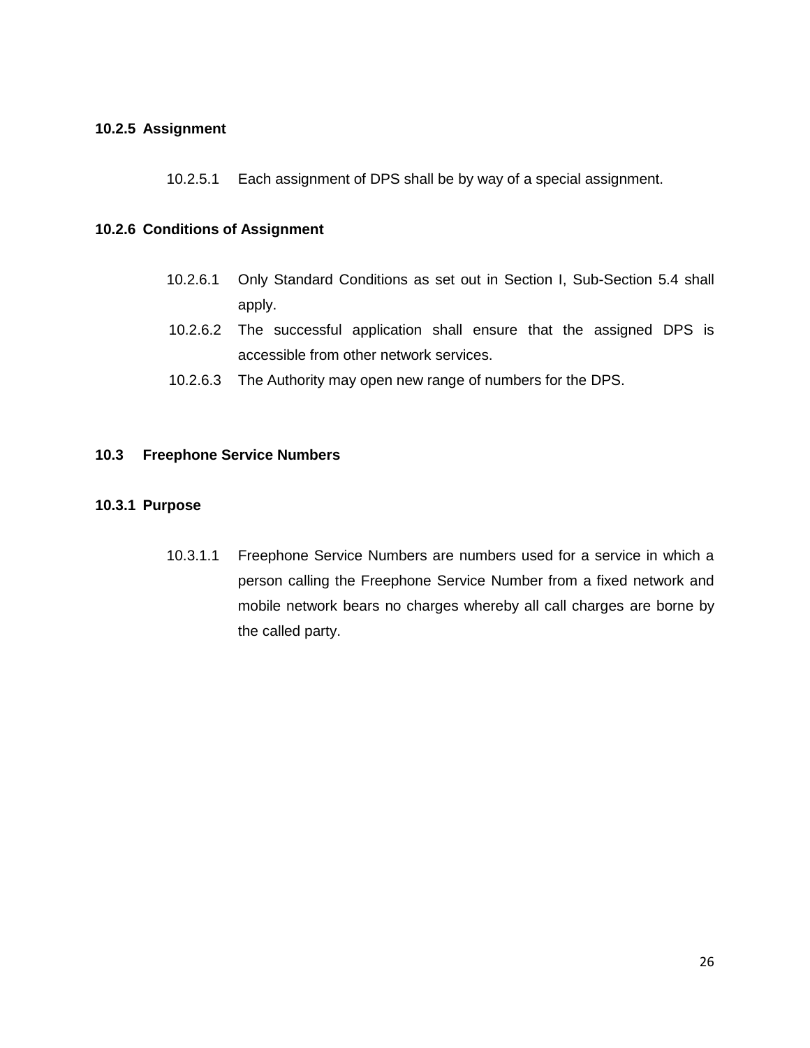#### 10.2.5 Assignment

10.2.5.1 Each assignment of DPS shall be by way of a special assignment.

#### 10.2.6 Conditions of Assignment

10.2.6.1 Only Standard Conditions as set out in Section I, Sub-Section 5.4 shall apply.

10.2.6.2 The successful application shall ensure that the assigned DPS is accessible from other network services.

10.2.6.3 The Authority may open new range of numbers for the DPS.

### 10.3 Freephone Service Numbers

#### 10.3.1 Purpose

10.3.1.1 Freephone Service Numbers are numbers used for a service in which a person calling the Freephone Service Number from a fixed network and mobile network bears no charges whereby all call charges are borne by the called party.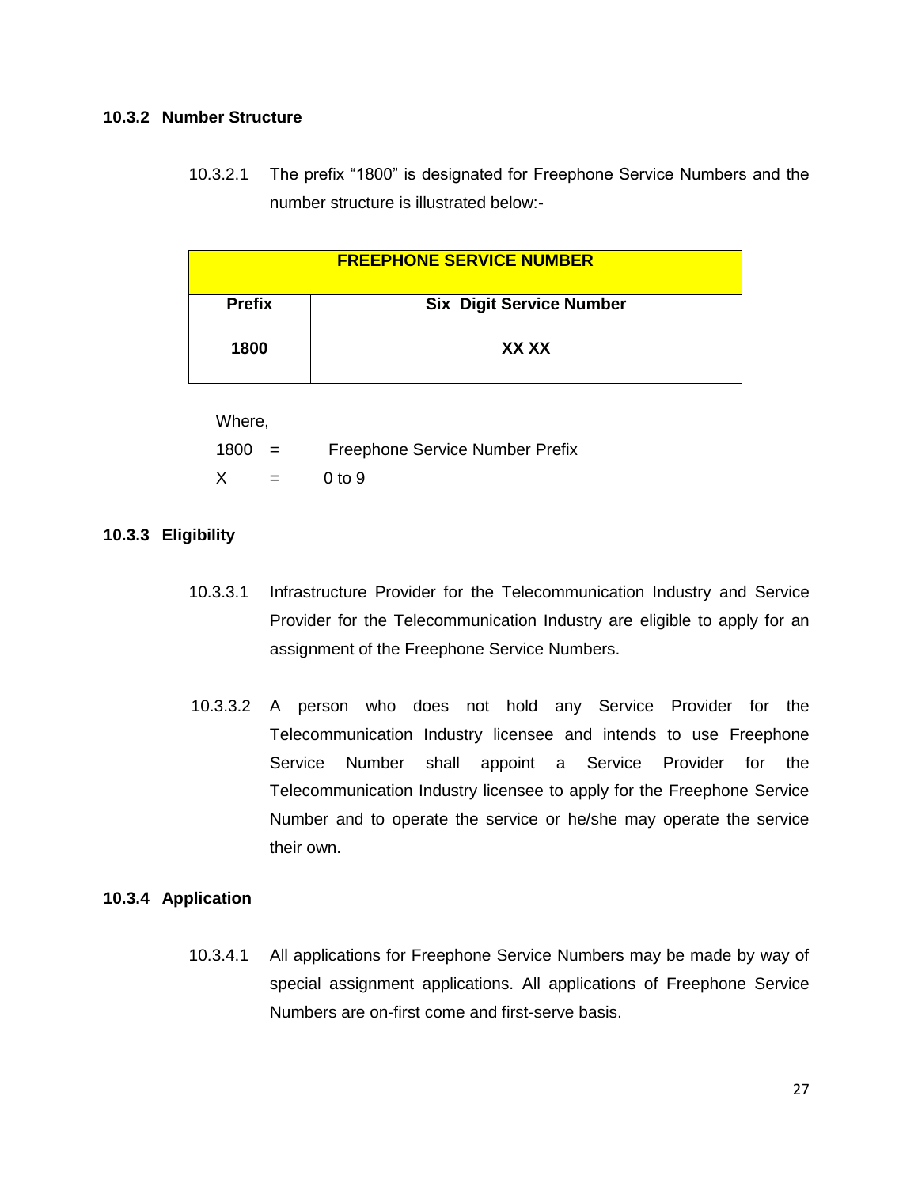### 10.3.2 Number Structure

10.3.2.1 The prefix "1800" is designated for Freephone Service Numbers and the number structure is illustrated below:-

| FREEPHONE SERVICE NUMBER | |
|---|---|
| **Prefix** | **Six Digit Service Number** |
| **1800** | **XX XX** |

Where,

1800 = Freephone Service Number Prefix

X = 0 to 9

### 10.3.3 Eligibility

10.3.3.1 Infrastructure Provider for the Telecommunication Industry and Service Provider for the Telecommunication Industry are eligible to apply for an assignment of the Freephone Service Numbers.

10.3.3.2 A person who does not hold any Service Provider for the Telecommunication Industry licensee and intends to use Freephone Service Number shall appoint a Service Provider for the Telecommunication Industry licensee to apply for the Freephone Service Number and to operate the service or he/she may operate the service their own.

### 10.3.4 Application

10.3.4.1 All applications for Freephone Service Numbers may be made by way of special assignment applications. All applications of Freephone Service Numbers are on-first come and first-serve basis.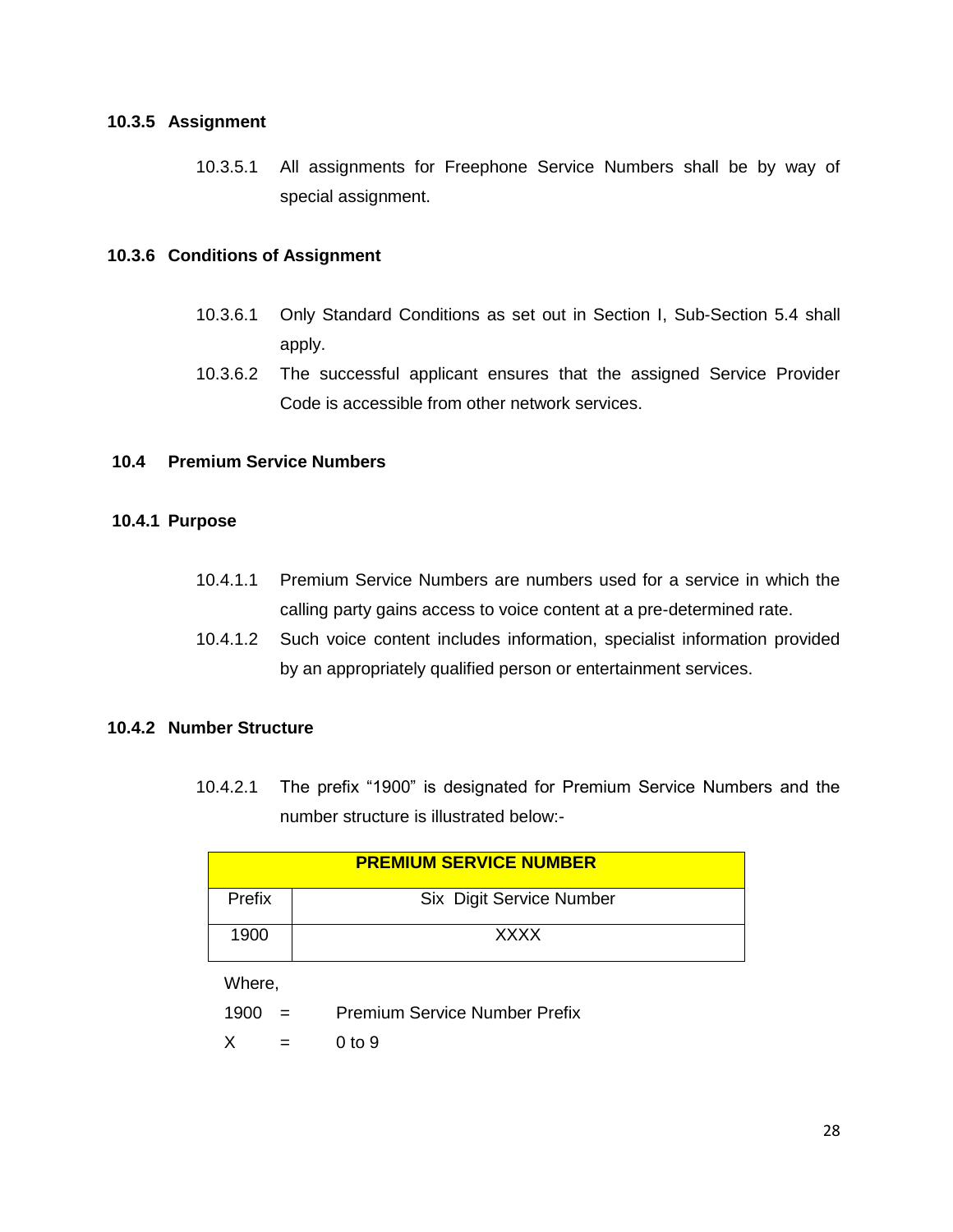### 10.3.5 Assignment

10.3.5.1 All assignments for Freephone Service Numbers shall be by way of special assignment.

### 10.3.6 Conditions of Assignment

10.3.6.1 Only Standard Conditions as set out in Section I, Sub-Section 5.4 shall apply.

10.3.6.2 The successful applicant ensures that the assigned Service Provider Code is accessible from other network services.

## 10.4 Premium Service Numbers

### 10.4.1 Purpose

10.4.1.1 Premium Service Numbers are numbers used for a service in which the calling party gains access to voice content at a pre-determined rate.

10.4.1.2 Such voice content includes information, specialist information provided by an appropriately qualified person or entertainment services.

### 10.4.2 Number Structure

10.4.2.1 The prefix "1900" is designated for Premium Service Numbers and the number structure is illustrated below:-

| **PREMIUM SERVICE NUMBER** | |
|---|---|
| Prefix | Six Digit Service Number |
| 1900 | XXXX |

Where,

1900 = Premium Service Number Prefix

X = 0 to 9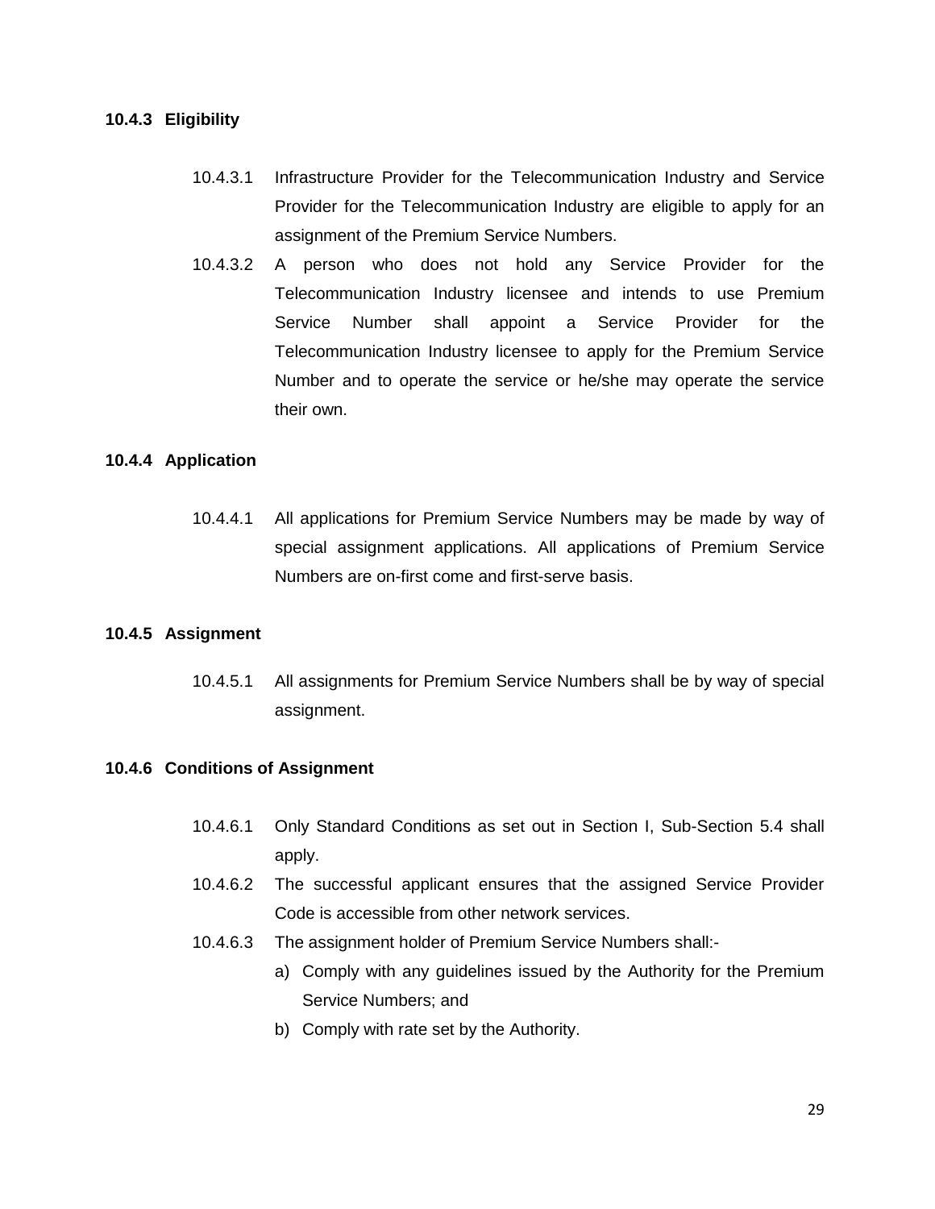### 10.4.3 Eligibility

10.4.3.1 Infrastructure Provider for the Telecommunication Industry and Service Provider for the Telecommunication Industry are eligible to apply for an assignment of the Premium Service Numbers.

10.4.3.2 A person who does not hold any Service Provider for the Telecommunication Industry licensee and intends to use Premium Service Number shall appoint a Service Provider for the Telecommunication Industry licensee to apply for the Premium Service Number and to operate the service or he/she may operate the service their own.

### 10.4.4 Application

10.4.4.1 All applications for Premium Service Numbers may be made by way of special assignment applications. All applications of Premium Service Numbers are on-first come and first-serve basis.

### 10.4.5 Assignment

10.4.5.1 All assignments for Premium Service Numbers shall be by way of special assignment.

### 10.4.6 Conditions of Assignment

10.4.6.1 Only Standard Conditions as set out in Section I, Sub-Section 5.4 shall apply.

10.4.6.2 The successful applicant ensures that the assigned Service Provider Code is accessible from other network services.

10.4.6.3 The assignment holder of Premium Service Numbers shall:-

a) Comply with any guidelines issued by the Authority for the Premium Service Numbers; and
b) Comply with rate set by the Authority.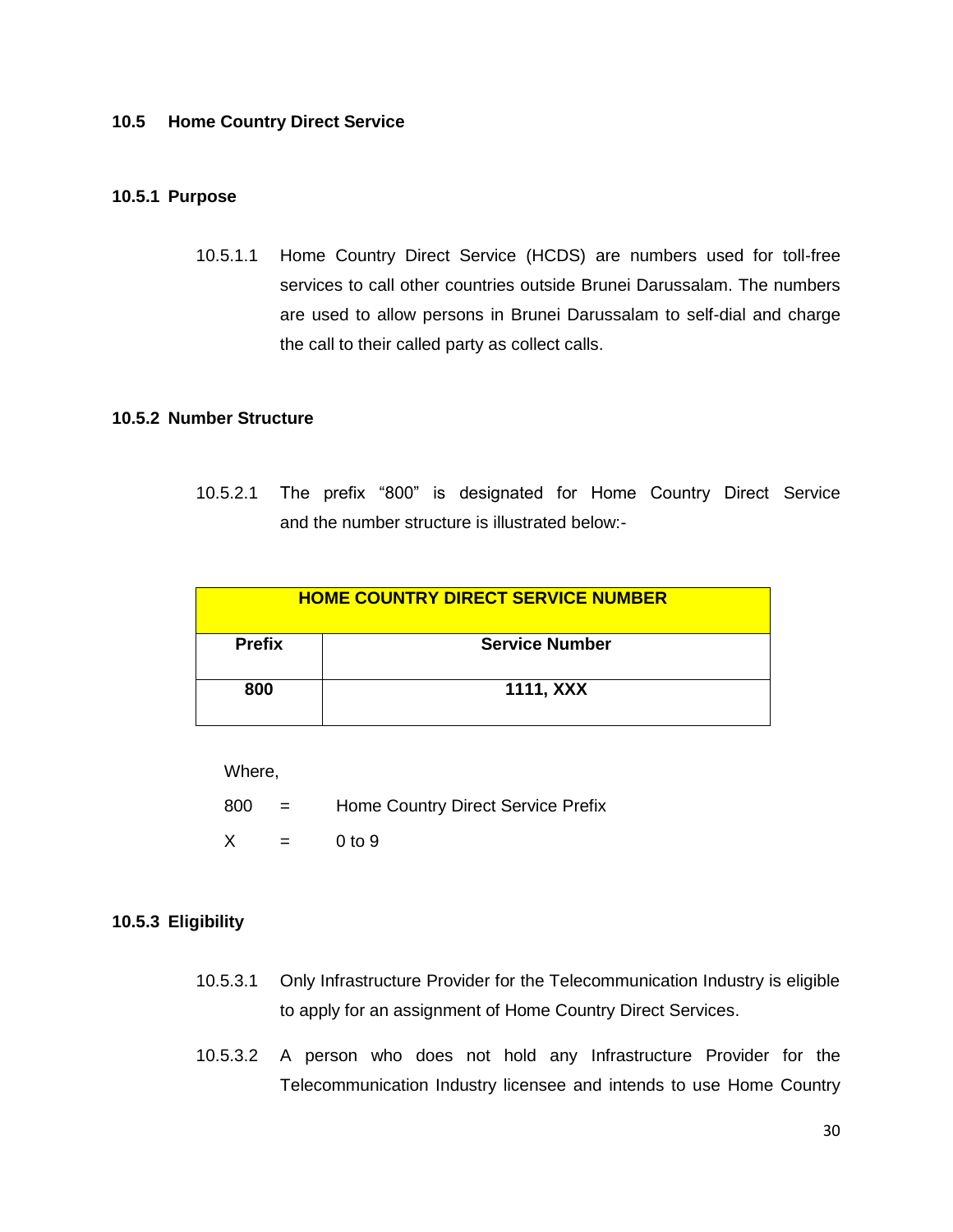### 10.5 Home Country Direct Service

#### 10.5.1 Purpose

10.5.1.1 Home Country Direct Service (HCDS) are numbers used for toll-free services to call other countries outside Brunei Darussalam. The numbers are used to allow persons in Brunei Darussalam to self-dial and charge the call to their called party as collect calls.

#### 10.5.2 Number Structure

10.5.2.1 The prefix "800" is designated for Home Country Direct Service and the number structure is illustrated below:-

| HOME COUNTRY DIRECT SERVICE NUMBER | |
|---|---|
| **Prefix** | **Service Number** |
| **800** | **1111, XXX** |

Where,

800 = Home Country Direct Service Prefix

X = 0 to 9

#### 10.5.3 Eligibility

10.5.3.1 Only Infrastructure Provider for the Telecommunication Industry is eligible to apply for an assignment of Home Country Direct Services.

10.5.3.2 A person who does not hold any Infrastructure Provider for the Telecommunication Industry licensee and intends to use Home Country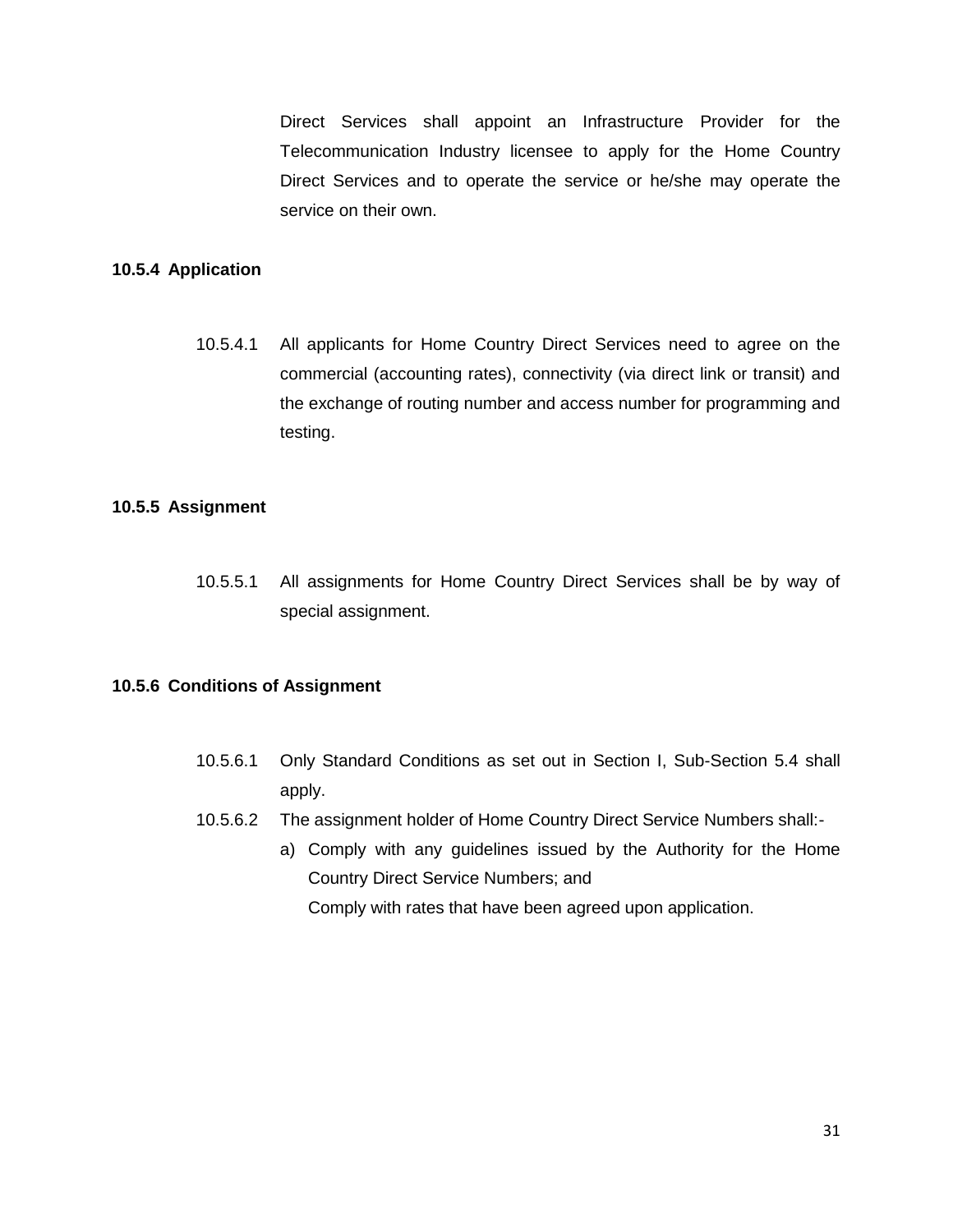Direct Services shall appoint an Infrastructure Provider for the Telecommunication Industry licensee to apply for the Home Country Direct Services and to operate the service or he/she may operate the service on their own.

**10.5.4 Application**

10.5.4.1 All applicants for Home Country Direct Services need to agree on the commercial (accounting rates), connectivity (via direct link or transit) and the exchange of routing number and access number for programming and testing.

**10.5.5 Assignment**

10.5.5.1 All assignments for Home Country Direct Services shall be by way of special assignment.

**10.5.6 Conditions of Assignment**

10.5.6.1 Only Standard Conditions as set out in Section I, Sub-Section 5.4 shall apply.

10.5.6.2 The assignment holder of Home Country Direct Service Numbers shall:-

a) Comply with any guidelines issued by the Authority for the Home Country Direct Service Numbers; and
   Comply with rates that have been agreed upon application.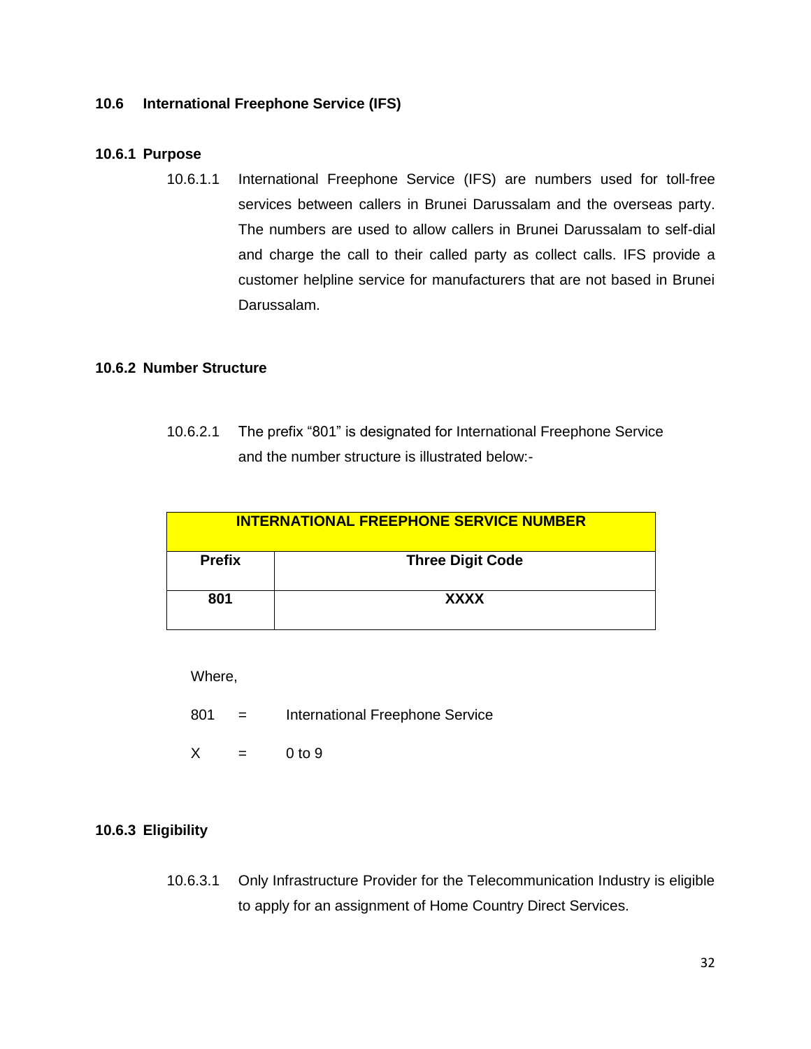### 10.6 International Freephone Service (IFS)

#### 10.6.1 Purpose

10.6.1.1 International Freephone Service (IFS) are numbers used for toll-free services between callers in Brunei Darussalam and the overseas party. The numbers are used to allow callers in Brunei Darussalam to self-dial and charge the call to their called party as collect calls. IFS provide a customer helpline service for manufacturers that are not based in Brunei Darussalam.

#### 10.6.2 Number Structure

10.6.2.1 The prefix "801" is designated for International Freephone Service and the number structure is illustrated below:-

| INTERNATIONAL FREEPHONE SERVICE NUMBER | |
|---|---|
| **Prefix** | **Three Digit Code** |
| **801** | **XXXX** |

Where,

801 = International Freephone Service

X = 0 to 9

#### 10.6.3 Eligibility

10.6.3.1 Only Infrastructure Provider for the Telecommunication Industry is eligible to apply for an assignment of Home Country Direct Services.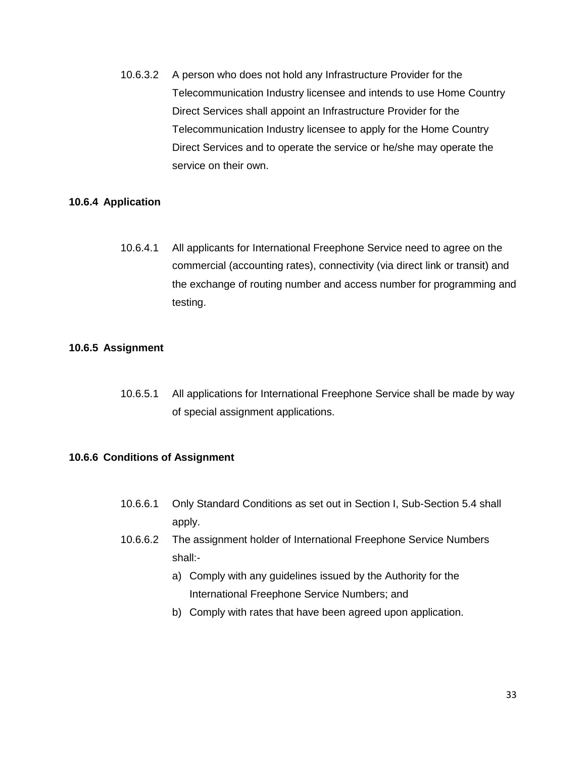10.6.3.2 A person who does not hold any Infrastructure Provider for the Telecommunication Industry licensee and intends to use Home Country Direct Services shall appoint an Infrastructure Provider for the Telecommunication Industry licensee to apply for the Home Country Direct Services and to operate the service or he/she may operate the service on their own.

### 10.6.4 Application

10.6.4.1 All applicants for International Freephone Service need to agree on the commercial (accounting rates), connectivity (via direct link or transit) and the exchange of routing number and access number for programming and testing.

### 10.6.5 Assignment

10.6.5.1 All applications for International Freephone Service shall be made by way of special assignment applications.

### 10.6.6 Conditions of Assignment

10.6.6.1 Only Standard Conditions as set out in Section I, Sub-Section 5.4 shall apply.

10.6.6.2 The assignment holder of International Freephone Service Numbers shall:-

a) Comply with any guidelines issued by the Authority for the International Freephone Service Numbers; and
b) Comply with rates that have been agreed upon application.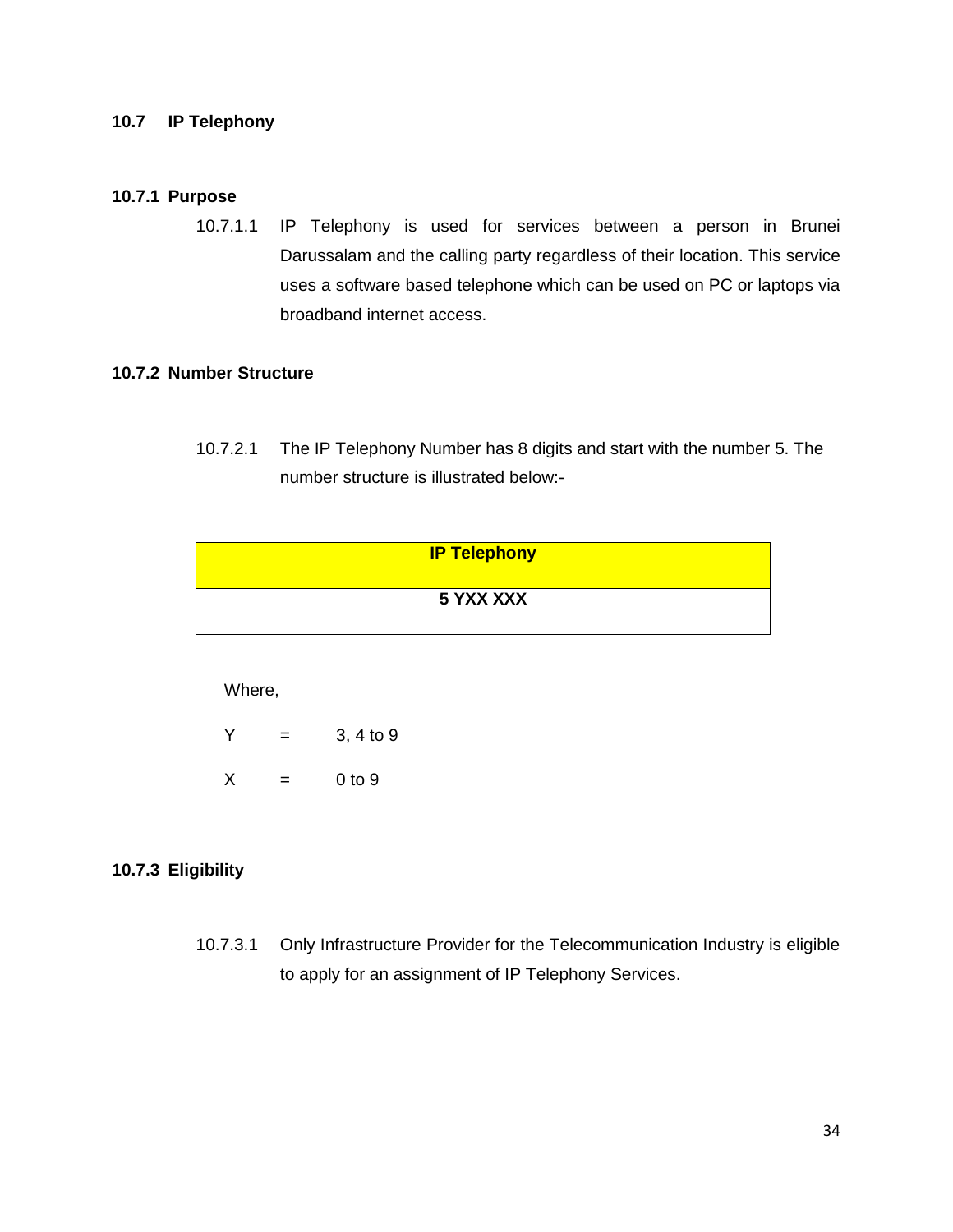## 10.7 IP Telephony

### 10.7.1 Purpose

10.7.1.1 IP Telephony is used for services between a person in Brunei Darussalam and the calling party regardless of their location. This service uses a software based telephone which can be used on PC or laptops via broadband internet access.

### 10.7.2 Number Structure

10.7.2.1 The IP Telephony Number has 8 digits and start with the number 5. The number structure is illustrated below:-

| **IP Telephony** |
| --- |
| **5 YXX XXX** |

Where,

Y = 3, 4 to 9

X = 0 to 9

### 10.7.3 Eligibility

10.7.3.1 Only Infrastructure Provider for the Telecommunication Industry is eligible to apply for an assignment of IP Telephony Services.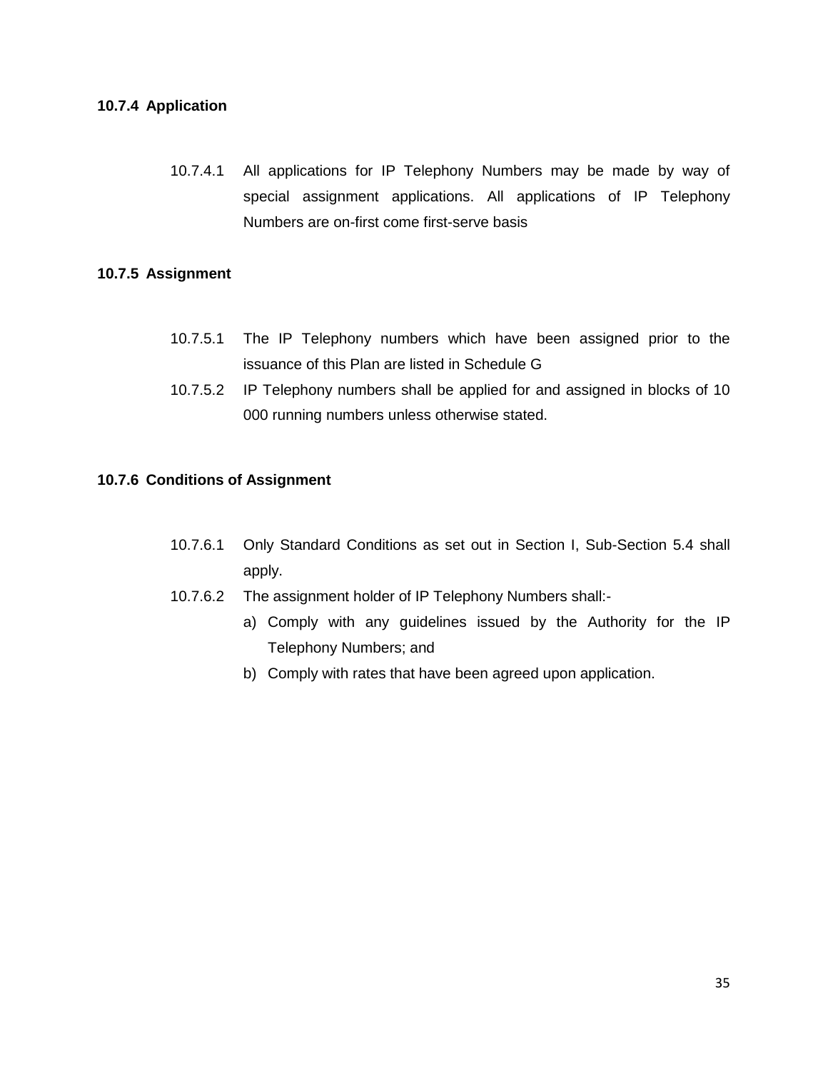### 10.7.4 Application

10.7.4.1 All applications for IP Telephony Numbers may be made by way of special assignment applications. All applications of IP Telephony Numbers are on-first come first-serve basis

### 10.7.5 Assignment

10.7.5.1 The IP Telephony numbers which have been assigned prior to the issuance of this Plan are listed in Schedule G

10.7.5.2 IP Telephony numbers shall be applied for and assigned in blocks of 10 000 running numbers unless otherwise stated.

### 10.7.6 Conditions of Assignment

10.7.6.1 Only Standard Conditions as set out in Section I, Sub-Section 5.4 shall apply.

10.7.6.2 The assignment holder of IP Telephony Numbers shall:-

a) Comply with any guidelines issued by the Authority for the IP Telephony Numbers; and
b) Comply with rates that have been agreed upon application.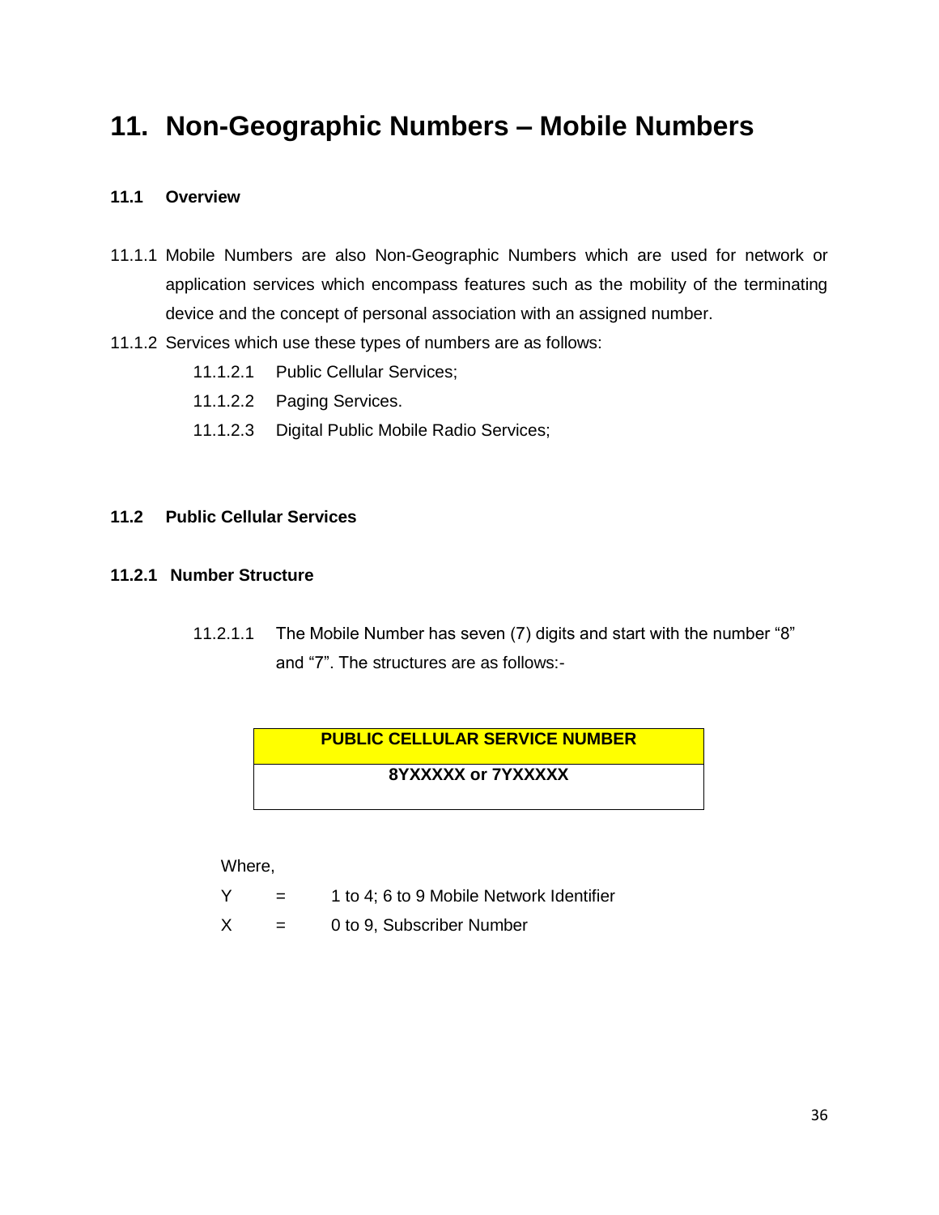# 11. Non-Geographic Numbers – Mobile Numbers

## 11.1 Overview

11.1.1 Mobile Numbers are also Non-Geographic Numbers which are used for network or application services which encompass features such as the mobility of the terminating device and the concept of personal association with an assigned number.

11.1.2 Services which use these types of numbers are as follows:

- 11.1.2.1 Public Cellular Services;
- 11.1.2.2 Paging Services.
- 11.1.2.3 Digital Public Mobile Radio Services;

## 11.2 Public Cellular Services

### 11.2.1 Number Structure

11.2.1.1 The Mobile Number has seven (7) digits and start with the number "8" and "7". The structures are as follows:-

| PUBLIC CELLULAR SERVICE NUMBER |
|---|
| **8YXXXXX or 7YXXXXX** |

Where,

| | | |
|---|---|---|
| Y | = | 1 to 4; 6 to 9 Mobile Network Identifier |
| X | = | 0 to 9, Subscriber Number |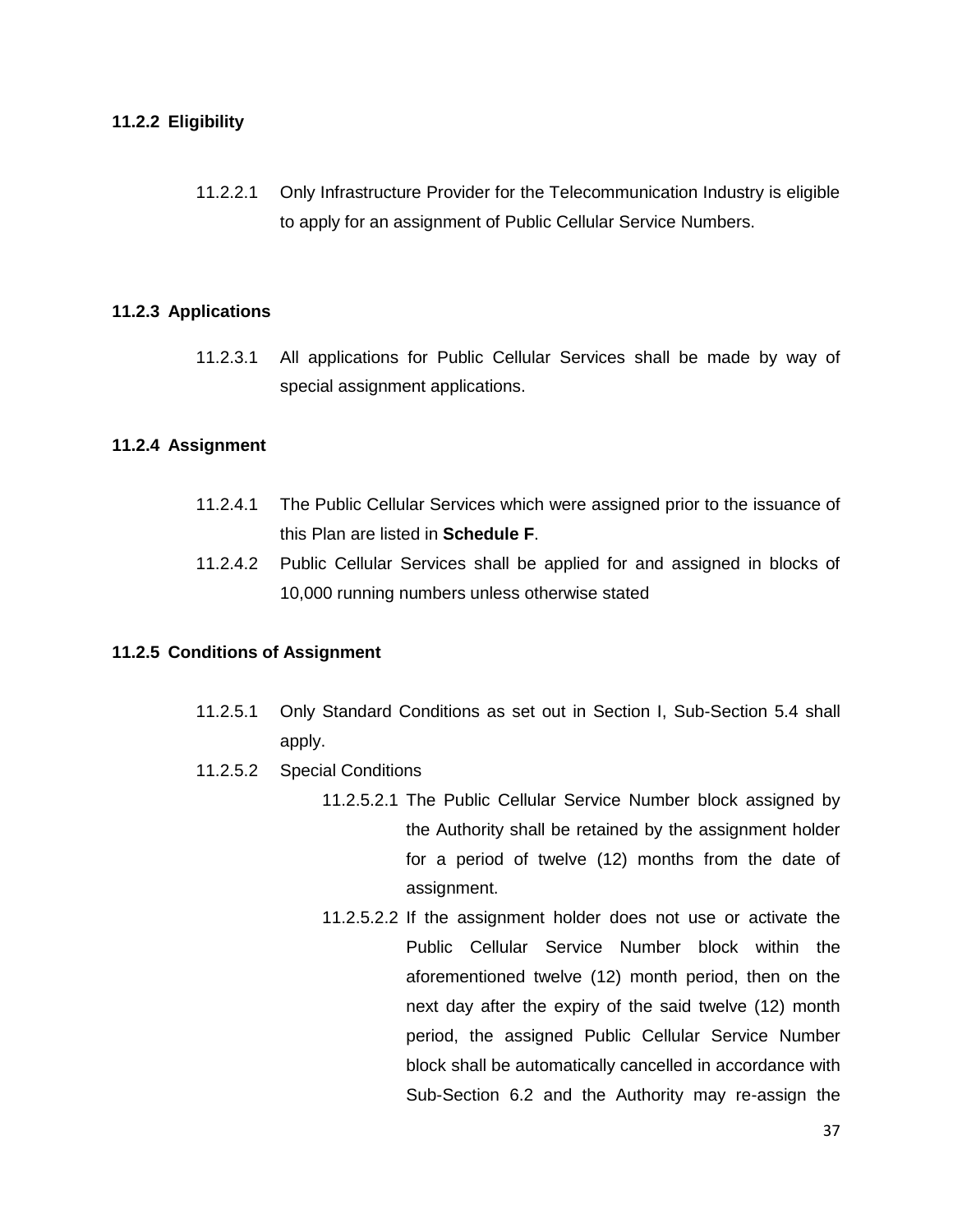### 11.2.2 Eligibility

11.2.2.1 Only Infrastructure Provider for the Telecommunication Industry is eligible to apply for an assignment of Public Cellular Service Numbers.

### 11.2.3 Applications

11.2.3.1 All applications for Public Cellular Services shall be made by way of special assignment applications.

### 11.2.4 Assignment

11.2.4.1 The Public Cellular Services which were assigned prior to the issuance of this Plan are listed in **Schedule F**.

11.2.4.2 Public Cellular Services shall be applied for and assigned in blocks of 10,000 running numbers unless otherwise stated

### 11.2.5 Conditions of Assignment

11.2.5.1 Only Standard Conditions as set out in Section I, Sub-Section 5.4 shall apply.

11.2.5.2 Special Conditions

11.2.5.2.1 The Public Cellular Service Number block assigned by the Authority shall be retained by the assignment holder for a period of twelve (12) months from the date of assignment.

11.2.5.2.2 If the assignment holder does not use or activate the Public Cellular Service Number block within the aforementioned twelve (12) month period, then on the next day after the expiry of the said twelve (12) month period, the assigned Public Cellular Service Number block shall be automatically cancelled in accordance with Sub-Section 6.2 and the Authority may re-assign the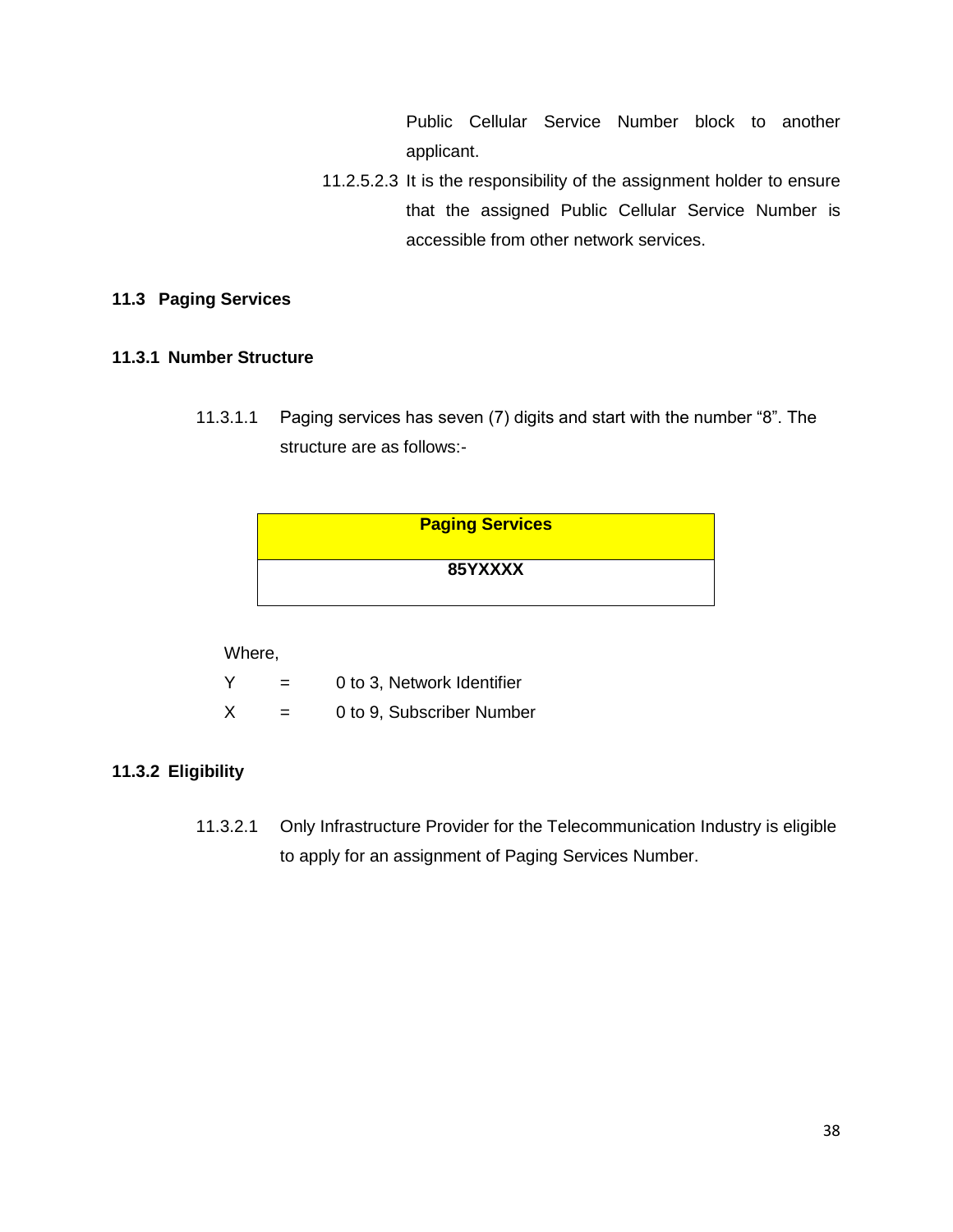Public Cellular Service Number block to another applicant.

11.2.5.2.3 It is the responsibility of the assignment holder to ensure that the assigned Public Cellular Service Number is accessible from other network services.

## 11.3 Paging Services

### 11.3.1 Number Structure

11.3.1.1 Paging services has seven (7) digits and start with the number “8”. The structure are as follows:-

| Paging Services |
| --- |
| **85YXXXX** |

Where,

Y = 0 to 3, Network Identifier

X = 0 to 9, Subscriber Number

### 11.3.2 Eligibility

11.3.2.1 Only Infrastructure Provider for the Telecommunication Industry is eligible to apply for an assignment of Paging Services Number.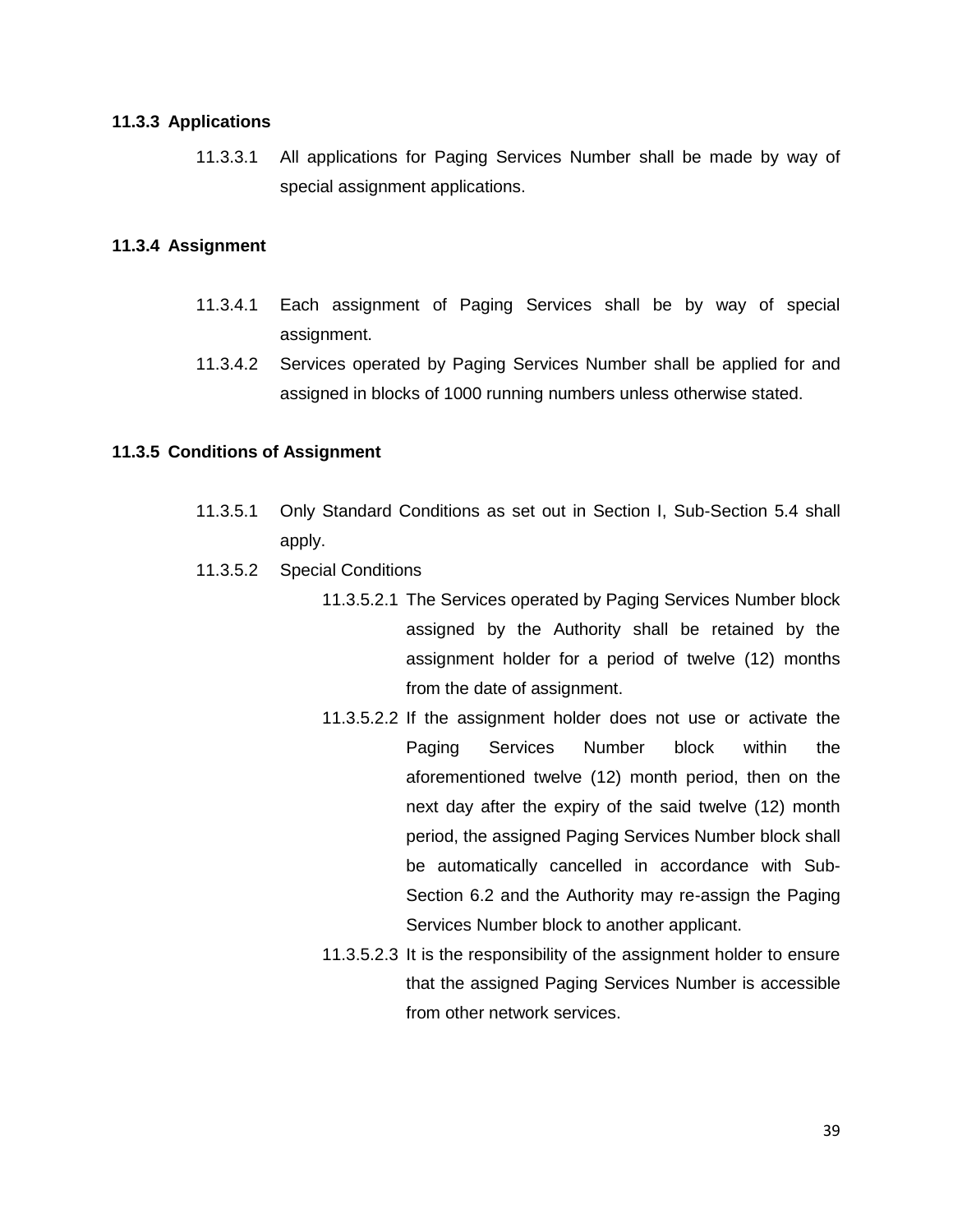### 11.3.3 Applications

11.3.3.1 All applications for Paging Services Number shall be made by way of special assignment applications.

### 11.3.4 Assignment

11.3.4.1 Each assignment of Paging Services shall be by way of special assignment.

11.3.4.2 Services operated by Paging Services Number shall be applied for and assigned in blocks of 1000 running numbers unless otherwise stated.

### 11.3.5 Conditions of Assignment

11.3.5.1 Only Standard Conditions as set out in Section I, Sub-Section 5.4 shall apply.

11.3.5.2 Special Conditions

11.3.5.2.1 The Services operated by Paging Services Number block assigned by the Authority shall be retained by the assignment holder for a period of twelve (12) months from the date of assignment.

11.3.5.2.2 If the assignment holder does not use or activate the Paging Services Number block within the aforementioned twelve (12) month period, then on the next day after the expiry of the said twelve (12) month period, the assigned Paging Services Number block shall be automatically cancelled in accordance with Sub-Section 6.2 and the Authority may re-assign the Paging Services Number block to another applicant.

11.3.5.2.3 It is the responsibility of the assignment holder to ensure that the assigned Paging Services Number is accessible from other network services.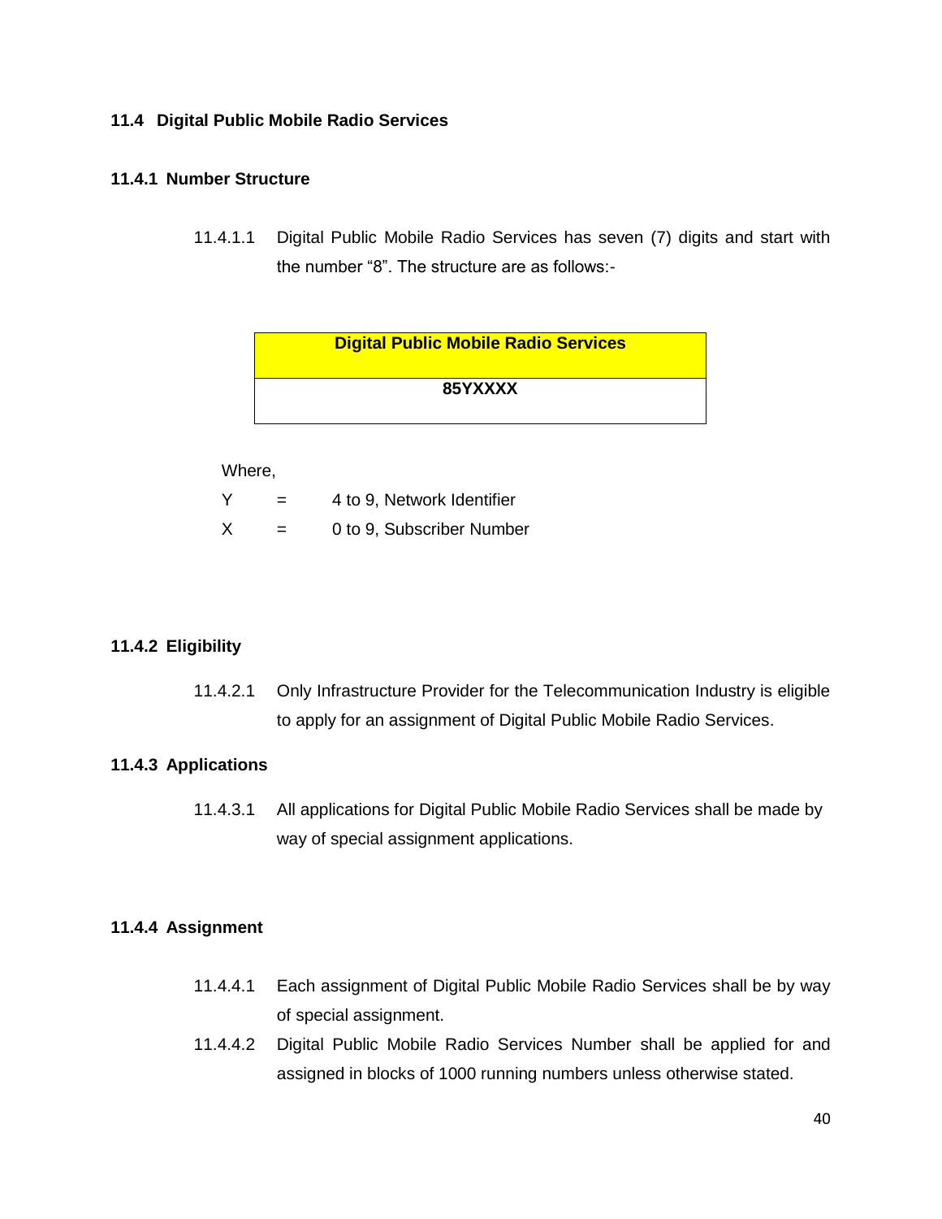### 11.4 Digital Public Mobile Radio Services

#### 11.4.1 Number Structure

11.4.1.1 Digital Public Mobile Radio Services has seven (7) digits and start with the number "8". The structure are as follows:-

| Digital Public Mobile Radio Services |
| --- |
| **85YXXXX** |

Where,

Y = 4 to 9, Network Identifier

X = 0 to 9, Subscriber Number

#### 11.4.2 Eligibility

11.4.2.1 Only Infrastructure Provider for the Telecommunication Industry is eligible to apply for an assignment of Digital Public Mobile Radio Services.

#### 11.4.3 Applications

11.4.3.1 All applications for Digital Public Mobile Radio Services shall be made by way of special assignment applications.

#### 11.4.4 Assignment

11.4.4.1 Each assignment of Digital Public Mobile Radio Services shall be by way of special assignment.

11.4.4.2 Digital Public Mobile Radio Services Number shall be applied for and assigned in blocks of 1000 running numbers unless otherwise stated.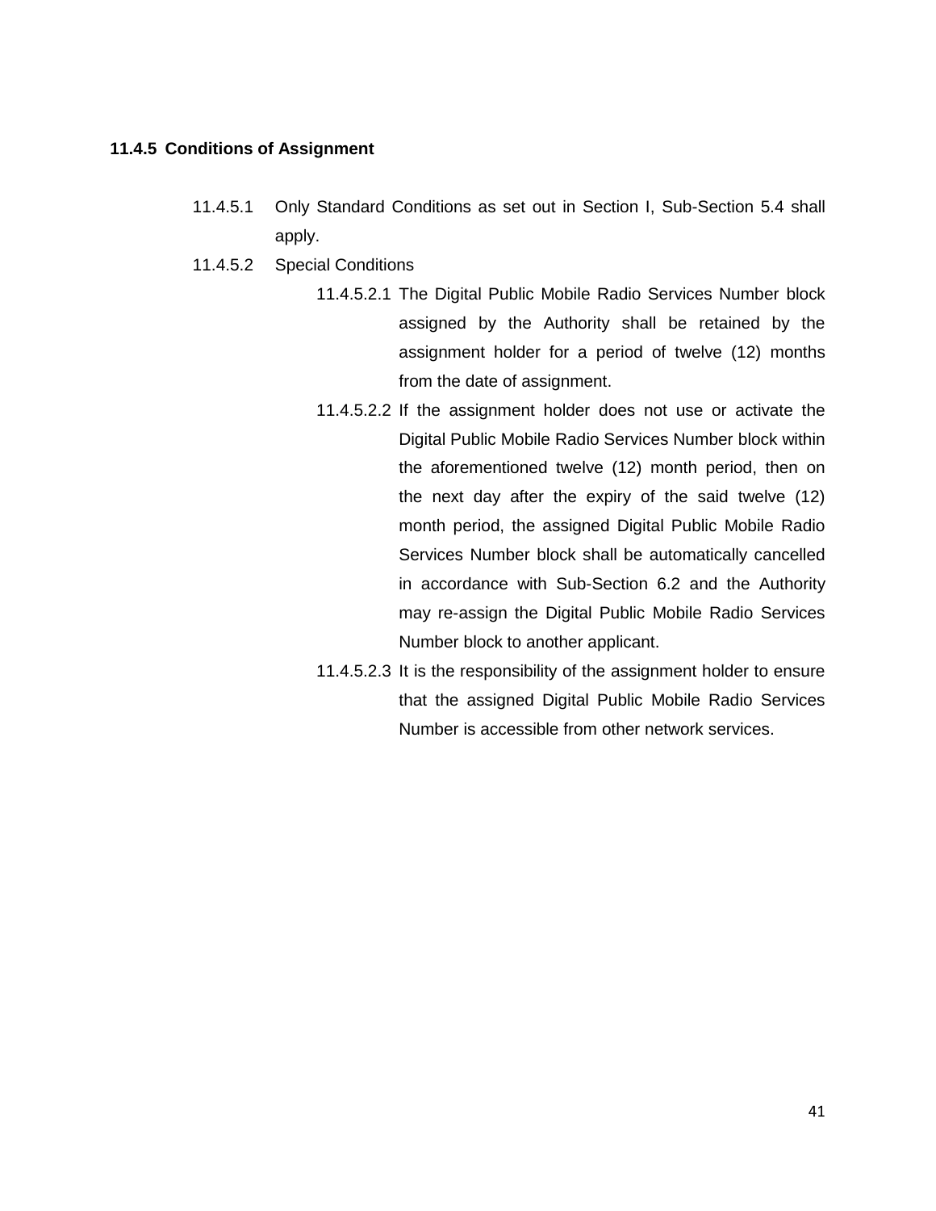### 11.4.5 Conditions of Assignment

11.4.5.1 Only Standard Conditions as set out in Section I, Sub-Section 5.4 shall apply.

11.4.5.2 Special Conditions

11.4.5.2.1 The Digital Public Mobile Radio Services Number block assigned by the Authority shall be retained by the assignment holder for a period of twelve (12) months from the date of assignment.

11.4.5.2.2 If the assignment holder does not use or activate the Digital Public Mobile Radio Services Number block within the aforementioned twelve (12) month period, then on the next day after the expiry of the said twelve (12) month period, the assigned Digital Public Mobile Radio Services Number block shall be automatically cancelled in accordance with Sub-Section 6.2 and the Authority may re-assign the Digital Public Mobile Radio Services Number block to another applicant.

11.4.5.2.3 It is the responsibility of the assignment holder to ensure that the assigned Digital Public Mobile Radio Services Number is accessible from other network services.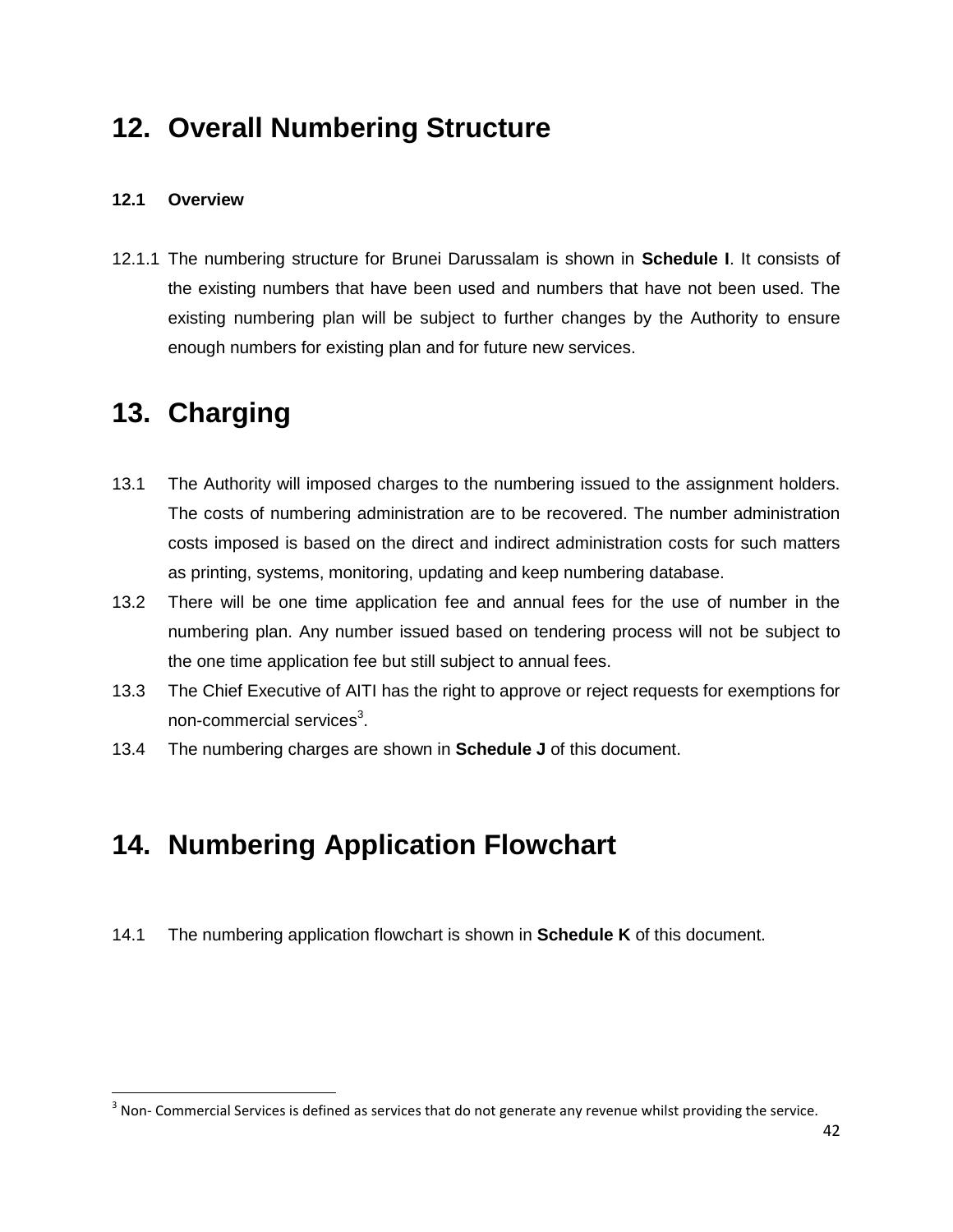# 12. Overall Numbering Structure

### 12.1 Overview

12.1.1 The numbering structure for Brunei Darussalam is shown in **Schedule I**. It consists of the existing numbers that have been used and numbers that have not been used. The existing numbering plan will be subject to further changes by the Authority to ensure enough numbers for existing plan and for future new services.

# 13. Charging

13.1 The Authority will imposed charges to the numbering issued to the assignment holders. The costs of numbering administration are to be recovered. The number administration costs imposed is based on the direct and indirect administration costs for such matters as printing, systems, monitoring, updating and keep numbering database.

13.2 There will be one time application fee and annual fees for the use of number in the numbering plan. Any number issued based on tendering process will not be subject to the one time application fee but still subject to annual fees.

13.3 The Chief Executive of AITI has the right to approve or reject requests for exemptions for non-commercial services[3].

13.4 The numbering charges are shown in **Schedule J** of this document.

# 14. Numbering Application Flowchart

14.1 The numbering application flowchart is shown in **Schedule K** of this document.

[3] Non- Commercial Services is defined as services that do not generate any revenue whilst providing the service.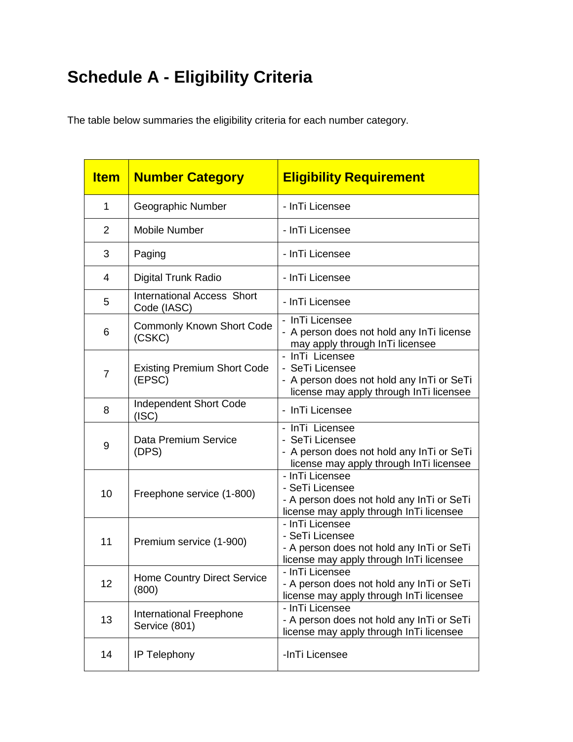# Schedule A - Eligibility Criteria

The table below summaries the eligibility criteria for each number category.

| Item | Number Category | Eligibility Requirement |
|---|---|---|
| 1 | Geographic Number | - InTi Licensee |
| 2 | Mobile Number | - InTi Licensee |
| 3 | Paging | - InTi Licensee |
| 4 | Digital Trunk Radio | - InTi Licensee |
| 5 | International Access Short Code (IASC) | - InTi Licensee |
| 6 | Commonly Known Short Code (CSKC) | - InTi Licensee<br>- A person does not hold any InTi license may apply through InTi licensee |
| 7 | Existing Premium Short Code (EPSC) | - InTi Licensee<br>- SeTi Licensee<br>- A person does not hold any InTi or SeTi license may apply through InTi licensee |
| 8 | Independent Short Code (ISC) | - InTi Licensee |
| 9 | Data Premium Service (DPS) | - InTi Licensee<br>- SeTi Licensee<br>- A person does not hold any InTi or SeTi license may apply through InTi licensee |
| 10 | Freephone service (1-800) | - InTi Licensee<br>- SeTi Licensee<br>- A person does not hold any InTi or SeTi license may apply through InTi licensee |
| 11 | Premium service (1-900) | - InTi Licensee<br>- SeTi Licensee<br>- A person does not hold any InTi or SeTi license may apply through InTi licensee |
| 12 | Home Country Direct Service (800) | - InTi Licensee<br>- A person does not hold any InTi or SeTi license may apply through InTi licensee |
| 13 | International Freephone Service (801) | - InTi Licensee<br>- A person does not hold any InTi or SeTi license may apply through InTi licensee |
| 14 | IP Telephony | -InTi Licensee |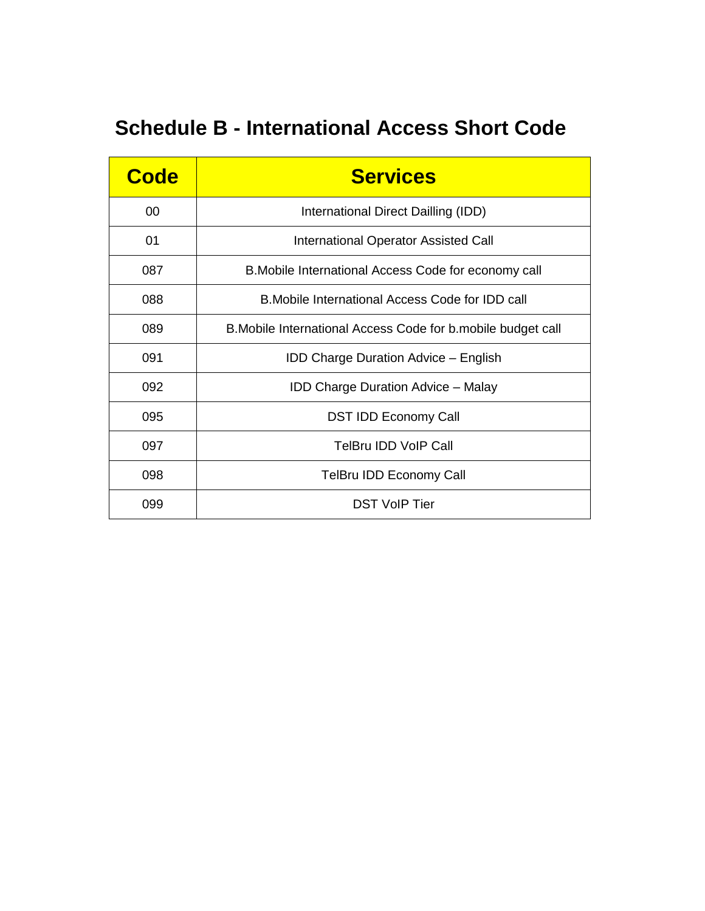# Schedule B - International Access Short Code

| Code | Services |
| --- | --- |
| 00 | International Direct Dailling (IDD) |
| 01 | International Operator Assisted Call |
| 087 | B.Mobile International Access Code for economy call |
| 088 | B.Mobile International Access Code for IDD call |
| 089 | B.Mobile International Access Code for b.mobile budget call |
| 091 | IDD Charge Duration Advice – English |
| 092 | IDD Charge Duration Advice – Malay |
| 095 | DST IDD Economy Call |
| 097 | TelBru IDD VoIP Call |
| 098 | TelBru IDD Economy Call |
| 099 | DST VoIP Tier |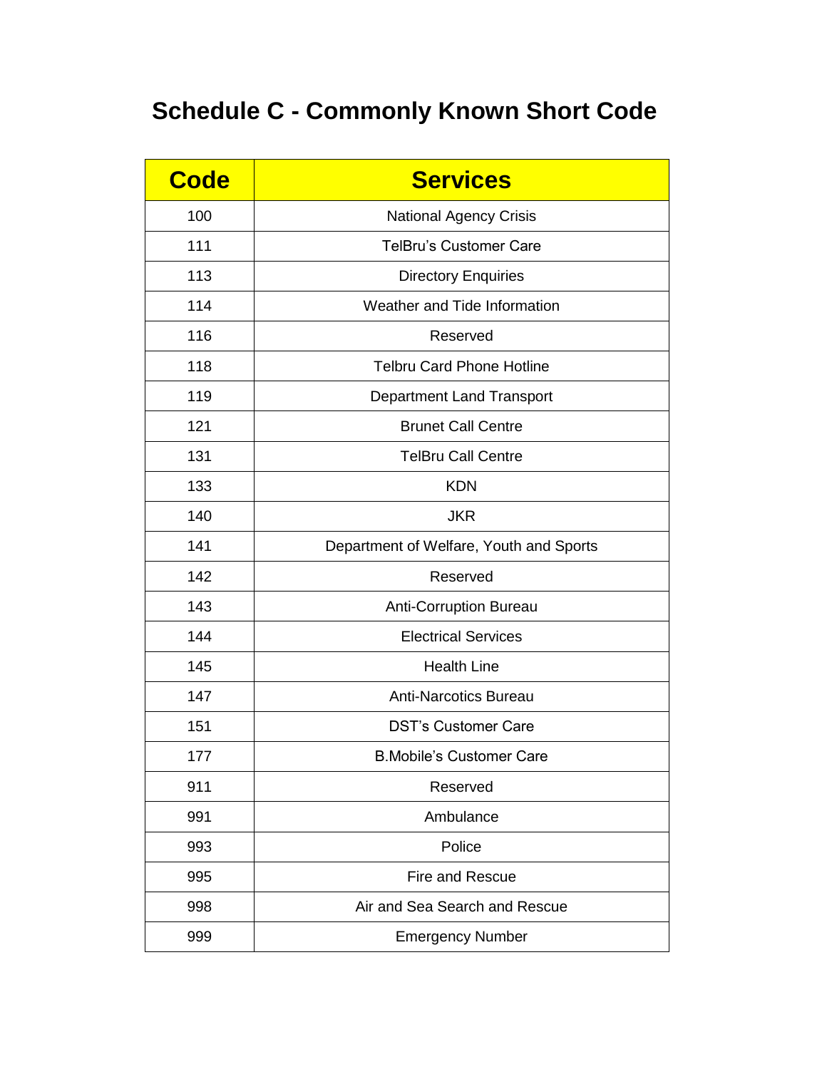# Schedule C - Commonly Known Short Code

| Code | Services |
| --- | --- |
| 100 | National Agency Crisis |
| 111 | TelBru's Customer Care |
| 113 | Directory Enquiries |
| 114 | Weather and Tide Information |
| 116 | Reserved |
| 118 | Telbru Card Phone Hotline |
| 119 | Department Land Transport |
| 121 | Brunet Call Centre |
| 131 | TelBru Call Centre |
| 133 | KDN |
| 140 | JKR |
| 141 | Department of Welfare, Youth and Sports |
| 142 | Reserved |
| 143 | Anti-Corruption Bureau |
| 144 | Electrical Services |
| 145 | Health Line |
| 147 | Anti-Narcotics Bureau |
| 151 | DST's Customer Care |
| 177 | B.Mobile's Customer Care |
| 911 | Reserved |
| 991 | Ambulance |
| 993 | Police |
| 995 | Fire and Rescue |
| 998 | Air and Sea Search and Rescue |
| 999 | Emergency Number |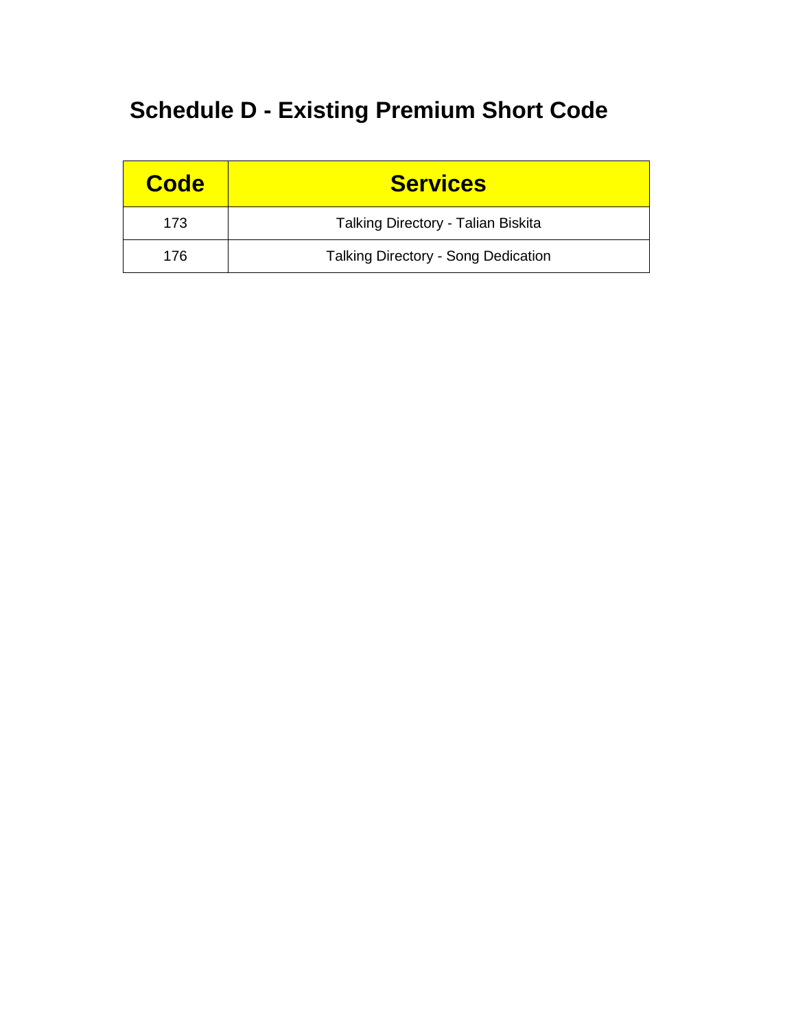# Schedule D - Existing Premium Short Code

| Code | Services |
| --- | --- |
| 173 | Talking Directory - Talian Biskita |
| 176 | Talking Directory - Song Dedication |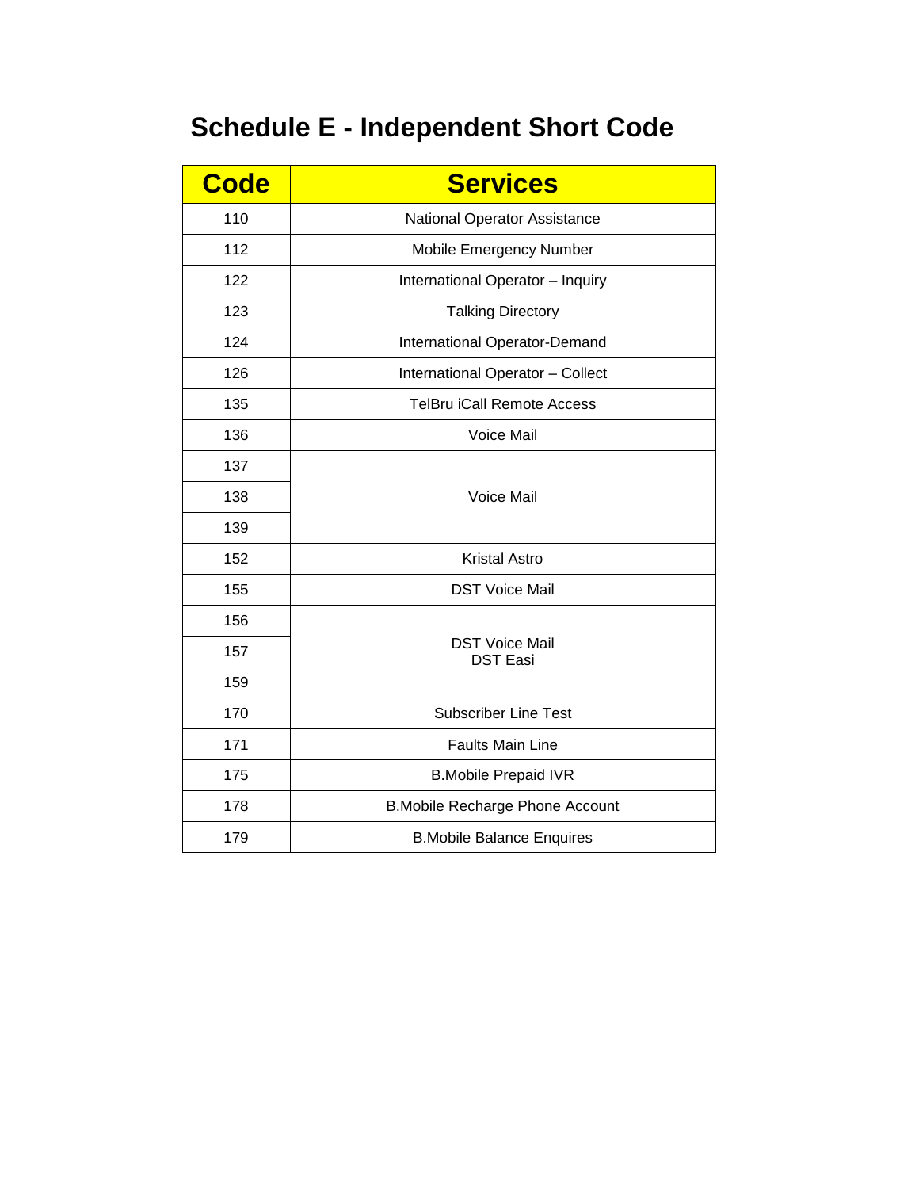# Schedule E - Independent Short Code

| Code | Services |
|---|---|
| 110 | National Operator Assistance |
| 112 | Mobile Emergency Number |
| 122 | International Operator – Inquiry |
| 123 | Talking Directory |
| 124 | International Operator-Demand |
| 126 | International Operator – Collect |
| 135 | TelBru iCall Remote Access |
| 136 | Voice Mail |
| 137 | Voice Mail |
| 138 | |
| 139 | |
| 152 | Kristal Astro |
| 155 | DST Voice Mail |
| 156 | DST Voice Mail<br>DST Easi |
| 157 | |
| 159 | |
| 170 | Subscriber Line Test |
| 171 | Faults Main Line |
| 175 | B.Mobile Prepaid IVR |
| 178 | B.Mobile Recharge Phone Account |
| 179 | B.Mobile Balance Enquires |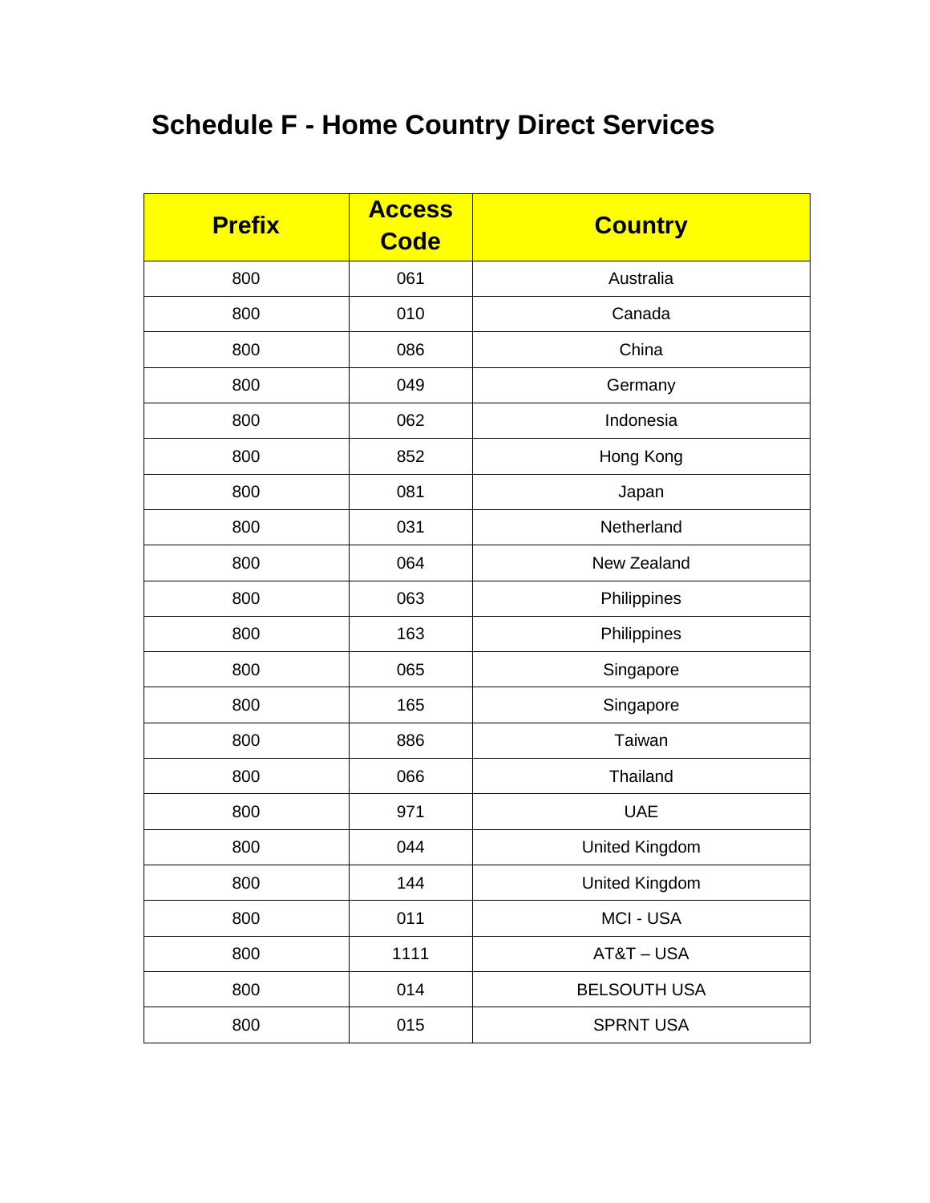# Schedule F - Home Country Direct Services

| Prefix | Access Code | Country |
|---|---|---|
| 800 | 061 | Australia |
| 800 | 010 | Canada |
| 800 | 086 | China |
| 800 | 049 | Germany |
| 800 | 062 | Indonesia |
| 800 | 852 | Hong Kong |
| 800 | 081 | Japan |
| 800 | 031 | Netherland |
| 800 | 064 | New Zealand |
| 800 | 063 | Philippines |
| 800 | 163 | Philippines |
| 800 | 065 | Singapore |
| 800 | 165 | Singapore |
| 800 | 886 | Taiwan |
| 800 | 066 | Thailand |
| 800 | 971 | UAE |
| 800 | 044 | United Kingdom |
| 800 | 144 | United Kingdom |
| 800 | 011 | MCI - USA |
| 800 | 1111 | AT&T – USA |
| 800 | 014 | BELSOUTH USA |
| 800 | 015 | SPRNT USA |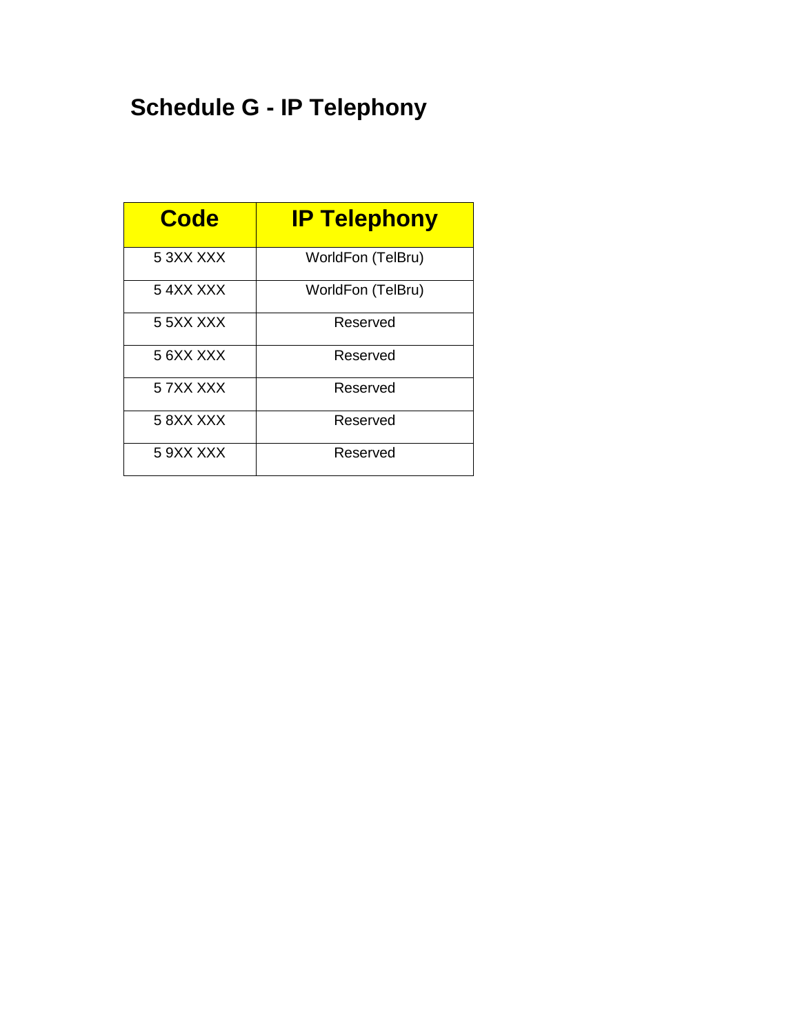# Schedule G - IP Telephony

| Code | IP Telephony |
|---|---|
| 5 3XX XXX | WorldFon (TelBru) |
| 5 4XX XXX | WorldFon (TelBru) |
| 5 5XX XXX | Reserved |
| 5 6XX XXX | Reserved |
| 5 7XX XXX | Reserved |
| 5 8XX XXX | Reserved |
| 5 9XX XXX | Reserved |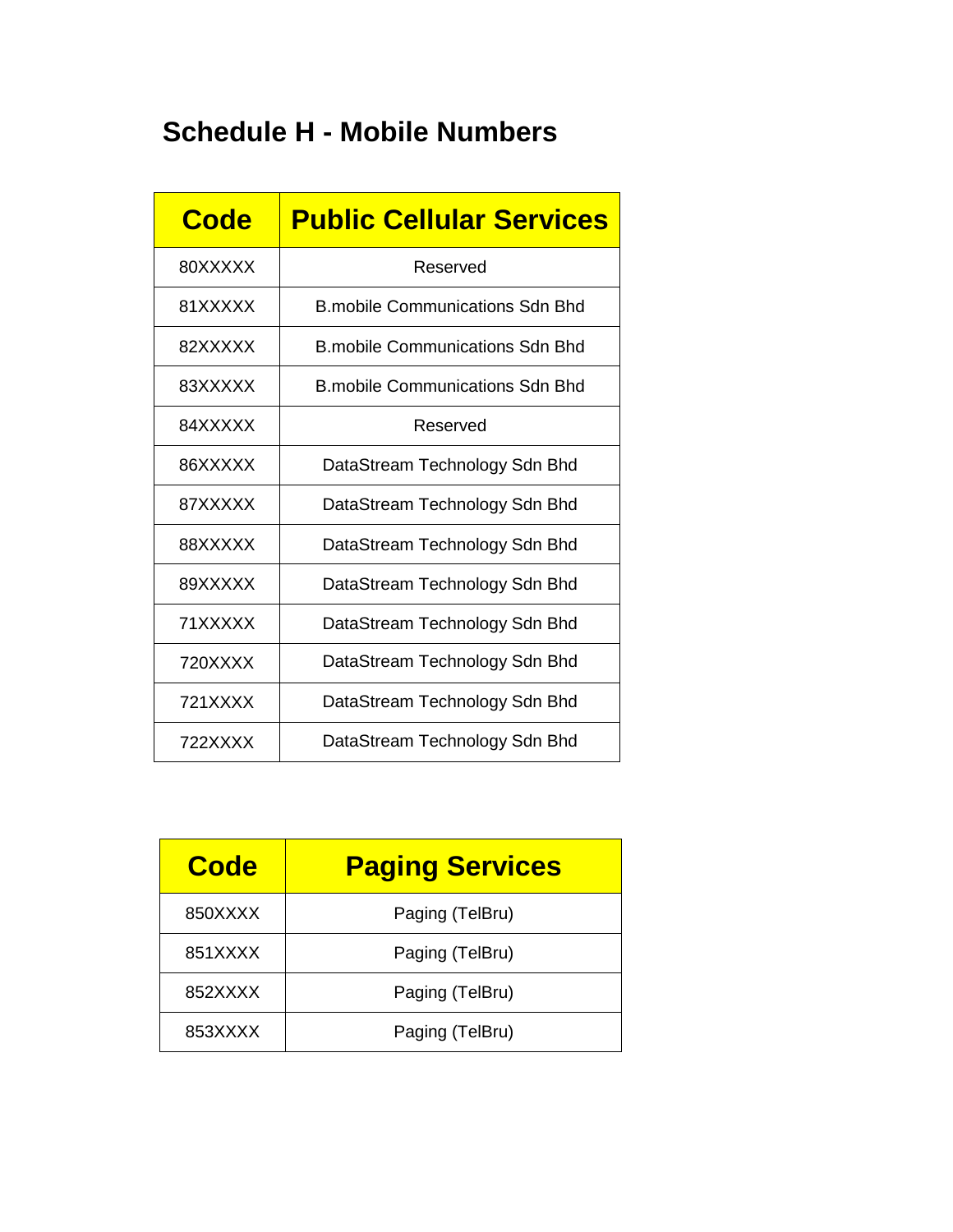## Schedule H - Mobile Numbers

| Code | Public Cellular Services |
|---|---|
| 80XXXXX | Reserved |
| 81XXXXX | B.mobile Communications Sdn Bhd |
| 82XXXXX | B.mobile Communications Sdn Bhd |
| 83XXXXX | B.mobile Communications Sdn Bhd |
| 84XXXXX | Reserved |
| 86XXXXX | DataStream Technology Sdn Bhd |
| 87XXXXX | DataStream Technology Sdn Bhd |
| 88XXXXX | DataStream Technology Sdn Bhd |
| 89XXXXX | DataStream Technology Sdn Bhd |
| 71XXXXX | DataStream Technology Sdn Bhd |
| 720XXXX | DataStream Technology Sdn Bhd |
| 721XXXX | DataStream Technology Sdn Bhd |
| 722XXXX | DataStream Technology Sdn Bhd |

| Code | Paging Services |
|---|---|
| 850XXXX | Paging (TelBru) |
| 851XXXX | Paging (TelBru) |
| 852XXXX | Paging (TelBru) |
| 853XXXX | Paging (TelBru) |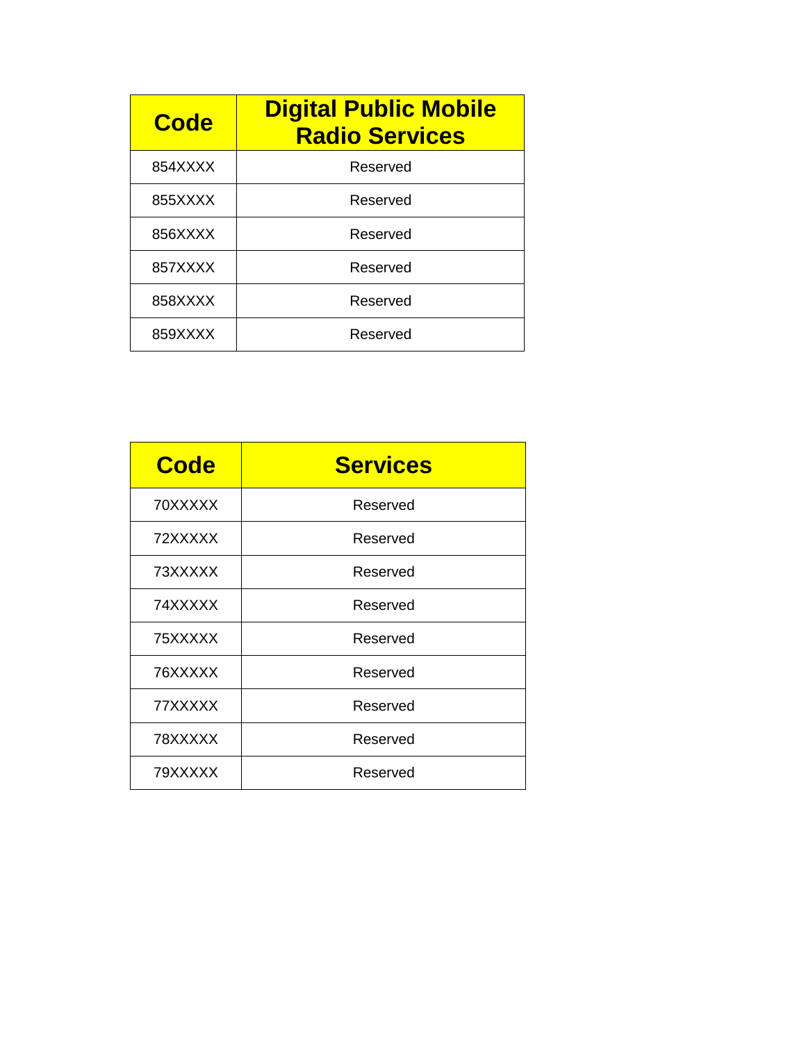| Code | Digital Public Mobile Radio Services |
|---|---|
| 854XXXX | Reserved |
| 855XXXX | Reserved |
| 856XXXX | Reserved |
| 857XXXX | Reserved |
| 858XXXX | Reserved |
| 859XXXX | Reserved |

| Code | Services |
|---|---|
| 70XXXXX | Reserved |
| 72XXXXX | Reserved |
| 73XXXXX | Reserved |
| 74XXXXX | Reserved |
| 75XXXXX | Reserved |
| 76XXXXX | Reserved |
| 77XXXXX | Reserved |
| 78XXXXX | Reserved |
| 79XXXXX | Reserved |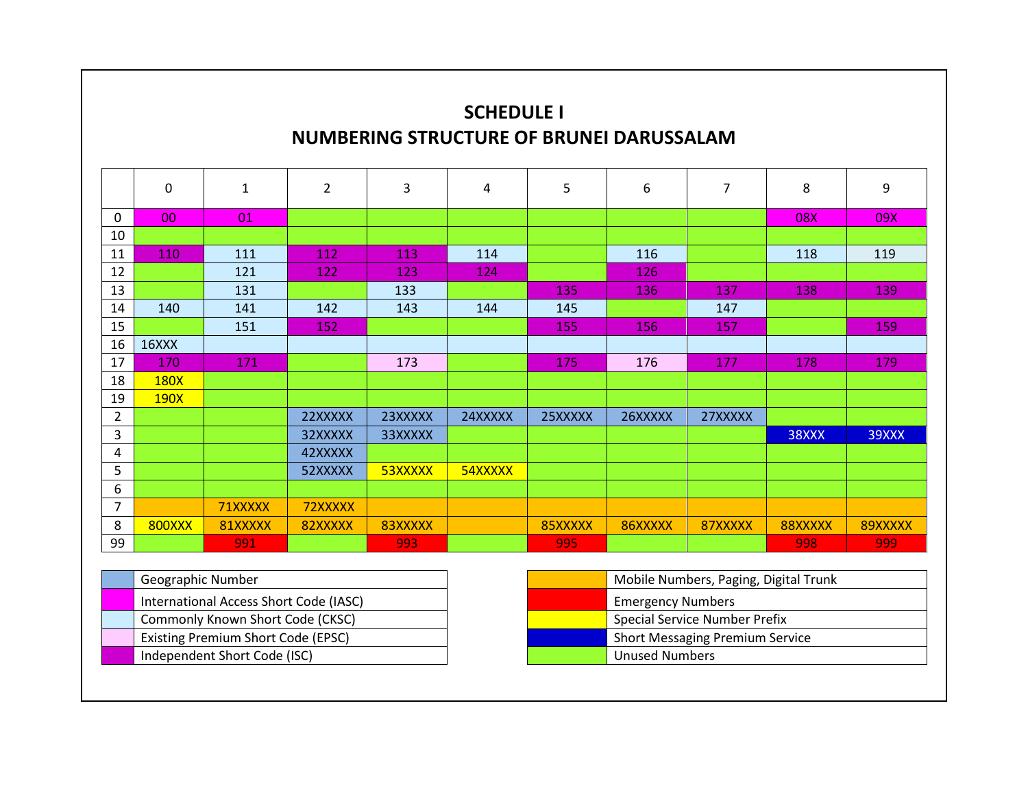# SCHEDULE I
## NUMBERING STRUCTURE OF BRUNEI DARUSSALAM

| | 0 | 1 | 2 | 3 | 4 | 5 | 6 | 7 | 8 | 9 |
|---|---|---|---|---|---|---|---|---|---|---|
| 0 | 00 | 01 | | | | | | | 08X | 09X |
| 10 | | | | | | | | | | |
| 11 | 110 | 111 | 112 | 113 | 114 | | 116 | | 118 | 119 |
| 12 | | 121 | 122 | 123 | 124 | | 126 | | | |
| 13 | | 131 | | 133 | | 135 | 136 | 137 | 138 | 139 |
| 14 | 140 | 141 | 142 | 143 | 144 | 145 | | 147 | | |
| 15 | | 151 | 152 | | | 155 | 156 | 157 | | 159 |
| 16 | 16XXX | | | | | | | | | |
| 17 | 170 | 171 | | 173 | | 175 | 176 | 177 | 178 | 179 |
| 18 | 180X | | | | | | | | | |
| 19 | 190X | | | | | | | | | |
| 2 | | | 22XXXXX | 23XXXXX | 24XXXXX | 25XXXXX | 26XXXXX | 27XXXXX | | |
| 3 | | | 32XXXXX | 33XXXXX | | | | | 38XXX | 39XXX |
| 4 | | | 42XXXXX | | | | | | | |
| 5 | | | 52XXXXX | 53XXXXX | 54XXXXX | | | | | |
| 6 | | | | | | | | | | |
| 7 | | 71XXXXX | 72XXXXX | | | | | | | |
| 8 | 800XXX | 81XXXXX | 82XXXXX | 83XXXXX | | 85XXXXX | 86XXXXX | 87XXXXX | 88XXXXX | 89XXXXX |
| 99 | | 991 | | 993 | | 995 | | | 998 | 999 |

| Legend | |
|---|---|
| Geographic Number | Mobile Numbers, Paging, Digital Trunk |
| International Access Short Code (IASC) | Emergency Numbers |
| Commonly Known Short Code (CKSC) | Special Service Number Prefix |
| Existing Premium Short Code (EPSC) | Short Messaging Premium Service |
| Independent Short Code (ISC) | Unused Numbers |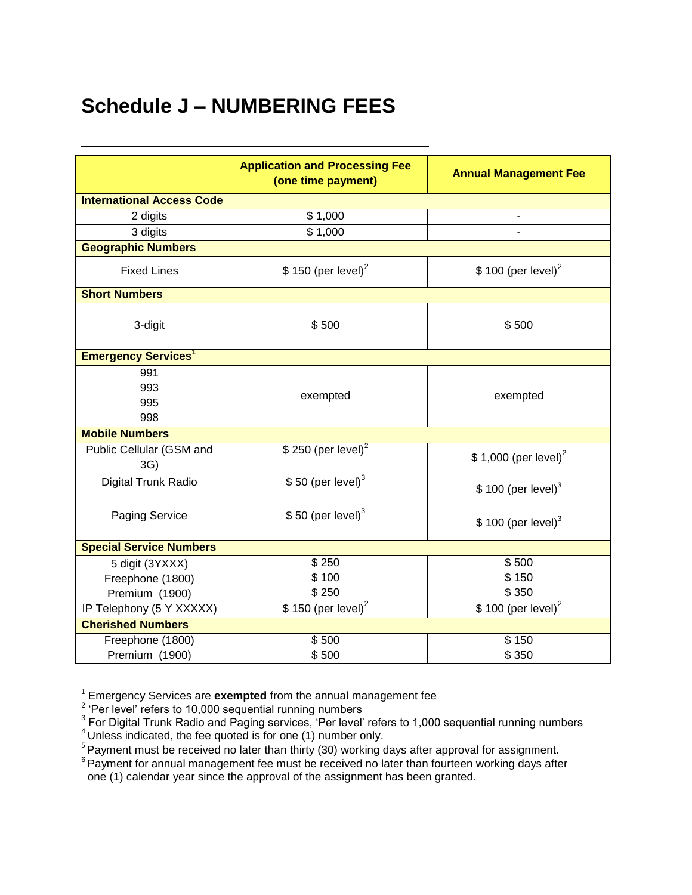# Schedule J – NUMBERING FEES

| | Application and Processing Fee (one time payment) | Annual Management Fee |
|---|---|---|
| **International Access Code** | | |
| 2 digits | $ 1,000 | - |
| 3 digits | $ 1,000 | - |
| **Geographic Numbers** | | |
| Fixed Lines | $ 150 (per level)[2] | $ 100 (per level)[2] |
| **Short Numbers** | | |
| 3-digit | $ 500 | $ 500 |
| **Emergency Services[1]** | | |
| 991<br>993<br>995<br>998 | exempted | exempted |
| **Mobile Numbers** | | |
| Public Cellular (GSM and 3G) | $ 250 (per level)[2] | $ 1,000 (per level)[2] |
| Digital Trunk Radio | $ 50 (per level)[3] | $ 100 (per level)[3] |
| Paging Service | $ 50 (per level)[3] | $ 100 (per level)[3] |
| **Special Service Numbers** | | |
| 5 digit (3YXXX) | $ 250 | $ 500 |
| Freephone (1800) | $ 100 | $ 150 |
| Premium (1900) | $ 250 | $ 350 |
| IP Telephony (5 Y XXXXX) | $ 150 (per level)[2] | $ 100 (per level)[2] |
| **Cherished Numbers** | | |
| Freephone (1800) | $ 500 | $ 150 |
| Premium (1900) | $ 500 | $ 350 |

[1] Emergency Services are **exempted** from the annual management fee

[2] 'Per level' refers to 10,000 sequential running numbers

[3] For Digital Trunk Radio and Paging services, 'Per level' refers to 1,000 sequential running numbers

[4] Unless indicated, the fee quoted is for one (1) number only.

[5] Payment must be received no later than thirty (30) working days after approval for assignment.

[6] Payment for annual management fee must be received no later than fourteen working days after one (1) calendar year since the approval of the assignment has been granted.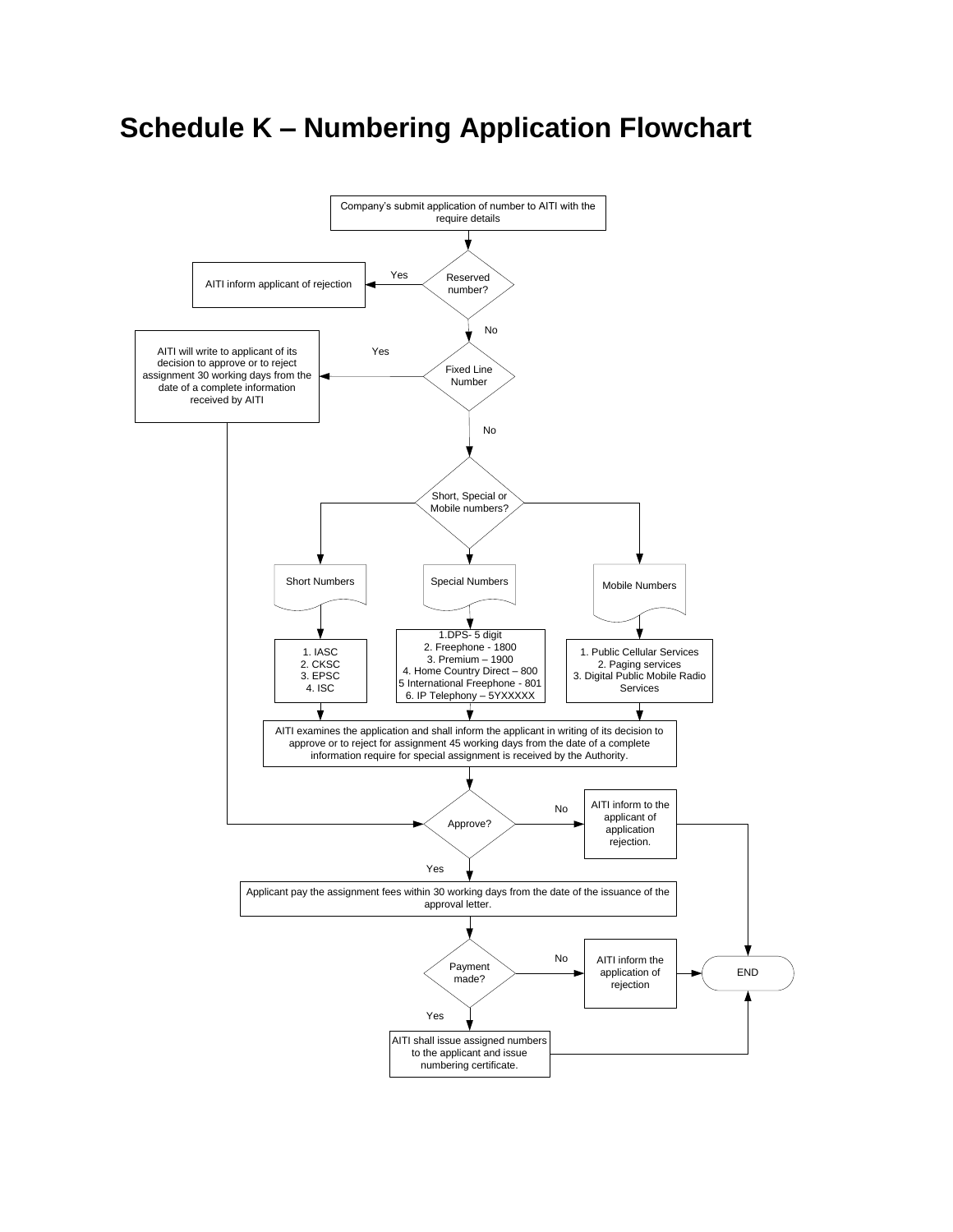# Schedule K – Numbering Application Flowchart

Company's submit application of number to AITI with the require details

Reserved number?

Yes

AITI inform applicant of rejection

No

Fixed Line Number

Yes

AITI will write to applicant of its decision to approve or to reject assignment 30 working days from the date of a complete information received by AITI

No

Short, Special or Mobile numbers?

Short Numbers

Special Numbers

Mobile Numbers

1. IASC
2. CKSC
3. EPSC
4. ISC

1.DPS- 5 digit
2. Freephone - 1800
3. Premium – 1900
4. Home Country Direct – 800
5 International Freephone - 801
6. IP Telephony – 5YXXXXX

1. Public Cellular Services
2. Paging services
3. Digital Public Mobile Radio Services

AITI examines the application and shall inform the applicant in writing of its decision to approve or to reject for assignment 45 working days from the date of a complete information require for special assignment is received by the Authority.

Approve?

No

AITI inform to the applicant of application rejection.

Yes

Applicant pay the assignment fees within 30 working days from the date of the issuance of the approval letter.

Payment made?

No

AITI inform the application of rejection

END

Yes

AITI shall issue assigned numbers to the applicant and issue numbering certificate.